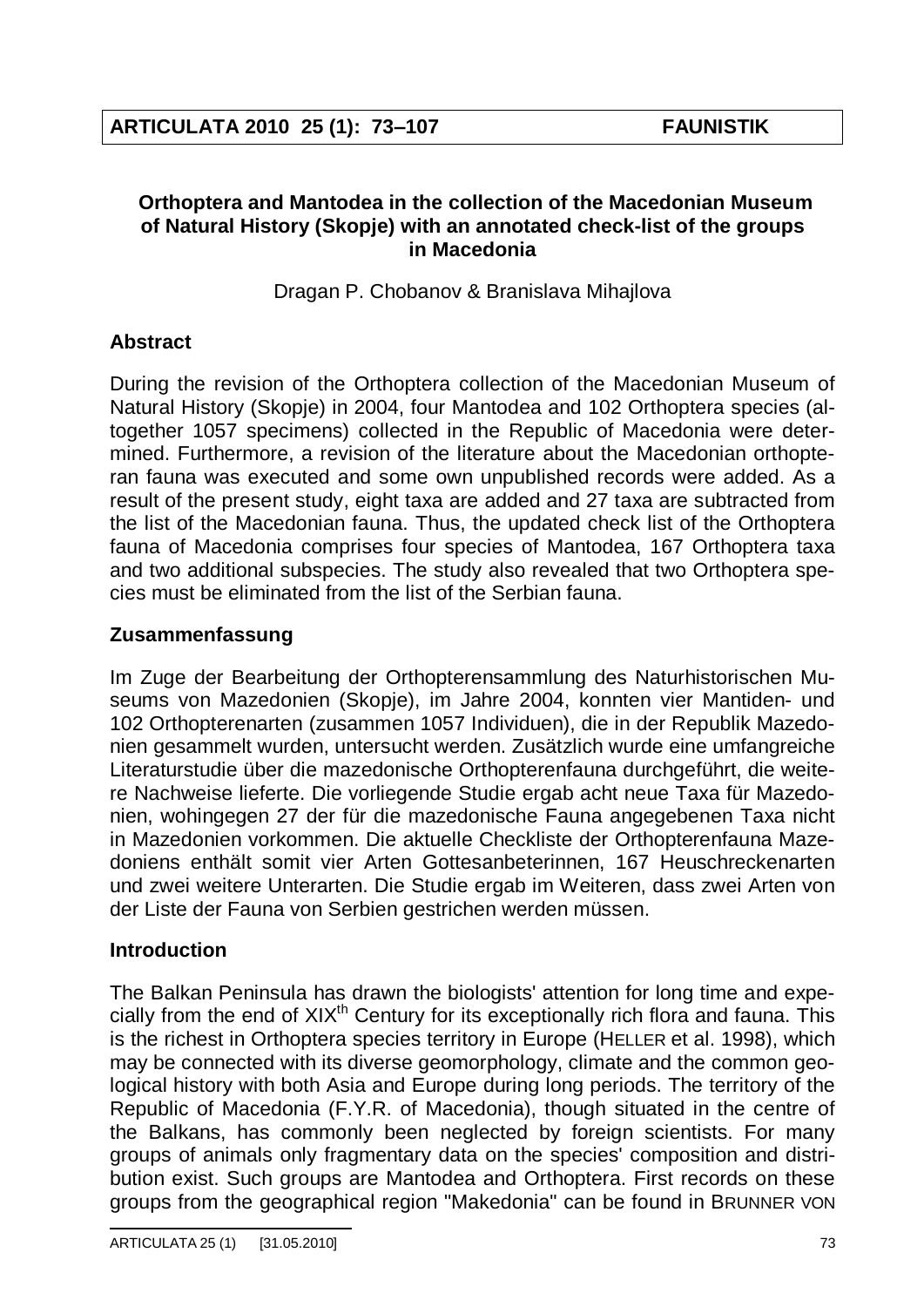**ARTICULATA 2010 25 (1): 73–107 FAUNISTIK**

# Orthoptera and Mantodea in the collection of the Macedonian Museum of Natural History (Skopje) with an annotated check-list of the groups in Macedonia

Dragan P. Chobanov & Branislava Mihajlova

## Abstract

During the revision of the Orthoptera collection of the Macedonian Museum of Natural History (Skopje) in 2004, four Mantodea and 102 Orthoptera species (altogether 1057 specimens) collected in the Republic of Macedonia were determined. Furthermore, a revision of the literature about the Macedonian orthopteran fauna was executed and some own unpublished records were added. As a result of the present study, eight taxa are added and 27 taxa are subtracted from the list of the Macedonian fauna. Thus, the updated check list of the Orthoptera fauna of Macedonia comprises four species of Mantodea, 167 Orthoptera taxa and two additional subspecies. The study also revealed that two Orthoptera species must be eliminated from the list of the Serbian fauna.

## Zusammenfassung

Im Zuge der Bearbeitung der Orthopterensammlung des Naturhistorischen Museums von Mazedonien (Skopje), im Jahre 2004, konnten vier Mantiden- und 102 Orthopterenarten (zusammen 1057 Individuen), die in der Republik Mazedonien gesammelt wurden, untersucht werden. Zusätzlich wurde eine umfangreiche Literaturstudie über die mazedonische Orthopterenfauna durchgeführt, die weitere Nachweise lieferte. Die vorliegende Studie ergab acht neue Taxa für Mazedonien, wohingegen 27 der für die mazedonische Fauna angegebenen Taxa nicht in Mazedonien vorkommen. Die aktuelle Checkliste der Orthopterenfauna Mazedoniens enthält somit vier Arten Gottesanbeterinnen, 167 Heuschreckenarten und zwei weitere Unterarten. Die Studie ergab im Weiteren, dass zwei Arten von der Liste der Fauna von Serbien gestrichen werden müssen.

## Introduction

The Balkan Peninsula has drawn the biologists' attention for long time and expecially from the end of XIX[th] Century for its exceptionally rich flora and fauna. This is the richest in Orthoptera species territory in Europe (HELLER et al. 1998), which may be connected with its diverse geomorphology, climate and the common geological history with both Asia and Europe during long periods. The territory of the Republic of Macedonia (F.Y.R. of Macedonia), though situated in the centre of the Balkans, has commonly been neglected by foreign scientists. For many groups of animals only fragmentary data on the species' composition and distribution exist. Such groups are Mantodea and Orthoptera. First records on these groups from the geographical region "Makedonia" can be found in BRUNNER VON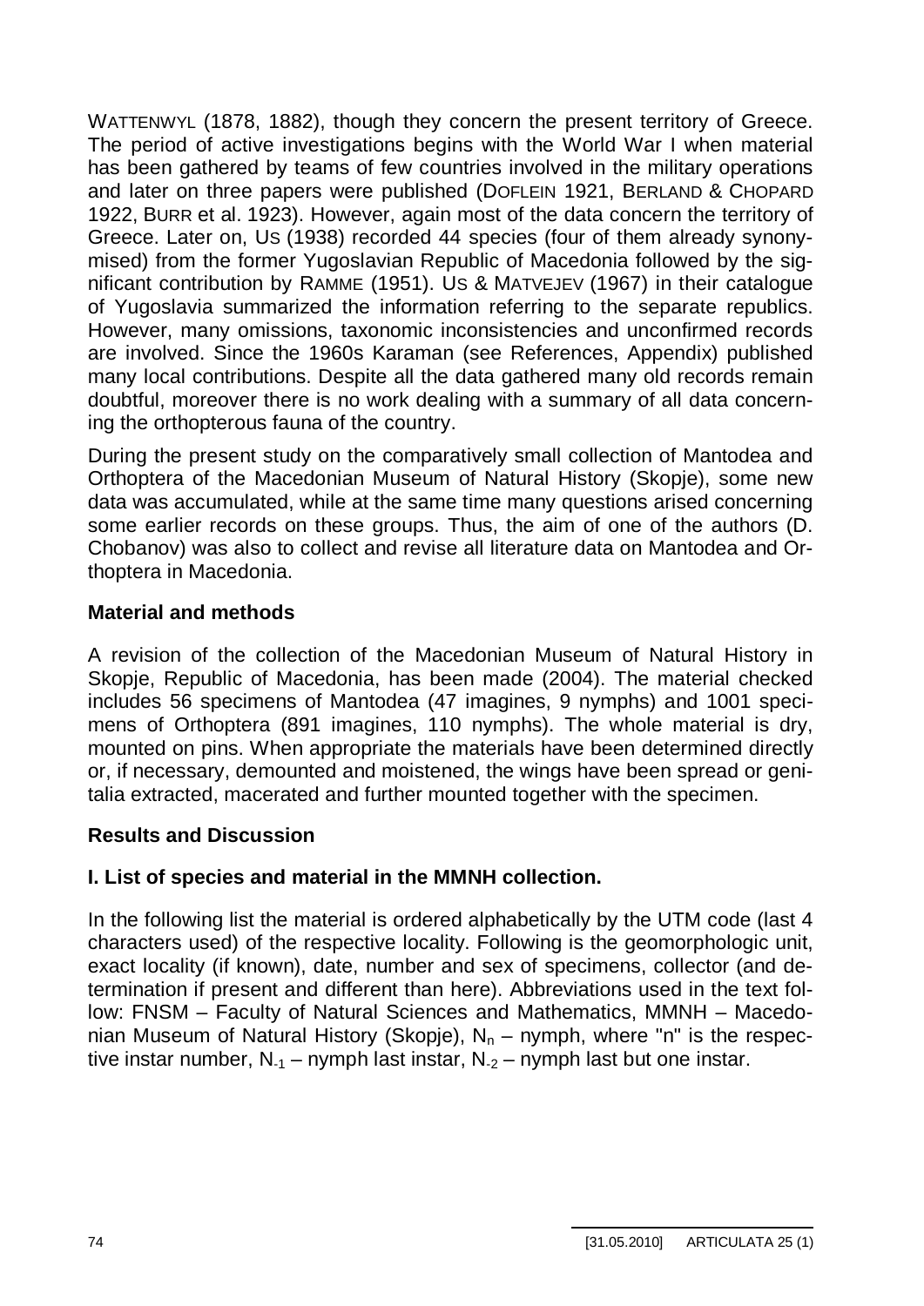WATTENWYL (1878, 1882), though they concern the present territory of Greece. The period of active investigations begins with the World War I when material has been gathered by teams of few countries involved in the military operations and later on three papers were published (DOFLEIN 1921, BERLAND & CHOPARD 1922, BURR et al. 1923). However, again most of the data concern the territory of Greece. Later on, US (1938) recorded 44 species (four of them already synonymised) from the former Yugoslavian Republic of Macedonia followed by the significant contribution by RAMME (1951). US & MATVEJEV (1967) in their catalogue of Yugoslavia summarized the information referring to the separate republics. However, many omissions, taxonomic inconsistencies and unconfirmed records are involved. Since the 1960s Karaman (see References, Appendix) published many local contributions. Despite all the data gathered many old records remain doubtful, moreover there is no work dealing with a summary of all data concerning the orthopterous fauna of the country.

During the present study on the comparatively small collection of Mantodea and Orthoptera of the Macedonian Museum of Natural History (Skopje), some new data was accumulated, while at the same time many questions arised concerning some earlier records on these groups. Thus, the aim of one of the authors (D. Chobanov) was also to collect and revise all literature data on Mantodea and Orthoptera in Macedonia.

## Material and methods

A revision of the collection of the Macedonian Museum of Natural History in Skopje, Republic of Macedonia, has been made (2004). The material checked includes 56 specimens of Mantodea (47 imagines, 9 nymphs) and 1001 specimens of Orthoptera (891 imagines, 110 nymphs). The whole material is dry, mounted on pins. When appropriate the materials have been determined directly or, if necessary, demounted and moistened, the wings have been spread or genitalia extracted, macerated and further mounted together with the specimen.

## Results and Discussion

### I. List of species and material in the MMNH collection.

In the following list the material is ordered alphabetically by the UTM code (last 4 characters used) of the respective locality. Following is the geomorphologic unit, exact locality (if known), date, number and sex of specimens, collector (and determination if present and different than here). Abbreviations used in the text follow: FNSM – Faculty of Natural Sciences and Mathematics, MMNH – Macedonian Museum of Natural History (Skopje), $N_n$ – nymph, where "n" is the respective instar number, $N_{-1}$ – nymph last instar, $N_{-2}$ – nymph last but one instar.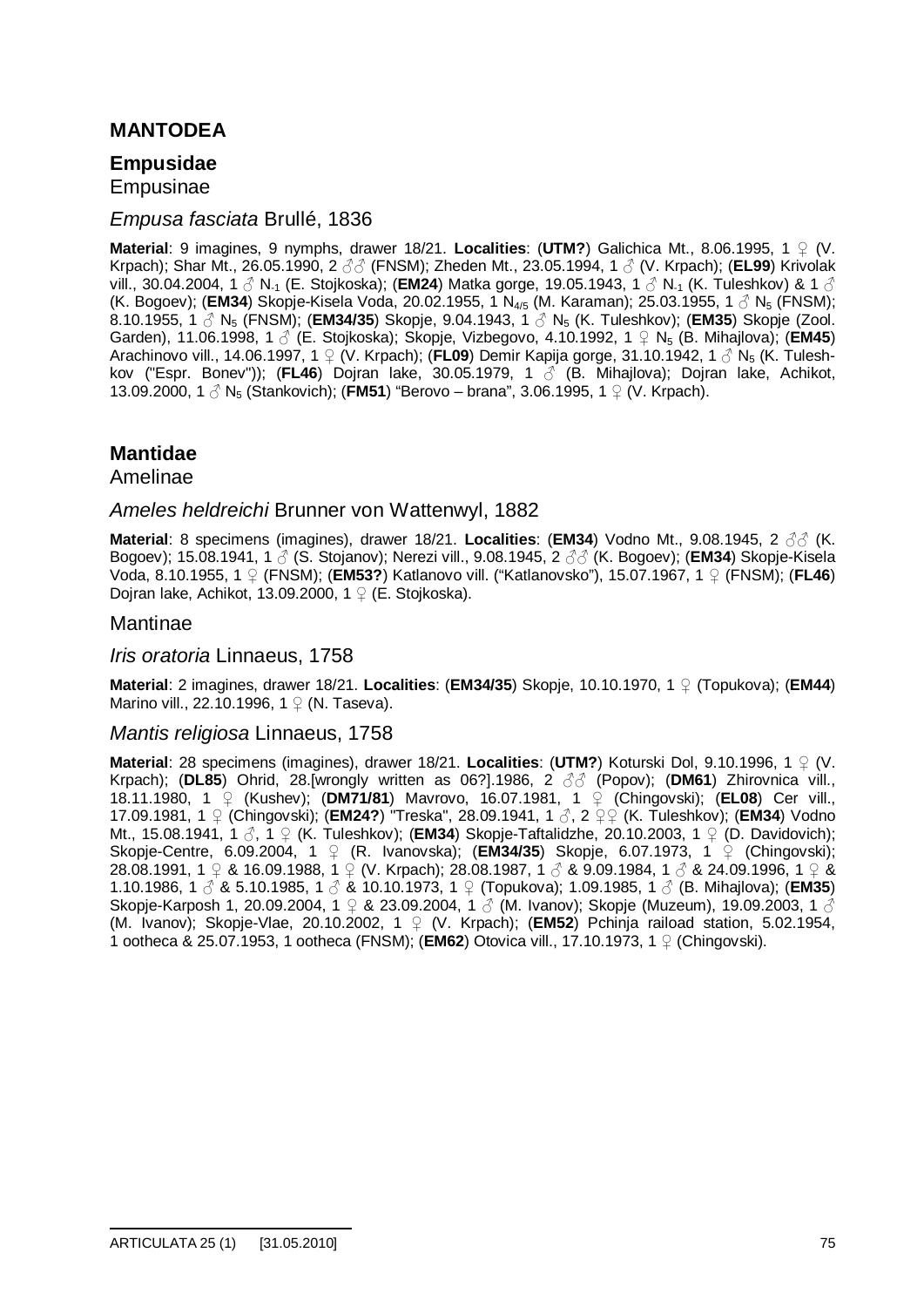## MANTODEA

### Empusidae

Empusinae

#### *Empusa fasciata* Brullé, 1836

**Material**: 9 imagines, 9 nymphs, drawer 18/21. **Localities**: (**UTM?**) Galichica Mt., 8.06.1995, 1 ♀ (V. Krpach); Shar Mt., 26.05.1990, 2 ♂♂ (FNSM); Zheden Mt., 23.05.1994, 1 ♂ (V. Krpach); (**EL99**) Krivolak vill., 30.04.2004, 1 ♂ $N_{-1}$ (E. Stojkoska); (**EM24**) Matka gorge, 19.05.1943, 1 ♂ $N_{-1}$ (K. Tuleshkov) & 1 ♂ (K. Bogoev); (**EM34**) Skopje-Kisela Voda, 20.02.1955, 1 $N_{4/5}$ (M. Karaman); 25.03.1955, 1 ♂ $N_5$ (FNSM); 8.10.1955, 1 ♂ $N_5$ (FNSM); (**EM34/35**) Skopje, 9.04.1943, 1 ♂ $N_5$ (K. Tuleshkov); (**EM35**) Skopje (Zool. Garden), 11.06.1998, 1 ♂ (E. Stojkoska); Skopje, Vizbegovo, 4.10.1992, 1 ♀ $N_5$ (B. Mihajlova); (**EM45**) Arachinovo vill., 14.06.1997, 1 ♀ (V. Krpach); (**FL09**) Demir Kapija gorge, 31.10.1942, 1 ♂ $N_5$ (K. Tuleshkov ("Espr. Bonev")); (**FL46**) Dojran lake, 30.05.1979, 1 ♂ (B. Mihajlova); Dojran lake, Achikot, 13.09.2000, 1 ♂ $N_5$ (Stankovich); (**FM51**) "Berovo – brana", 3.06.1995, 1 ♀ (V. Krpach).

### Mantidae

Amelinae

#### *Ameles heldreichi* Brunner von Wattenwyl, 1882

**Material**: 8 specimens (imagines), drawer 18/21. **Localities**: (**EM34**) Vodno Mt., 9.08.1945, 2 ♂♂ (K. Bogoev); 15.08.1941, 1 ♂ (S. Stojanov); Nerezi vill., 9.08.1945, 2 ♂♂ (K. Bogoev); (**EM34**) Skopje-Kisela Voda, 8.10.1955, 1 ♀ (FNSM); (**EM53?**) Katlanovo vill. ("Katlanovsko"), 15.07.1967, 1 ♀ (FNSM); (**FL46**) Dojran lake, Achikot, 13.09.2000, 1 ♀ (E. Stojkoska).

Mantinae

#### *Iris oratoria* Linnaeus, 1758

**Material**: 2 imagines, drawer 18/21. **Localities**: (**EM34/35**) Skopje, 10.10.1970, 1 ♀ (Topukova); (**EM44**) Marino vill., 22.10.1996, 1 ♀ (N. Taseva).

#### *Mantis religiosa* Linnaeus, 1758

**Material**: 28 specimens (imagines), drawer 18/21. **Localities**: (**UTM?**) Koturski Dol, 9.10.1996, 1 ♀ (V. Krpach); (**DL85**) Ohrid, 28.[wrongly written as 06?].1986, 2 ♂♂ (Popov); (**DM61**) Zhirovnica vill., 18.11.1980, 1 ♀ (Kushev); (**DM71/81**) Mavrovo, 16.07.1981, 1 ♀ (Chingovski); (**EL08**) Cer vill., 17.09.1981, 1 ♀ (Chingovski); (**EM24?**) "Treska", 28.09.1941, 1 ♂, 2 ♀♀ (K. Tuleshkov); (**EM34**) Vodno Mt., 15.08.1941, 1 ♂, 1 ♀ (K. Tuleshkov); (**EM34**) Skopje-Taftalidzhe, 20.10.2003, 1 ♀ (D. Davidovich); Skopje-Centre, 6.09.2004, 1 ♀ (R. Ivanovska); (**EM34/35**) Skopje, 6.07.1973, 1 ♀ (Chingovski); 28.08.1991, 1 ♀ & 16.09.1988, 1 ♀ (V. Krpach); 28.08.1987, 1 ♂ & 9.09.1984, 1 ♂ & 24.09.1996, 1 ♀ & 1.10.1986, 1 ♂ & 5.10.1985, 1 ♂ & 10.10.1973, 1 ♀ (Topukova); 1.09.1985, 1 ♂ (B. Mihajlova); (**EM35**) Skopje-Karposh 1, 20.09.2004, 1 ♀ & 23.09.2004, 1 ♂ (M. Ivanov); Skopje (Muzeum), 19.09.2003, 1 ♂ (M. Ivanov); Skopje-Vlae, 20.10.2002, 1 ♀ (V. Krpach); (**EM52**) Pchinja raiload station, 5.02.1954, 1 ootheca & 25.07.1953, 1 ootheca (FNSM); (**EM62**) Otovica vill., 17.10.1973, 1 ♀ (Chingovski).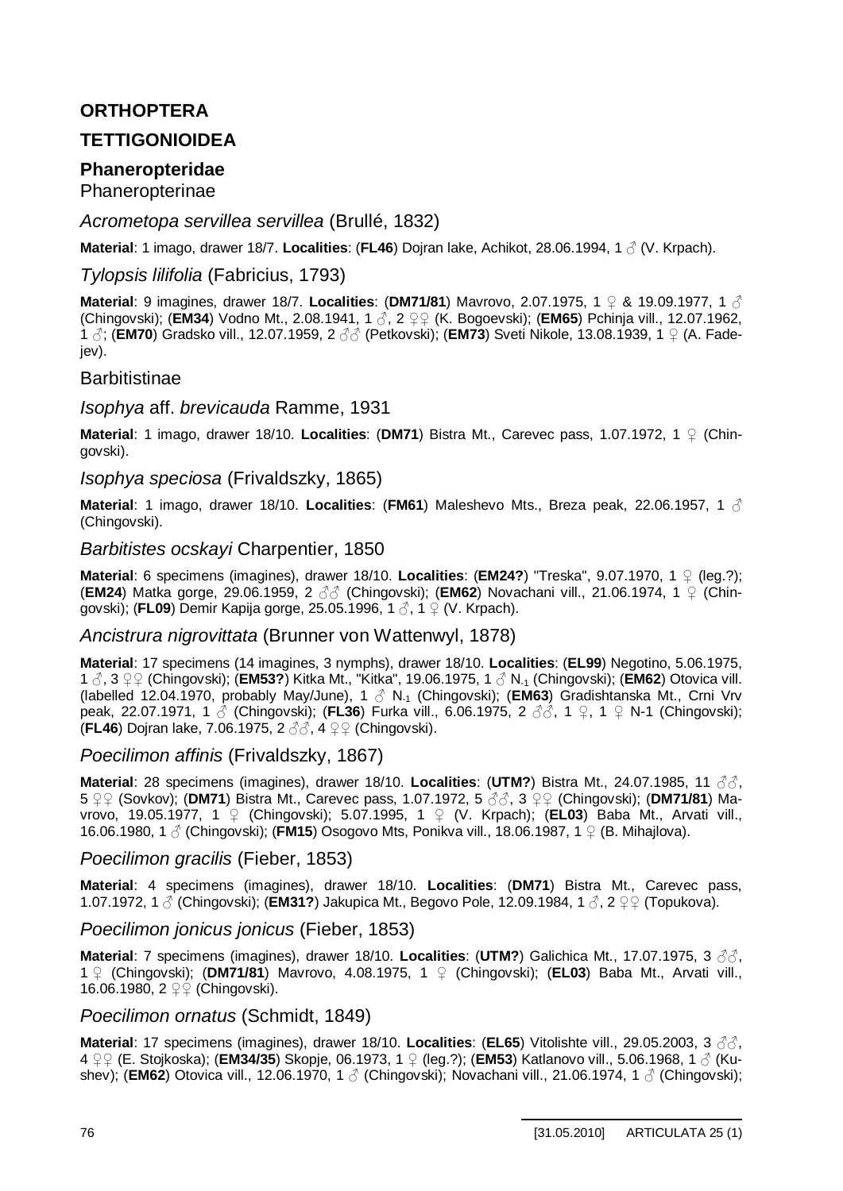# ORTHOPTERA

## TETTIGONIOIDEA

### Phaneropteridae

Phaneropterinae

*Acrometopa servillea servillea* (Brullé, 1832)

**Material**: 1 imago, drawer 18/7. **Localities**: (**FL46**) Dojran lake, Achikot, 28.06.1994, 1 ♂ (V. Krpach).

*Tylopsis lilifolia* (Fabricius, 1793)

**Material**: 9 imagines, drawer 18/7. **Localities**: (**DM71/81**) Mavrovo, 2.07.1975, 1 ♀ & 19.09.1977, 1 ♂ (Chingovski); (**EM34**) Vodno Mt., 2.08.1941, 1 ♂, 2 ♀♀ (K. Bogoevski); (**EM65**) Pchinja vill., 12.07.1962, 1 ♂; (**EM70**) Gradsko vill., 12.07.1959, 2 ♂♂ (Petkovski); (**EM73**) Sveti Nikole, 13.08.1939, 1 ♀ (A. Fadejev).

Barbitistinae

*Isophya* aff. *brevicauda* Ramme, 1931

**Material**: 1 imago, drawer 18/10. **Localities**: (**DM71**) Bistra Mt., Carevec pass, 1.07.1972, 1 ♀ (Chingovski).

*Isophya speciosa* (Frivaldszky, 1865)

**Material**: 1 imago, drawer 18/10. **Localities**: (**FM61**) Maleshevo Mts., Breza peak, 22.06.1957, 1 ♂ (Chingovski).

*Barbitistes ocskayi* Charpentier, 1850

**Material**: 6 specimens (imagines), drawer 18/10. **Localities**: (**EM24?**) "Treska", 9.07.1970, 1 ♀ (leg.?); (**EM24**) Matka gorge, 29.06.1959, 2 ♂♂ (Chingovski); (**EM62**) Novachani vill., 21.06.1974, 1 ♀ (Chingovski); (**FL09**) Demir Kapija gorge, 25.05.1996, 1 ♂, 1 ♀ (V. Krpach).

*Ancistrura nigrovittata* (Brunner von Wattenwyl, 1878)

**Material**: 17 specimens (14 imagines, 3 nymphs), drawer 18/10. **Localities**: (**EL99**) Negotino, 5.06.1975, 1 ♂, 3 ♀♀ (Chingovski); (**EM53?**) Kitka Mt., "Kitka", 19.06.1975, 1 ♂ $N_{-1}$ (Chingovski); (**EM62**) Otovica vill. (labelled 12.04.1970, probably May/June), 1 ♂ $N_{-1}$ (Chingovski); (**EM63**) Gradishtanska Mt., Crni Vrv peak, 22.07.1971, 1 ♂ (Chingovski); (**FL36**) Furka vill., 6.06.1975, 2 ♂♂, 1 ♀, 1 ♀ N-1 (Chingovski); (**FL46**) Dojran lake, 7.06.1975, 2 ♂♂, 4 ♀♀ (Chingovski).

*Poecilimon affinis* (Frivaldszky, 1867)

**Material**: 28 specimens (imagines), drawer 18/10. **Localities**: (**UTM?**) Bistra Mt., 24.07.1985, 11 ♂♂, 5 ♀♀ (Sovkov); (**DM71**) Bistra Mt., Carevec pass, 1.07.1972, 5 ♂♂, 3 ♀♀ (Chingovski); (**DM71/81**) Mavrovo, 19.05.1977, 1 ♀ (Chingovski); 5.07.1995, 1 ♀ (V. Krpach); (**EL03**) Baba Mt., Arvati vill., 16.06.1980, 1 ♂ (Chingovski); (**FM15**) Osogovo Mts, Ponikva vill., 18.06.1987, 1 ♀ (B. Mihajlova).

*Poecilimon gracilis* (Fieber, 1853)

**Material**: 4 specimens (imagines), drawer 18/10. **Localities**: (**DM71**) Bistra Mt., Carevec pass, 1.07.1972, 1 ♂ (Chingovski); (**EM31?**) Jakupica Mt., Begovo Pole, 12.09.1984, 1 ♂, 2 ♀♀ (Topukova).

*Poecilimon jonicus jonicus* (Fieber, 1853)

**Material**: 7 specimens (imagines), drawer 18/10. **Localities**: (**UTM?**) Galichica Mt., 17.07.1975, 3 ♂♂, 1 ♀ (Chingovski); (**DM71/81**) Mavrovo, 4.08.1975, 1 ♀ (Chingovski); (**EL03**) Baba Mt., Arvati vill., 16.06.1980, 2 ♀♀ (Chingovski).

*Poecilimon ornatus* (Schmidt, 1849)

**Material**: 17 specimens (imagines), drawer 18/10. **Localities**: (**EL65**) Vitolishte vill., 29.05.2003, 3 ♂♂, 4 ♀♀ (E. Stojkoska); (**EM34/35**) Skopje, 06.1973, 1 ♀ (leg.?); (**EM53**) Katlanovo vill., 5.06.1968, 1 ♂ (Kushev); (**EM62**) Otovica vill., 12.06.1970, 1 ♂ (Chingovski); Novachani vill., 21.06.1974, 1 ♂ (Chingovski);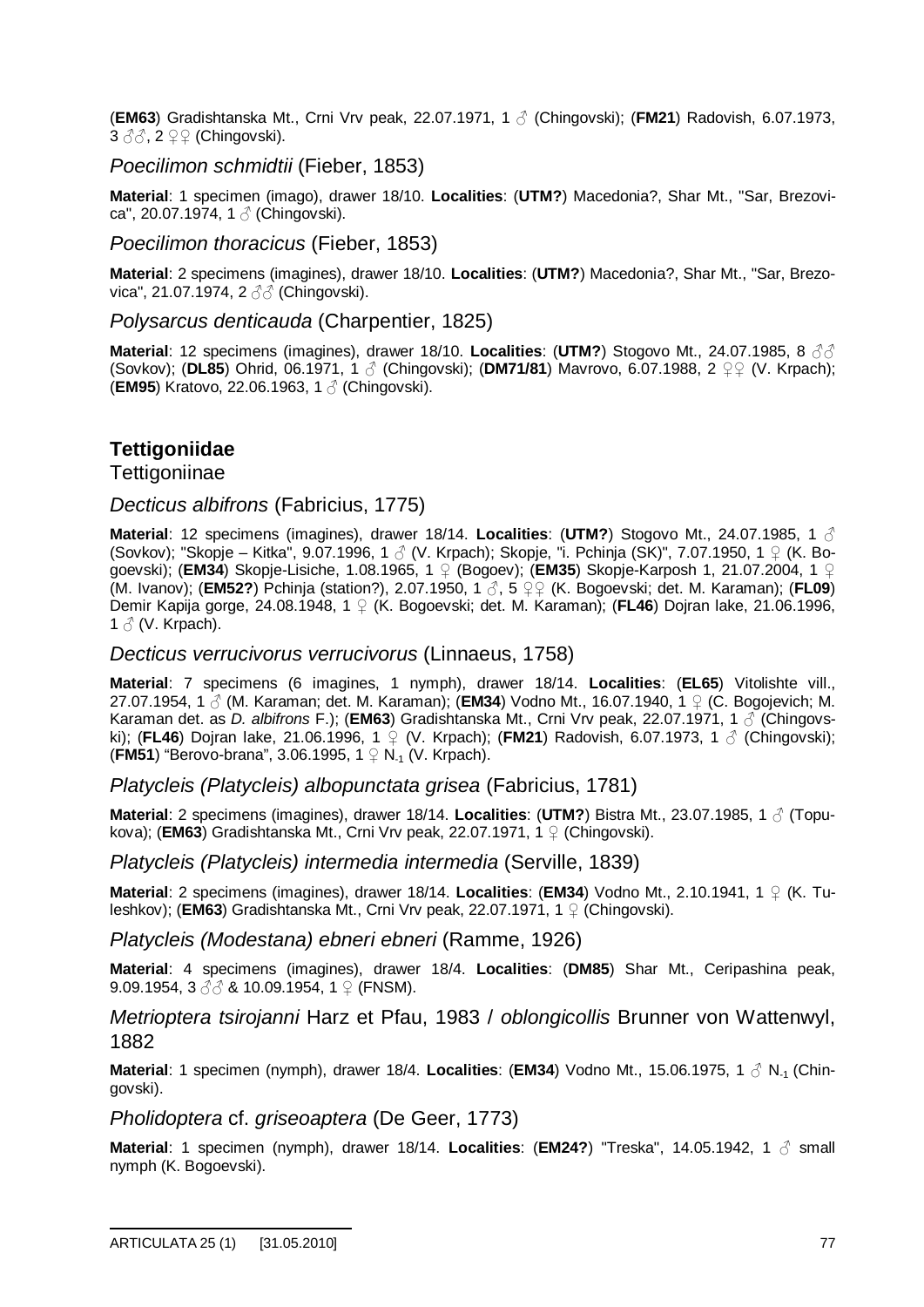(**EM63**) Gradishtanska Mt., Crni Vrv peak, 22.07.1971, 1 ♂ (Chingovski); (**FM21**) Radovish, 6.07.1973, 3 ♂♂, 2 ♀♀ (Chingovski).

### *Poecilimon schmidtii* (Fieber, 1853)

**Material**: 1 specimen (imago), drawer 18/10. **Localities**: (**UTM?**) Macedonia?, Shar Mt., "Sar, Brezovica", 20.07.1974, 1 ♂ (Chingovski).

### *Poecilimon thoracicus* (Fieber, 1853)

**Material**: 2 specimens (imagines), drawer 18/10. **Localities**: (**UTM?**) Macedonia?, Shar Mt., "Sar, Brezovica", 21.07.1974, 2 ♂♂ (Chingovski).

### *Polysarcus denticauda* (Charpentier, 1825)

**Material**: 12 specimens (imagines), drawer 18/10. **Localities**: (**UTM?**) Stogovo Mt., 24.07.1985, 8 ♂♂ (Sovkov); (**DL85**) Ohrid, 06.1971, 1 ♂ (Chingovski); (**DM71/81**) Mavrovo, 6.07.1988, 2 ♀♀ (V. Krpach); (**EM95**) Kratovo, 22.06.1963, 1 ♂ (Chingovski).

## Tettigoniidae

Tettigoniinae

### *Decticus albifrons* (Fabricius, 1775)

**Material**: 12 specimens (imagines), drawer 18/14. **Localities**: (**UTM?**) Stogovo Mt., 24.07.1985, 1 ♂ (Sovkov); "Skopje – Kitka", 9.07.1996, 1 ♂ (V. Krpach); Skopje, "i. Pchinja (SK)", 7.07.1950, 1 ♀ (K. Bogoevski); (**EM34**) Skopje-Lisiche, 1.08.1965, 1 ♀ (Bogoev); (**EM35**) Skopje-Karposh 1, 21.07.2004, 1 ♀ (M. Ivanov); (**EM52?**) Pchinja (station?), 2.07.1950, 1 ♂, 5 ♀♀ (K. Bogoevski; det. M. Karaman); (**FL09**) Demir Kapija gorge, 24.08.1948, 1 ♀ (K. Bogoevski; det. M. Karaman); (**FL46**) Dojran lake, 21.06.1996, 1 ♂ (V. Krpach).

### *Decticus verrucivorus verrucivorus* (Linnaeus, 1758)

**Material**: 7 specimens (6 imagines, 1 nymph), drawer 18/14. **Localities**: (**EL65**) Vitolishte vill., 27.07.1954, 1 ♂ (M. Karaman; det. M. Karaman); (**EM34**) Vodno Mt., 16.07.1940, 1 ♀ (C. Bogojevich; M. Karaman det. as *D. albifrons* F.); (**EM63**) Gradishtanska Mt., Crni Vrv peak, 22.07.1971, 1 ♂ (Chingovski); (**FL46**) Dojran lake, 21.06.1996, 1 ♀ (V. Krpach); (**FM21**) Radovish, 6.07.1973, 1 ♂ (Chingovski); (**FM51**) "Berovo-brana", 3.06.1995, 1 ♀ $N_{-1}$ (V. Krpach).

### *Platycleis (Platycleis) albopunctata grisea* (Fabricius, 1781)

**Material**: 2 specimens (imagines), drawer 18/14. **Localities**: (**UTM?**) Bistra Mt., 23.07.1985, 1 ♂ (Topukova); (**EM63**) Gradishtanska Mt., Crni Vrv peak, 22.07.1971, 1 ♀ (Chingovski).

### *Platycleis (Platycleis) intermedia intermedia* (Serville, 1839)

**Material**: 2 specimens (imagines), drawer 18/14. **Localities**: (**EM34**) Vodno Mt., 2.10.1941, 1 ♀ (K. Tuleshkov); (**EM63**) Gradishtanska Mt., Crni Vrv peak, 22.07.1971, 1 ♀ (Chingovski).

### *Platycleis (Modestana) ebneri ebneri* (Ramme, 1926)

**Material**: 4 specimens (imagines), drawer 18/4. **Localities**: (**DM85**) Shar Mt., Ceripashina peak, 9.09.1954, 3 ♂♂ & 10.09.1954, 1 ♀ (FNSM).

### *Metrioptera tsirojanni* Harz et Pfau, 1983 / *oblongicollis* Brunner von Wattenwyl, 1882

**Material**: 1 specimen (nymph), drawer 18/4. **Localities**: (**EM34**) Vodno Mt., 15.06.1975, 1 ♂ $N_{-1}$ (Chingovski).

### *Pholidoptera* cf. *griseoaptera* (De Geer, 1773)

**Material**: 1 specimen (nymph), drawer 18/14. **Localities**: (**EM24?**) "Treska", 14.05.1942, 1 ♂ small nymph (K. Bogoevski).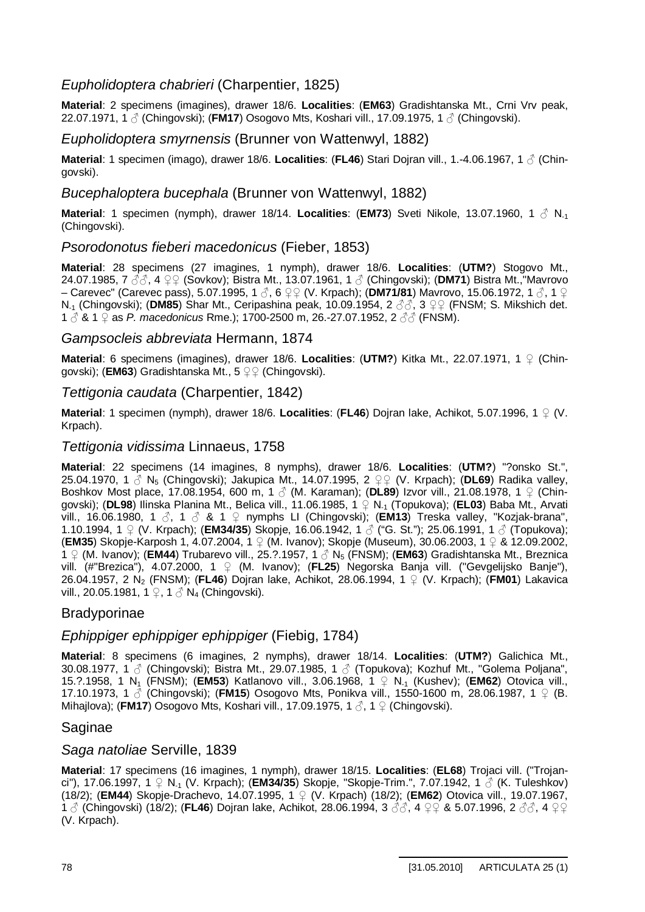## *Eupholidoptera chabrieri* (Charpentier, 1825)

**Material**: 2 specimens (imagines), drawer 18/6. **Localities**: (**EM63**) Gradishtanska Mt., Crni Vrv peak, 22.07.1971, 1 ♂ (Chingovski); (**FM17**) Osogovo Mts, Koshari vill., 17.09.1975, 1 ♂ (Chingovski).

## *Eupholidoptera smyrnensis* (Brunner von Wattenwyl, 1882)

**Material**: 1 specimen (imago), drawer 18/6. **Localities**: (**FL46**) Stari Dojran vill., 1.-4.06.1967, 1 ♂ (Chingovski).

## *Bucephaloptera bucephala* (Brunner von Wattenwyl, 1882)

**Material**: 1 specimen (nymph), drawer 18/14. **Localities**: (**EM73**) Sveti Nikole, 13.07.1960, 1 ♂ $N_{-1}$ (Chingovski).

## *Psorodonotus fieberi macedonicus* (Fieber, 1853)

**Material**: 28 specimens (27 imagines, 1 nymph), drawer 18/6. **Localities**: (**UTM?**) Stogovo Mt., 24.07.1985, 7 ♂♂, 4 ♀♀ (Sovkov); Bistra Mt., 13.07.1961, 1 ♂ (Chingovski); (**DM71**) Bistra Mt.,"Mavrovo – Carevec" (Carevec pass), 5.07.1995, 1 ♂, 6 ♀♀ (V. Krpach); (**DM71/81**) Mavrovo, 15.06.1972, 1 ♂, 1 ♀ $N_{-1}$ (Chingovski); (**DM85**) Shar Mt., Ceripashina peak, 10.09.1954, 2 ♂♂, 3 ♀♀ (FNSM; S. Mikshich det. 1 ♂ & 1 ♀ as *P. macedonicus* Rme.); 1700-2500 m, 26.-27.07.1952, 2 ♂♂ (FNSM).

## *Gampsocleis abbreviata* Hermann, 1874

**Material**: 6 specimens (imagines), drawer 18/6. **Localities**: (**UTM?**) Kitka Mt., 22.07.1971, 1 ♀ (Chingovski); (**EM63**) Gradishtanska Mt., 5 ♀♀ (Chingovski).

## *Tettigonia caudata* (Charpentier, 1842)

**Material**: 1 specimen (nymph), drawer 18/6. **Localities**: (**FL46**) Dojran lake, Achikot, 5.07.1996, 1 ♀ (V. Krpach).

## *Tettigonia vidissima* Linnaeus, 1758

**Material**: 22 specimens (14 imagines, 8 nymphs), drawer 18/6. **Localities**: (**UTM?**) "?onsko St.", 25.04.1970, 1 ♂ $N_5$ (Chingovski); Jakupica Mt., 14.07.1995, 2 ♀♀ (V. Krpach); (**DL69**) Radika valley, Boshkov Most place, 17.08.1954, 600 m, 1 ♂ (M. Karaman); (**DL89**) Izvor vill., 21.08.1978, 1 ♀ (Chingovski); (**DL98**) Ilinska Planina Mt., Belica vill., 11.06.1985, 1 ♀ $N_{-1}$ (Topukova); (**EL03**) Baba Mt., Arvati vill., 16.06.1980, 1 ♂, 1 ♂ & 1 ♀ nymphs LI (Chingovski); (**EM13**) Treska valley, "Kozjak-brana", 1.10.1994, 1 ♀ (V. Krpach); (**EM34/35**) Skopje, 16.06.1942, 1 ♂ ("G. St."); 25.06.1991, 1 ♂ (Topukova); (**EM35**) Skopje-Karposh 1, 4.07.2004, 1 ♀ (M. Ivanov); Skopje (Museum), 30.06.2003, 1 ♀ & 12.09.2002, 1 ♀ (M. Ivanov); (**EM44**) Trubarevo vill., 25.?.1957, 1 ♂ $N_5$ (FNSM); (**EM63**) Gradishtanska Mt., Breznica vill. (#"Brezica"), 4.07.2000, 1 ♀ (M. Ivanov); (**FL25**) Negorska Banja vill. ("Gevgelijsko Banje"), 26.04.1957, 2 $N_2$ (FNSM); (**FL46**) Dojran lake, Achikot, 28.06.1994, 1 ♀ (V. Krpach); (**FM01**) Lakavica vill., 20.05.1981, 1 ♀, 1 ♂ $N_4$ (Chingovski).

## Bradyporinae

## *Ephippiger ephippiger ephippiger* (Fiebig, 1784)

**Material**: 8 specimens (6 imagines, 2 nymphs), drawer 18/14. **Localities**: (**UTM?**) Galichica Mt., 30.08.1977, 1 ♂ (Chingovski); Bistra Mt., 29.07.1985, 1 ♂ (Topukova); Kozhuf Mt., "Golema Poljana", 15.?.1958, 1 $N_1$ (FNSM); (**EM53**) Katlanovo vill., 3.06.1968, 1 ♀ $N_{-1}$ (Kushev); (**EM62**) Otovica vill., 17.10.1973, 1 ♂ (Chingovski); (**FM15**) Osogovo Mts, Ponikva vill., 1550-1600 m, 28.06.1987, 1 ♀ (B. Mihajlova); (**FM17**) Osogovo Mts, Koshari vill., 17.09.1975, 1 ♂, 1 ♀ (Chingovski).

## Saginae

## *Saga natoliae* Serville, 1839

**Material**: 17 specimens (16 imagines, 1 nymph), drawer 18/15. **Localities**: (**EL68**) Trojaci vill. ("Trojanci"), 17.06.1997, 1 ♀ $N_{-1}$ (V. Krpach); (**EM34/35**) Skopje, "Skopje-Trim.", 7.07.1942, 1 ♂ (K. Tuleshkov) (18/2); (**EM44**) Skopje-Drachevo, 14.07.1995, 1 ♀ (V. Krpach) (18/2); (**EM62**) Otovica vill., 19.07.1967, 1 ♂ (Chingovski) (18/2); (**FL46**) Dojran lake, Achikot, 28.06.1994, 3 ♂♂, 4 ♀♀ & 5.07.1996, 2 ♂♂, 4 ♀♀ (V. Krpach).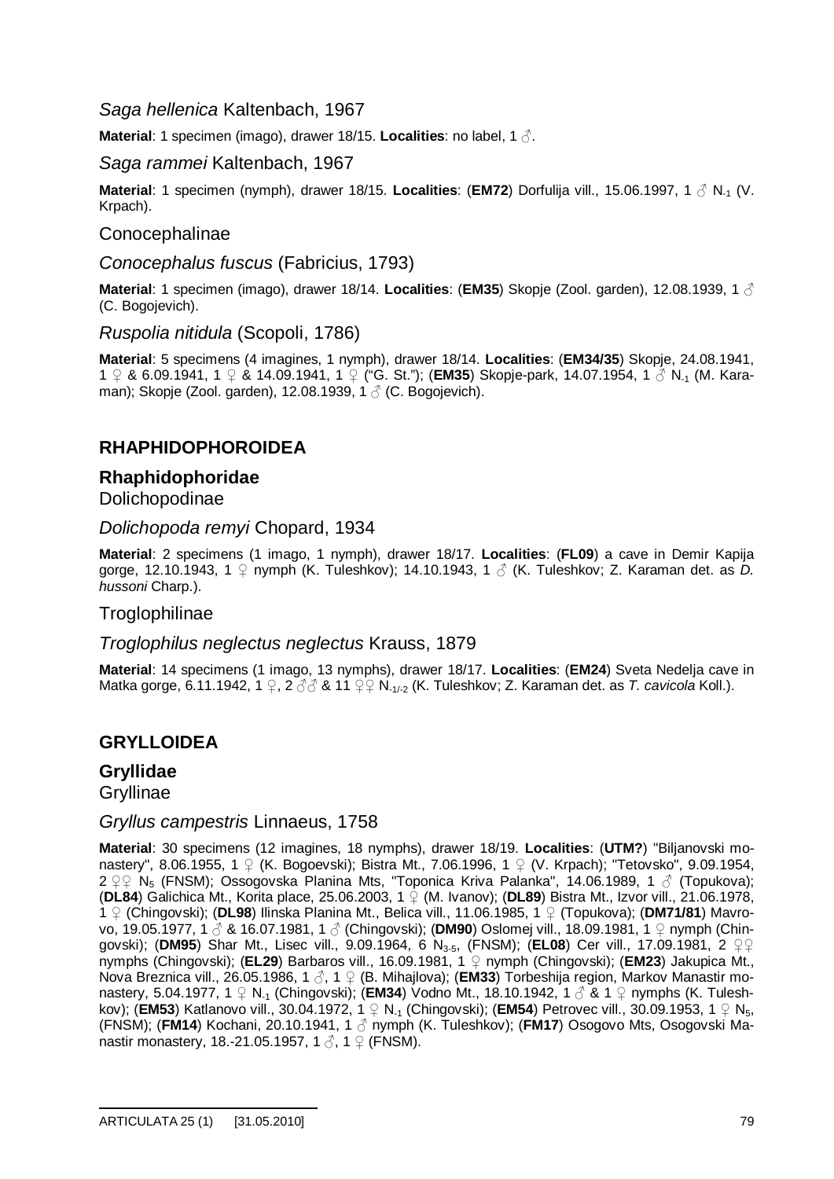*Saga hellenica* Kaltenbach, 1967

**Material**: 1 specimen (imago), drawer 18/15. **Localities**: no label, 1 ♂.

*Saga rammei* Kaltenbach, 1967

**Material**: 1 specimen (nymph), drawer 18/15. **Localities**: (**EM72**) Dorfulija vill., 15.06.1997, 1 ♂ $N_{-1}$ (V. Krpach).

Conocephalinae

*Conocephalus fuscus* (Fabricius, 1793)

**Material**: 1 specimen (imago), drawer 18/14. **Localities**: (**EM35**) Skopje (Zool. garden), 12.08.1939, 1 ♂ (C. Bogojevich).

*Ruspolia nitidula* (Scopoli, 1786)

**Material**: 5 specimens (4 imagines, 1 nymph), drawer 18/14. **Localities**: (**EM34/35**) Skopje, 24.08.1941, 1 ♀ & 6.09.1941, 1 ♀ & 14.09.1941, 1 ♀ ("G. St."); (**EM35**) Skopje-park, 14.07.1954, 1 ♂ $N_{-1}$ (M. Karaman); Skopje (Zool. garden), 12.08.1939, 1 ♂ (C. Bogojevich).

## RHAPHIDOPHOROIDEA

### Rhaphidophoridae

Dolichopodinae

*Dolichopoda remyi* Chopard, 1934

**Material**: 2 specimens (1 imago, 1 nymph), drawer 18/17. **Localities**: (**FL09**) a cave in Demir Kapija gorge, 12.10.1943, 1 ♀ nymph (K. Tuleshkov); 14.10.1943, 1 ♂ (K. Tuleshkov; Z. Karaman det. as *D. hussoni* Charp.).

Troglophilinae

*Troglophilus neglectus neglectus* Krauss, 1879

**Material**: 14 specimens (1 imago, 13 nymphs), drawer 18/17. **Localities**: (**EM24**) Sveta Nedelja cave in Matka gorge, 6.11.1942, 1 ♀, 2 ♂♂ & 11 ♀♀ $N_{-1/-2}$ (K. Tuleshkov; Z. Karaman det. as *T. cavicola* Koll.).

## GRYLLOIDEA

### Gryllidae

Gryllinae

*Gryllus campestris* Linnaeus, 1758

**Material**: 30 specimens (12 imagines, 18 nymphs), drawer 18/19. **Localities**: (**UTM?**) "Biljanovski monastery", 8.06.1955, 1 ♀ (K. Bogoevski); Bistra Mt., 7.06.1996, 1 ♀ (V. Krpach); "Tetovsko", 9.09.1954, 2 ♀♀ $N_5$ (FNSM); Ossogovska Planina Mts, "Toponica Kriva Palanka", 14.06.1989, 1 ♂ (Topukova); (**DL84**) Galichica Mt., Korita place, 25.06.2003, 1 ♀ (M. Ivanov); (**DL89**) Bistra Mt., Izvor vill., 21.06.1978, 1 ♀ (Chingovski); (**DL98**) Ilinska Planina Mt., Belica vill., 11.06.1985, 1 ♀ (Topukova); (**DM71/81**) Mavrovo, 19.05.1977, 1 ♂ & 16.07.1981, 1 ♂ (Chingovski); (**DM90**) Oslomej vill., 18.09.1981, 1 ♀ nymph (Chingovski); (**DM95**) Shar Mt., Lisec vill., 9.09.1964, 6 $N_{3\text{-}5}$, (FNSM); (**EL08**) Cer vill., 17.09.1981, 2 ♀♀ nymphs (Chingovski); (**EL29**) Barbaros vill., 16.09.1981, 1 ♀ nymph (Chingovski); (**EM23**) Jakupica Mt., Nova Breznica vill., 26.05.1986, 1 ♂, 1 ♀ (B. Mihajlova); (**EM33**) Torbeshija region, Markov Manastir monastery, 5.04.1977, 1 ♀ $N_{-1}$ (Chingovski); (**EM34**) Vodno Mt., 18.10.1942, 1 ♂ & 1 ♀ nymphs (K. Tuleshkov); (**EM53**) Katlanovo vill., 30.04.1972, 1 ♀ $N_{-1}$ (Chingovski); (**EM54**) Petrovec vill., 30.09.1953, 1 ♀ $N_5$, (FNSM); (**FM14**) Kochani, 20.10.1941, 1 ♂ nymph (K. Tuleshkov); (**FM17**) Osogovo Mts, Osogovski Manastir monastery, 18.-21.05.1957, 1 ♂, 1 ♀ (FNSM).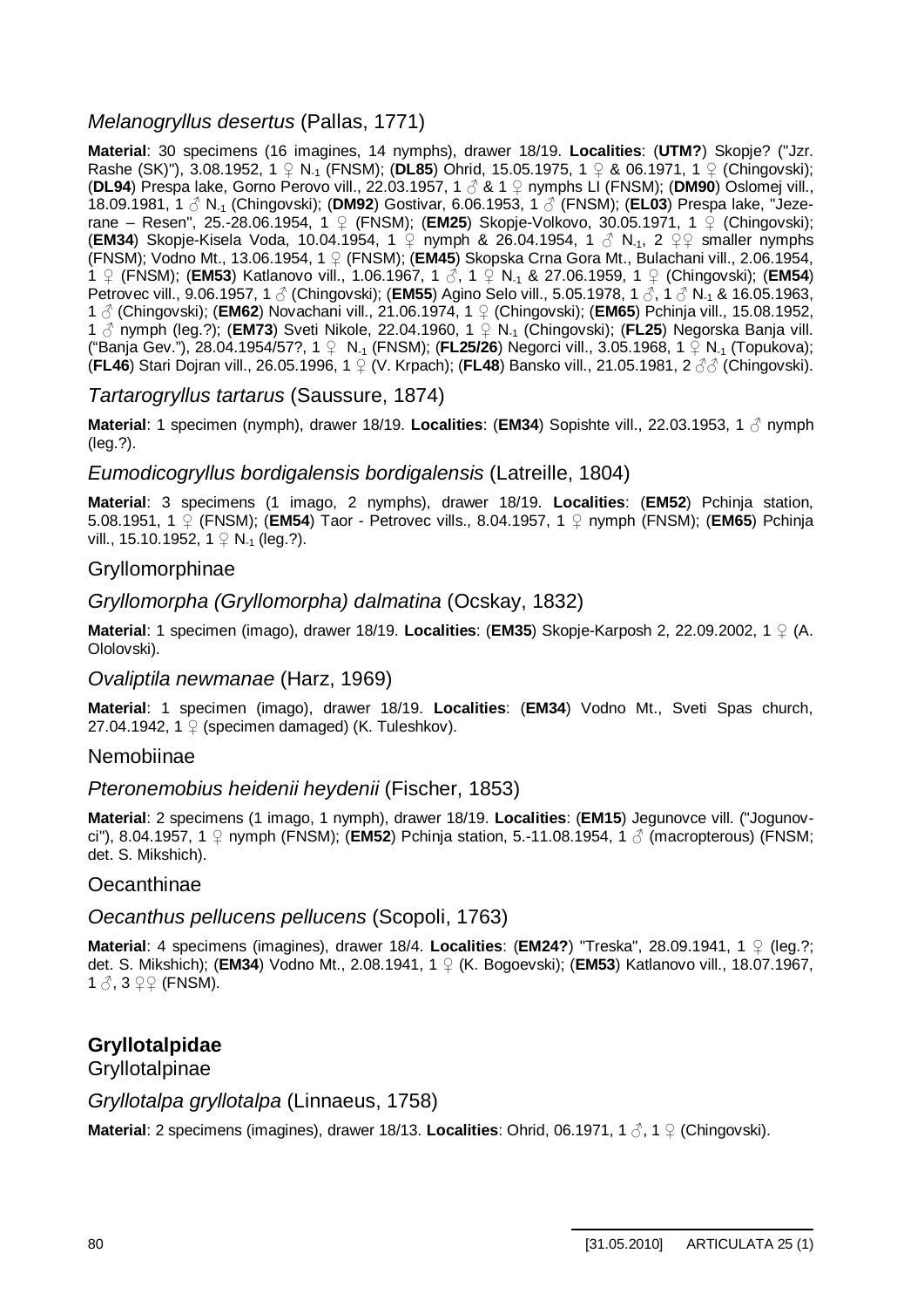### *Melanogryllus desertus* (Pallas, 1771)

**Material**: 30 specimens (16 imagines, 14 nymphs), drawer 18/19. **Localities**: (**UTM?**) Skopje? ("Jzr. Rashe (SK)"), 3.08.1952, 1 ♀ $N_{-1}$ (FNSM); (**DL85**) Ohrid, 15.05.1975, 1 ♀ & 06.1971, 1 ♀ (Chingovski); (**DL94**) Prespa lake, Gorno Perovo vill., 22.03.1957, 1 ♂ & 1 ♀ nymphs LI (FNSM); (**DM90**) Oslomej vill., 18.09.1981, 1 ♂ $N_{-1}$ (Chingovski); (**DM92**) Gostivar, 6.06.1953, 1 ♂ (FNSM); (**EL03**) Prespa lake, "Jezerane – Resen", 25.-28.06.1954, 1 ♀ (FNSM); (**EM25**) Skopje-Volkovo, 30.05.1971, 1 ♀ (Chingovski); (**EM34**) Skopje-Kisela Voda, 10.04.1954, 1 ♀ nymph & 26.04.1954, 1 ♂ $N_{-1}$, 2 ♀♀ smaller nymphs (FNSM); Vodno Mt., 13.06.1954, 1 ♀ (FNSM); (**EM45**) Skopska Crna Gora Mt., Bulachani vill., 2.06.1954, 1 ♀ (FNSM); (**EM53**) Katlanovo vill., 1.06.1967, 1 ♂, 1 ♀ $N_{-1}$ & 27.06.1959, 1 ♀ (Chingovski); (**EM54**) Petrovec vill., 9.06.1957, 1 ♂ (Chingovski); (**EM55**) Agino Selo vill., 5.05.1978, 1 ♂, 1 ♂ $N_{-1}$ & 16.05.1963, 1 ♂ (Chingovski); (**EM62**) Novachani vill., 21.06.1974, 1 ♀ (Chingovski); (**EM65**) Pchinja vill., 15.08.1952, 1 ♂ nymph (leg.?); (**EM73**) Sveti Nikole, 22.04.1960, 1 ♀ $N_{-1}$ (Chingovski); (**FL25**) Negorska Banja vill. ("Banja Gev."), 28.04.1954/57?, 1 ♀ $N_{-1}$ (FNSM); (**FL25/26**) Negorci vill., 3.05.1968, 1 ♀ $N_{-1}$ (Topukova); (**FL46**) Stari Dojran vill., 26.05.1996, 1 ♀ (V. Krpach); (**FL48**) Bansko vill., 21.05.1981, 2 ♂♂ (Chingovski).

### *Tartarogryllus tartarus* (Saussure, 1874)

**Material**: 1 specimen (nymph), drawer 18/19. **Localities**: (**EM34**) Sopishte vill., 22.03.1953, 1 ♂ nymph (leg.?).

### *Eumodicogryllus bordigalensis bordigalensis* (Latreille, 1804)

**Material**: 3 specimens (1 imago, 2 nymphs), drawer 18/19. **Localities**: (**EM52**) Pchinja station, 5.08.1951, 1 ♀ (FNSM); (**EM54**) Taor - Petrovec vills., 8.04.1957, 1 ♀ nymph (FNSM); (**EM65**) Pchinja vill., 15.10.1952, 1 ♀ $N_{-1}$ (leg.?).

### Gryllomorphinae

### *Gryllomorpha (Gryllomorpha) dalmatina* (Ocskay, 1832)

**Material**: 1 specimen (imago), drawer 18/19. **Localities**: (**EM35**) Skopje-Karposh 2, 22.09.2002, 1 ♀ (A. Ololovski).

### *Ovaliptila newmanae* (Harz, 1969)

**Material**: 1 specimen (imago), drawer 18/19. **Localities**: (**EM34**) Vodno Mt., Sveti Spas church, 27.04.1942, 1 ♀ (specimen damaged) (K. Tuleshkov).

### Nemobiinae

### *Pteronemobius heidenii heydenii* (Fischer, 1853)

**Material**: 2 specimens (1 imago, 1 nymph), drawer 18/19. **Localities**: (**EM15**) Jegunovce vill. ("Jogunovci"), 8.04.1957, 1 ♀ nymph (FNSM); (**EM52**) Pchinja station, 5.-11.08.1954, 1 ♂ (macropterous) (FNSM; det. S. Mikshich).

### Oecanthinae

### *Oecanthus pellucens pellucens* (Scopoli, 1763)

**Material**: 4 specimens (imagines), drawer 18/4. **Localities**: (**EM24?**) "Treska", 28.09.1941, 1 ♀ (leg.?; det. S. Mikshich); (**EM34**) Vodno Mt., 2.08.1941, 1 ♀ (K. Bogoevski); (**EM53**) Katlanovo vill., 18.07.1967, 1 ♂, 3 ♀♀ (FNSM).

## Gryllotalpidae

### Gryllotalpinae

### *Gryllotalpa gryllotalpa* (Linnaeus, 1758)

**Material**: 2 specimens (imagines), drawer 18/13. **Localities**: Ohrid, 06.1971, 1 ♂, 1 ♀ (Chingovski).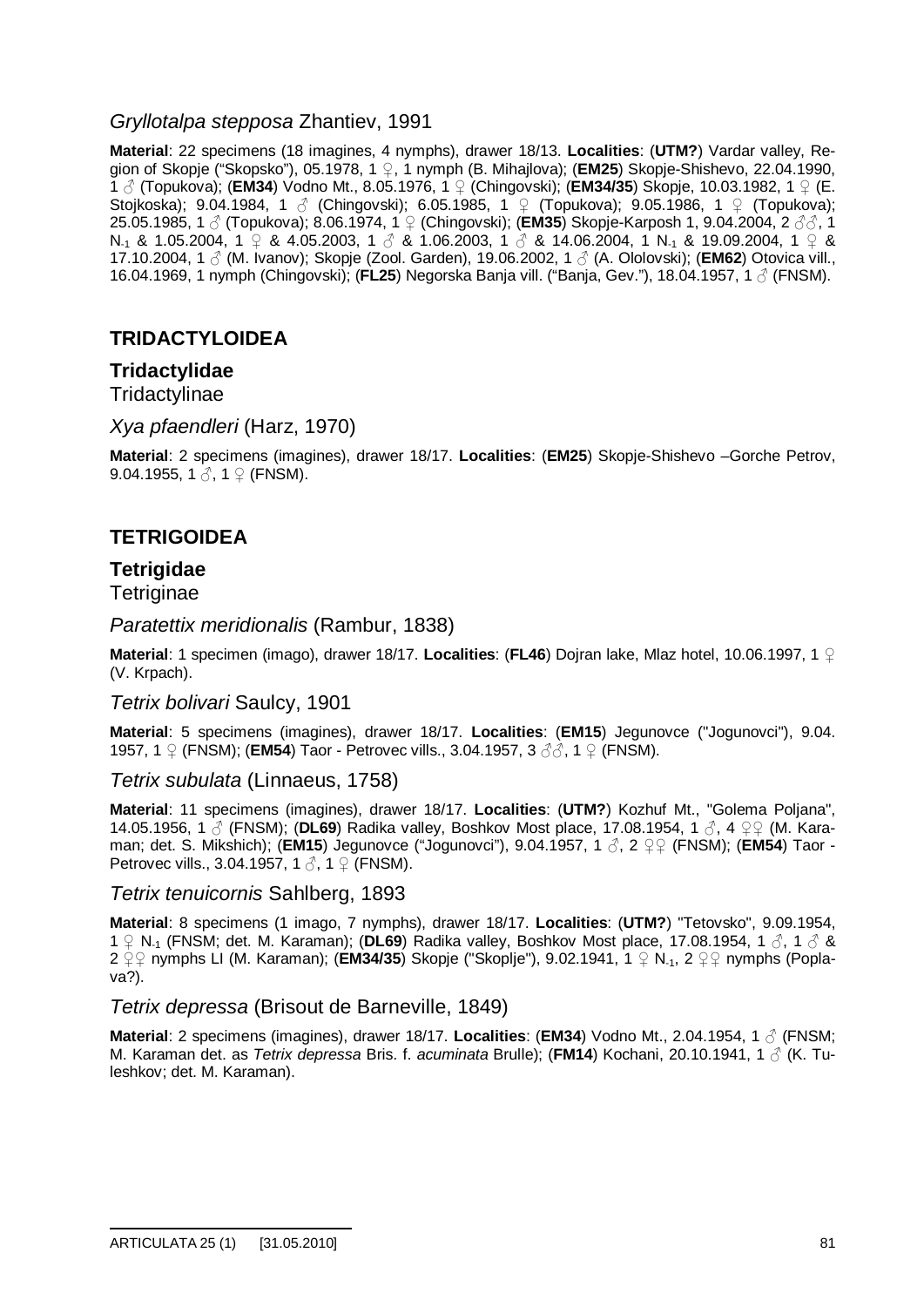### *Gryllotalpa stepposa* Zhantiev, 1991

**Material**: 22 specimens (18 imagines, 4 nymphs), drawer 18/13. **Localities**: (**UTM?**) Vardar valley, Region of Skopje ("Skopsko"), 05.1978, 1 ♀, 1 nymph (B. Mihajlova); (**EM25**) Skopje-Shishevo, 22.04.1990, 1 ♂ (Topukova); (**EM34**) Vodno Mt., 8.05.1976, 1 ♀ (Chingovski); (**EM34/35**) Skopje, 10.03.1982, 1 ♀ (E. Stojkoska); 9.04.1984, 1 ♂ (Chingovski); 6.05.1985, 1 ♀ (Topukova); 9.05.1986, 1 ♀ (Topukova); 25.05.1985, 1 ♂ (Topukova); 8.06.1974, 1 ♀ (Chingovski); (**EM35**) Skopje-Karposh 1, 9.04.2004, 2 ♂♂, 1 $N_{-1}$ & 1.05.2004, 1 ♀ & 4.05.2003, 1 ♂ & 1.06.2003, 1 ♂ & 14.06.2004, 1 $N_{-1}$ & 19.09.2004, 1 ♀ & 17.10.2004, 1 ♂ (M. Ivanov); Skopje (Zool. Garden), 19.06.2002, 1 ♂ (A. Ololovski); (**EM62**) Otovica vill., 16.04.1969, 1 nymph (Chingovski); (**FL25**) Negorska Banja vill. ("Banja, Gev."), 18.04.1957, 1 ♂ (FNSM).

## TRIDACTYLOIDEA

### Tridactylidae

Tridactylinae

### *Xya pfaendleri* (Harz, 1970)

**Material**: 2 specimens (imagines), drawer 18/17. **Localities**: (**EM25**) Skopje-Shishevo –Gorche Petrov, 9.04.1955, 1 ♂, 1 ♀ (FNSM).

## TETRIGOIDEA

### Tetrigidae

Tetriginae

### *Paratettix meridionalis* (Rambur, 1838)

**Material**: 1 specimen (imago), drawer 18/17. **Localities**: (**FL46**) Dojran lake, Mlaz hotel, 10.06.1997, 1 ♀ (V. Krpach).

### *Tetrix bolivari* Saulcy, 1901

**Material**: 5 specimens (imagines), drawer 18/17. **Localities**: (**EM15**) Jegunovce ("Jogunovci"), 9.04. 1957, 1 ♀ (FNSM); (**EM54**) Taor - Petrovec vills., 3.04.1957, 3 ♂♂, 1 ♀ (FNSM).

### *Tetrix subulata* (Linnaeus, 1758)

**Material**: 11 specimens (imagines), drawer 18/17. **Localities**: (**UTM?**) Kozhuf Mt., "Golema Poljana", 14.05.1956, 1 ♂ (FNSM); (**DL69**) Radika valley, Boshkov Most place, 17.08.1954, 1 ♂, 4 ♀♀ (M. Karaman; det. S. Mikshich); (**EM15**) Jegunovce ("Jogunovci"), 9.04.1957, 1 ♂, 2 ♀♀ (FNSM); (**EM54**) Taor - Petrovec vills., 3.04.1957, 1 ♂, 1 ♀ (FNSM).

### *Tetrix tenuicornis* Sahlberg, 1893

**Material**: 8 specimens (1 imago, 7 nymphs), drawer 18/17. **Localities**: (**UTM?**) "Tetovsko", 9.09.1954, 1 ♀ $N_{-1}$ (FNSM; det. M. Karaman); (**DL69**) Radika valley, Boshkov Most place, 17.08.1954, 1 ♂, 1 ♂ & 2 ♀♀ nymphs LI (M. Karaman); (**EM34/35**) Skopje ("Skoplje"), 9.02.1941, 1 ♀ $N_{-1}$, 2 ♀♀ nymphs (Poplava?).

### *Tetrix depressa* (Brisout de Barneville, 1849)

**Material**: 2 specimens (imagines), drawer 18/17. **Localities**: (**EM34**) Vodno Mt., 2.04.1954, 1 ♂ (FNSM; M. Karaman det. as *Tetrix depressa* Bris. f. *acuminata* Brulle); (**FM14**) Kochani, 20.10.1941, 1 ♂ (K. Tuleshkov; det. M. Karaman).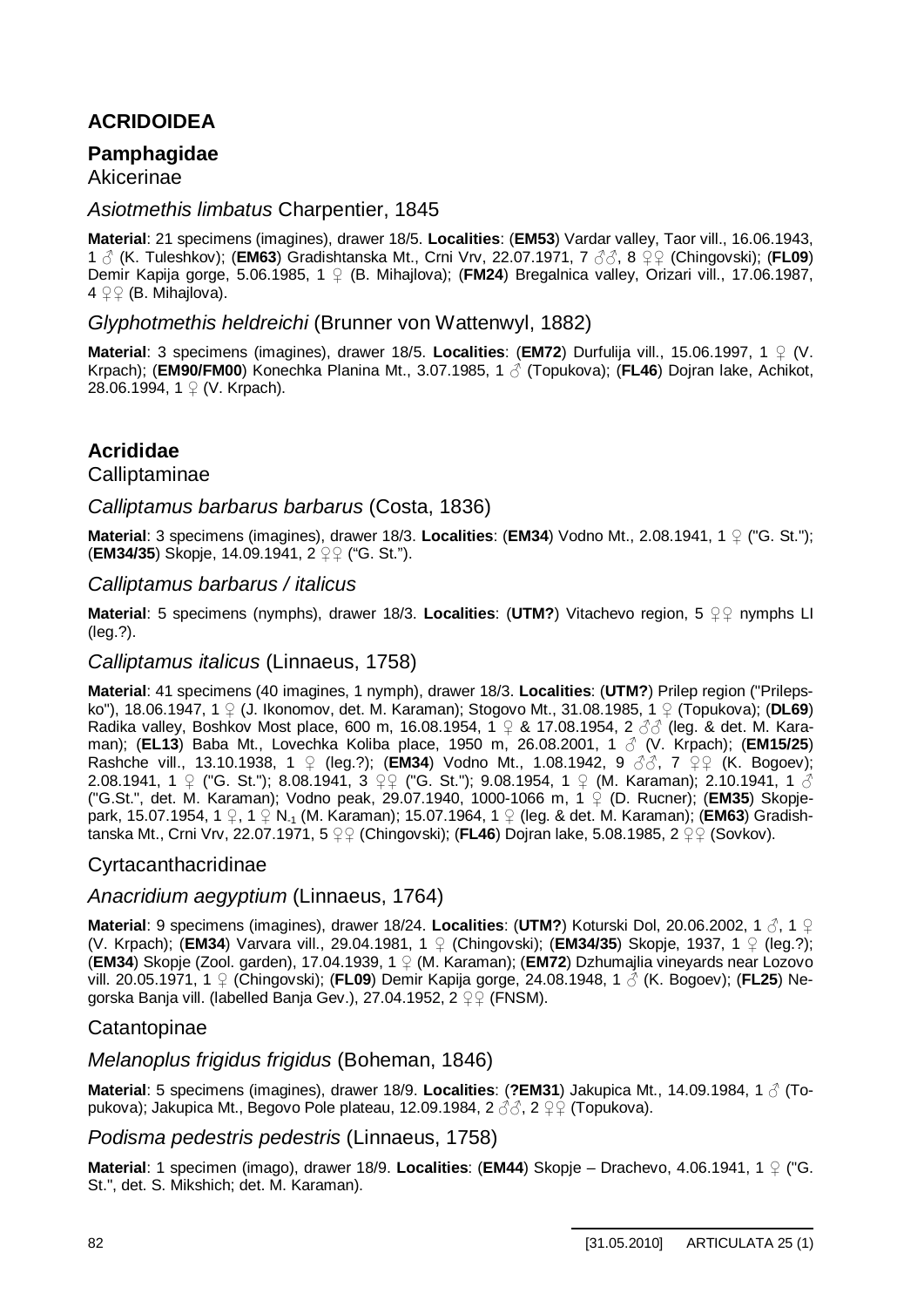# ACRIDOIDEA

## Pamphagidae

Akicerinae

### *Asiotmethis limbatus* Charpentier, 1845

**Material**: 21 specimens (imagines), drawer 18/5. **Localities**: (**EM53**) Vardar valley, Taor vill., 16.06.1943, 1 ♂ (K. Tuleshkov); (**EM63**) Gradishtanska Mt., Crni Vrv, 22.07.1971, 7 ♂♂, 8 ♀♀ (Chingovski); (**FL09**) Demir Kapija gorge, 5.06.1985, 1 ♀ (B. Mihajlova); (**FM24**) Bregalnica valley, Orizari vill., 17.06.1987, 4 ♀♀ (B. Mihajlova).

### *Glyphotmethis heldreichi* (Brunner von Wattenwyl, 1882)

**Material**: 3 specimens (imagines), drawer 18/5. **Localities**: (**EM72**) Durfulija vill., 15.06.1997, 1 ♀ (V. Krpach); (**EM90/FM00**) Konechka Planina Mt., 3.07.1985, 1 ♂ (Topukova); (**FL46**) Dojran lake, Achikot, 28.06.1994, 1 ♀ (V. Krpach).

## Acrididae

Calliptaminae

### *Calliptamus barbarus barbarus* (Costa, 1836)

**Material**: 3 specimens (imagines), drawer 18/3. **Localities**: (**EM34**) Vodno Mt., 2.08.1941, 1 ♀ ("G. St."); (**EM34/35**) Skopje, 14.09.1941, 2 ♀♀ ("G. St.").

### *Calliptamus barbarus / italicus*

**Material**: 5 specimens (nymphs), drawer 18/3. **Localities**: (**UTM?**) Vitachevo region, 5 ♀♀ nymphs LI (leg.?).

### *Calliptamus italicus* (Linnaeus, 1758)

**Material**: 41 specimens (40 imagines, 1 nymph), drawer 18/3. **Localities**: (**UTM?**) Prilep region ("Prilepsko"), 18.06.1947, 1 ♀ (J. Ikonomov, det. M. Karaman); Stogovo Mt., 31.08.1985, 1 ♀ (Topukova); (**DL69**) Radika valley, Boshkov Most place, 600 m, 16.08.1954, 1 ♀ & 17.08.1954, 2 ♂♂ (leg. & det. M. Karaman); (**EL13**) Baba Mt., Lovechka Koliba place, 1950 m, 26.08.2001, 1 ♂ (V. Krpach); (**EM15/25**) Rashche vill., 13.10.1938, 1 ♀ (leg.?); (**EM34**) Vodno Mt., 1.08.1942, 9 ♂♂, 7 ♀♀ (K. Bogoev); 2.08.1941, 1 ♀ ("G. St."); 8.08.1941, 3 ♀♀ ("G. St."); 9.08.1954, 1 ♀ (M. Karaman); 2.10.1941, 1 ♂ ("G.St.", det. M. Karaman); Vodno peak, 29.07.1940, 1000-1066 m, 1 ♀ (D. Rucner); (**EM35**) Skopje-park, 15.07.1954, 1 ♀, 1 ♀ $N_{-1}$ (M. Karaman); 15.07.1964, 1 ♀ (leg. & det. M. Karaman); (**EM63**) Gradishtanska Mt., Crni Vrv, 22.07.1971, 5 ♀♀ (Chingovski); (**FL46**) Dojran lake, 5.08.1985, 2 ♀♀ (Sovkov).

Cyrtacanthacridinae

### *Anacridium aegyptium* (Linnaeus, 1764)

**Material**: 9 specimens (imagines), drawer 18/24. **Localities**: (**UTM?**) Koturski Dol, 20.06.2002, 1 ♂, 1 ♀ (V. Krpach); (**EM34**) Varvara vill., 29.04.1981, 1 ♀ (Chingovski); (**EM34/35**) Skopje, 1937, 1 ♀ (leg.?); (**EM34**) Skopje (Zool. garden), 17.04.1939, 1 ♀ (M. Karaman); (**EM72**) Dzhumajlia vineyards near Lozovo vill. 20.05.1971, 1 ♀ (Chingovski); (**FL09**) Demir Kapija gorge, 24.08.1948, 1 ♂ (K. Bogoev); (**FL25**) Negorska Banja vill. (labelled Banja Gev.), 27.04.1952, 2 ♀♀ (FNSM).

Catantopinae

### *Melanoplus frigidus frigidus* (Boheman, 1846)

**Material**: 5 specimens (imagines), drawer 18/9. **Localities**: (**?EM31**) Jakupica Mt., 14.09.1984, 1 ♂ (Topukova); Jakupica Mt., Begovo Pole plateau, 12.09.1984, 2 ♂♂, 2 ♀♀ (Topukova).

### *Podisma pedestris pedestris* (Linnaeus, 1758)

**Material**: 1 specimen (imago), drawer 18/9. **Localities**: (**EM44**) Skopje – Drachevo, 4.06.1941, 1 ♀ ("G. St.", det. S. Mikshich; det. M. Karaman).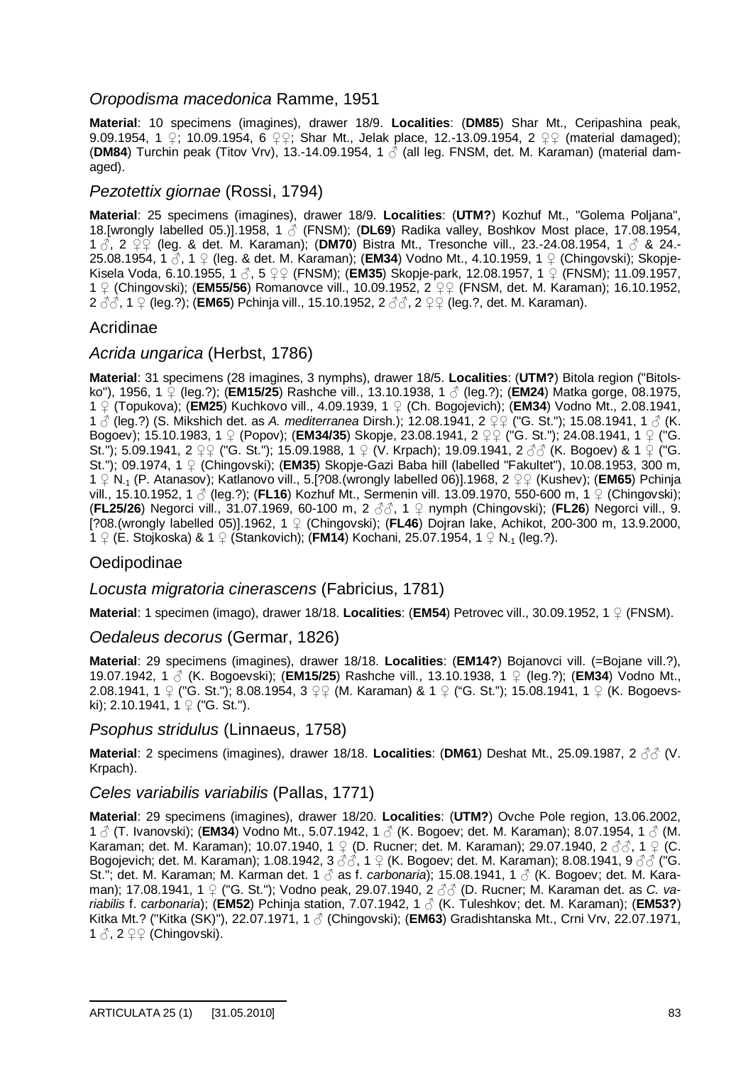## *Oropodisma macedonica* Ramme, 1951

**Material**: 10 specimens (imagines), drawer 18/9. **Localities**: (**DM85**) Shar Mt., Ceripashina peak, 9.09.1954, 1 ♀; 10.09.1954, 6 ♀♀; Shar Mt., Jelak place, 12.-13.09.1954, 2 ♀♀ (material damaged); (**DM84**) Turchin peak (Titov Vrv), 13.-14.09.1954, 1 ♂ (all leg. FNSM, det. M. Karaman) (material damaged).

## *Pezotettix giornae* (Rossi, 1794)

**Material**: 25 specimens (imagines), drawer 18/9. **Localities**: (**UTM?**) Kozhuf Mt., "Golema Poljana", 18.[wrongly labelled 05.)].1958, 1 ♂ (FNSM); (**DL69**) Radika valley, Boshkov Most place, 17.08.1954, 1 ♂, 2 ♀♀ (leg. & det. M. Karaman); (**DM70**) Bistra Mt., Tresonche vill., 23.-24.08.1954, 1 ♂ & 24.-25.08.1954, 1 ♂, 1 ♀ (leg. & det. M. Karaman); (**EM34**) Vodno Mt., 4.10.1959, 1 ♀ (Chingovski); Skopje-Kisela Voda, 6.10.1955, 1 ♂, 5 ♀♀ (FNSM); (**EM35**) Skopje-park, 12.08.1957, 1 ♀ (FNSM); 11.09.1957, 1 ♀ (Chingovski); (**EM55/56**) Romanovce vill., 10.09.1952, 2 ♀♀ (FNSM, det. M. Karaman); 16.10.1952, 2 ♂♂, 1 ♀ (leg.?); (**EM65**) Pchinja vill., 15.10.1952, 2 ♂♂, 2 ♀♀ (leg.?, det. M. Karaman).

# Acridinae

## *Acrida ungarica* (Herbst, 1786)

**Material**: 31 specimens (28 imagines, 3 nymphs), drawer 18/5. **Localities**: (**UTM?**) Bitola region ("Bitolsko"), 1956, 1 ♀ (leg.?); (**EM15/25**) Rashche vill., 13.10.1938, 1 ♂ (leg.?); (**EM24**) Matka gorge, 08.1975, 1 ♀ (Topukova); (**EM25**) Kuchkovo vill., 4.09.1939, 1 ♀ (Ch. Bogojevich); (**EM34**) Vodno Mt., 2.08.1941, 1 ♂ (leg.?) (S. Mikshich det. as *A. mediterranea* Dirsh.); 12.08.1941, 2 ♀♀ ("G. St."); 15.08.1941, 1 ♂ (K. Bogoev); 15.10.1983, 1 ♀ (Popov); (**EM34/35**) Skopje, 23.08.1941, 2 ♀♀ ("G. St."); 24.08.1941, 1 ♀ ("G. St."); 5.09.1941, 2 ♀♀ ("G. St."); 15.09.1988, 1 ♀ (V. Krpach); 19.09.1941, 2 ♂♂ (K. Bogoev) & 1 ♀ ("G. St."); 09.1974, 1 ♀ (Chingovski); (**EM35**) Skopje-Gazi Baba hill (labelled "Fakultet"), 10.08.1953, 300 m, 1 ♀ $N_{-1}$ (P. Atanasov); Katlanovo vill., 5.[?08.(wrongly labelled 06)].1968, 2 ♀♀ (Kushev); (**EM65**) Pchinja vill., 15.10.1952, 1 ♂ (leg.?); (**FL16**) Kozhuf Mt., Sermenin vill. 13.09.1970, 550-600 m, 1 ♀ (Chingovski); (**FL25/26**) Negorci vill., 31.07.1969, 60-100 m, 2 ♂♂, 1 ♀ nymph (Chingovski); (**FL26**) Negorci vill., 9. [?08.(wrongly labelled 05)].1962, 1 ♀ (Chingovski); (**FL46**) Dojran lake, Achikot, 200-300 m, 13.9.2000, 1 ♀ (E. Stojkoska) & 1 ♀ (Stankovich); (**FM14**) Kochani, 25.07.1954, 1 ♀ $N_{-1}$ (leg.?).

# Oedipodinae

## *Locusta migratoria cinerascens* (Fabricius, 1781)

**Material**: 1 specimen (imago), drawer 18/18. **Localities**: (**EM54**) Petrovec vill., 30.09.1952, 1 ♀ (FNSM).

## *Oedaleus decorus* (Germar, 1826)

**Material**: 29 specimens (imagines), drawer 18/18. **Localities**: (**EM14?**) Bojanovci vill. (=Bojane vill.?), 19.07.1942, 1 ♂ (K. Bogoevski); (**EM15/25**) Rashche vill., 13.10.1938, 1 ♀ (leg.?); (**EM34**) Vodno Mt., 2.08.1941, 1 ♀ ("G. St."); 8.08.1954, 3 ♀♀ (M. Karaman) & 1 ♀ ("G. St."); 15.08.1941, 1 ♀ (K. Bogoevski); 2.10.1941, 1 ♀ ("G. St.").

## *Psophus stridulus* (Linnaeus, 1758)

**Material**: 2 specimens (imagines), drawer 18/18. **Localities**: (**DM61**) Deshat Mt., 25.09.1987, 2 ♂♂ (V. Krpach).

## *Celes variabilis variabilis* (Pallas, 1771)

**Material**: 29 specimens (imagines), drawer 18/20. **Localities**: (**UTM?**) Ovche Pole region, 13.06.2002, 1 ♂ (T. Ivanovski); (**EM34**) Vodno Mt., 5.07.1942, 1 ♂ (K. Bogoev; det. M. Karaman); 8.07.1954, 1 ♂ (M. Karaman; det. M. Karaman); 10.07.1940, 1 ♀ (D. Rucner; det. M. Karaman); 29.07.1940, 2 ♂♂, 1 ♀ (C. Bogojevich; det. M. Karaman); 1.08.1942, 3 ♂♂, 1 ♀ (K. Bogoev; det. M. Karaman); 8.08.1941, 9 ♂♂ ("G. St."; det. M. Karaman; M. Karman det. 1 ♂ as f. *carbonaria*); 15.08.1941, 1 ♂ (K. Bogoev; det. M. Karaman); 17.08.1941, 1 ♀ ("G. St."); Vodno peak, 29.07.1940, 2 ♂♂ (D. Rucner; M. Karaman det. as *C. variabilis* f. *carbonaria*); (**EM52**) Pchinja station, 7.07.1942, 1 ♂ (K. Tuleshkov; det. M. Karaman); (**EM53?**) Kitka Mt.? ("Kitka (SK)"), 22.07.1971, 1 ♂ (Chingovski); (**EM63**) Gradishtanska Mt., Crni Vrv, 22.07.1971, 1 ♂, 2 ♀♀ (Chingovski).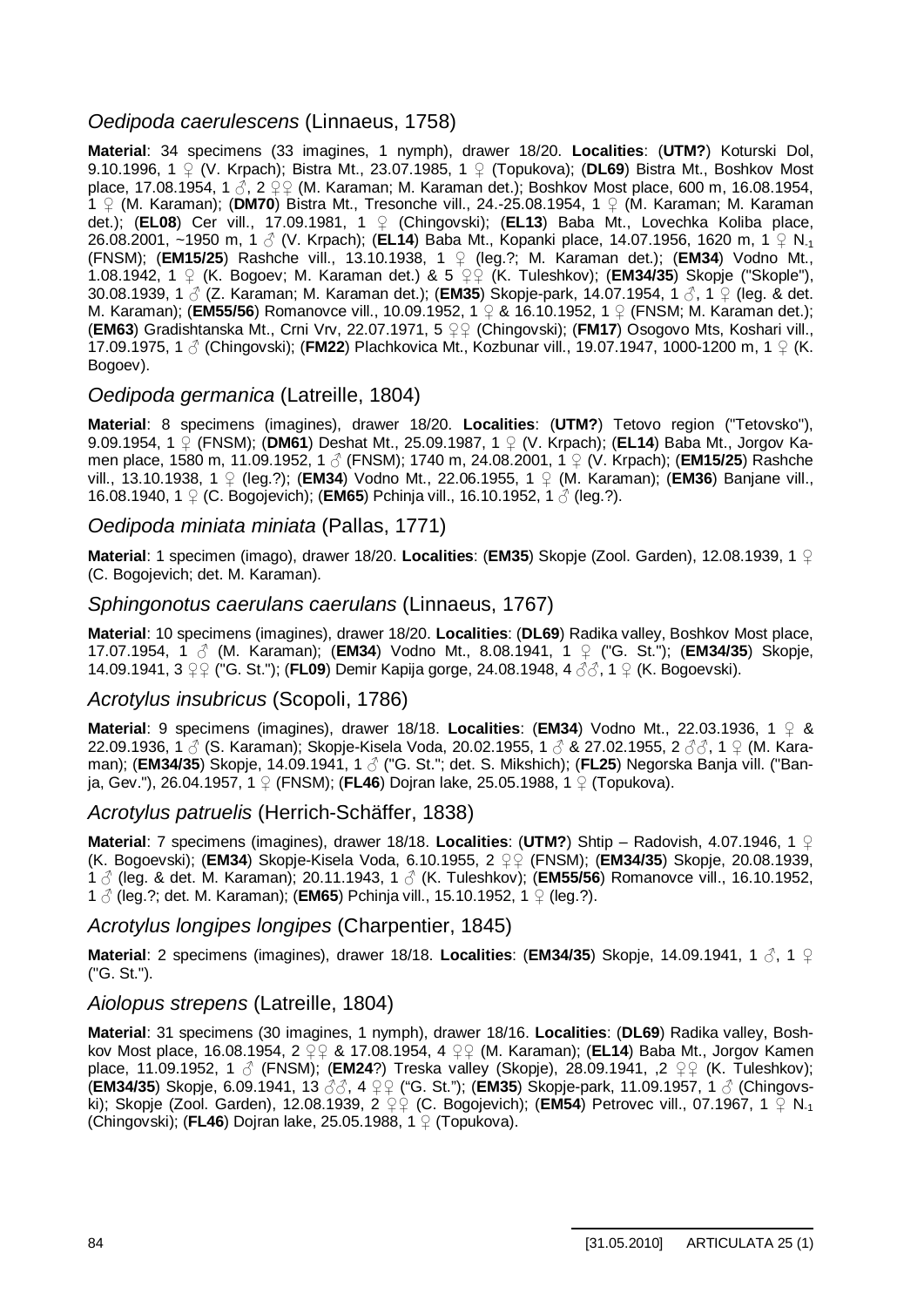## *Oedipoda caerulescens* (Linnaeus, 1758)

**Material**: 34 specimens (33 imagines, 1 nymph), drawer 18/20. **Localities**: (**UTM?**) Koturski Dol, 9.10.1996, 1 ♀ (V. Krpach); Bistra Mt., 23.07.1985, 1 ♀ (Topukova); (**DL69**) Bistra Mt., Boshkov Most place, 17.08.1954, 1 ♂, 2 ♀♀ (M. Karaman; M. Karaman det.); Boshkov Most place, 600 m, 16.08.1954, 1 ♀ (M. Karaman); (**DM70**) Bistra Mt., Tresonche vill., 24.-25.08.1954, 1 ♀ (M. Karaman; M. Karaman det.); (**EL08**) Cer vill., 17.09.1981, 1 ♀ (Chingovski); (**EL13**) Baba Mt., Lovechka Koliba place, 26.08.2001, ~1950 m, 1 ♂ (V. Krpach); (**EL14**) Baba Mt., Kopanki place, 14.07.1956, 1620 m, 1 ♀ $N_{-1}$ (FNSM); (**EM15/25**) Rashche vill., 13.10.1938, 1 ♀ (leg.?; M. Karaman det.); (**EM34**) Vodno Mt., 1.08.1942, 1 ♀ (K. Bogoev; M. Karaman det.) & 5 ♀♀ (K. Tuleshkov); (**EM34/35**) Skopje ("Skople"), 30.08.1939, 1 ♂ (Z. Karaman; M. Karaman det.); (**EM35**) Skopje-park, 14.07.1954, 1 ♂, 1 ♀ (leg. & det. M. Karaman); (**EM55/56**) Romanovce vill., 10.09.1952, 1 ♀ & 16.10.1952, 1 ♀ (FNSM; M. Karaman det.); (**EM63**) Gradishtanska Mt., Crni Vrv, 22.07.1971, 5 ♀♀ (Chingovski); (**FM17**) Osogovo Mts, Koshari vill., 17.09.1975, 1 ♂ (Chingovski); (**FM22**) Plachkovica Mt., Kozbunar vill., 19.07.1947, 1000-1200 m, 1 ♀ (K. Bogoev).

## *Oedipoda germanica* (Latreille, 1804)

**Material**: 8 specimens (imagines), drawer 18/20. **Localities**: (**UTM?**) Tetovo region ("Tetovsko"), 9.09.1954, 1 ♀ (FNSM); (**DM61**) Deshat Mt., 25.09.1987, 1 ♀ (V. Krpach); (**EL14**) Baba Mt., Jorgov Kamen place, 1580 m, 11.09.1952, 1 ♂ (FNSM); 1740 m, 24.08.2001, 1 ♀ (V. Krpach); (**EM15/25**) Rashche vill., 13.10.1938, 1 ♀ (leg.?); (**EM34**) Vodno Mt., 22.06.1955, 1 ♀ (M. Karaman); (**EM36**) Banjane vill., 16.08.1940, 1 ♀ (C. Bogojevich); (**EM65**) Pchinja vill., 16.10.1952, 1 ♂ (leg.?).

## *Oedipoda miniata miniata* (Pallas, 1771)

**Material**: 1 specimen (imago), drawer 18/20. **Localities**: (**EM35**) Skopje (Zool. Garden), 12.08.1939, 1 ♀ (C. Bogojevich; det. M. Karaman).

## *Sphingonotus caerulans caerulans* (Linnaeus, 1767)

**Material**: 10 specimens (imagines), drawer 18/20. **Localities**: (**DL69**) Radika valley, Boshkov Most place, 17.07.1954, 1 ♂ (M. Karaman); (**EM34**) Vodno Mt., 8.08.1941, 1 ♀ ("G. St."); (**EM34/35**) Skopje, 14.09.1941, 3 ♀♀ ("G. St."); (**FL09**) Demir Kapija gorge, 24.08.1948, 4 ♂♂, 1 ♀ (K. Bogoevski).

## *Acrotylus insubricus* (Scopoli, 1786)

**Material**: 9 specimens (imagines), drawer 18/18. **Localities**: (**EM34**) Vodno Mt., 22.03.1936, 1 ♀ & 22.09.1936, 1 ♂ (S. Karaman); Skopje-Kisela Voda, 20.02.1955, 1 ♂ & 27.02.1955, 2 ♂♂, 1 ♀ (M. Karaman); (**EM34/35**) Skopje, 14.09.1941, 1 ♂ ("G. St."; det. S. Mikshich); (**FL25**) Negorska Banja vill. ("Banja, Gev."), 26.04.1957, 1 ♀ (FNSM); (**FL46**) Dojran lake, 25.05.1988, 1 ♀ (Topukova).

## *Acrotylus patruelis* (Herrich-Schäffer, 1838)

**Material**: 7 specimens (imagines), drawer 18/18. **Localities**: (**UTM?**) Shtip – Radovish, 4.07.1946, 1 ♀ (K. Bogoevski); (**EM34**) Skopje-Kisela Voda, 6.10.1955, 2 ♀♀ (FNSM); (**EM34/35**) Skopje, 20.08.1939, 1 ♂ (leg. & det. M. Karaman); 20.11.1943, 1 ♂ (K. Tuleshkov); (**EM55/56**) Romanovce vill., 16.10.1952, 1 ♂ (leg.?; det. M. Karaman); (**EM65**) Pchinja vill., 15.10.1952, 1 ♀ (leg.?).

## *Acrotylus longipes longipes* (Charpentier, 1845)

**Material**: 2 specimens (imagines), drawer 18/18. **Localities**: (**EM34/35**) Skopje, 14.09.1941, 1 ♂, 1 ♀ ("G. St.").

## *Aiolopus strepens* (Latreille, 1804)

**Material**: 31 specimens (30 imagines, 1 nymph), drawer 18/16. **Localities**: (**DL69**) Radika valley, Boshkov Most place, 16.08.1954, 2 ♀♀ & 17.08.1954, 4 ♀♀ (M. Karaman); (**EL14**) Baba Mt., Jorgov Kamen place, 11.09.1952, 1 ♂ (FNSM); (**EM24**?) Treska valley (Skopje), 28.09.1941, ,2 ♀♀ (K. Tuleshkov); (**EM34/35**) Skopje, 6.09.1941, 13 ♂♂, 4 ♀♀ ("G. St."); (**EM35**) Skopje-park, 11.09.1957, 1 ♂ (Chingovski); Skopje (Zool. Garden), 12.08.1939, 2 ♀♀ (C. Bogojevich); (**EM54**) Petrovec vill., 07.1967, 1 ♀ $N_{-1}$ (Chingovski); (**FL46**) Dojran lake, 25.05.1988, 1 ♀ (Topukova).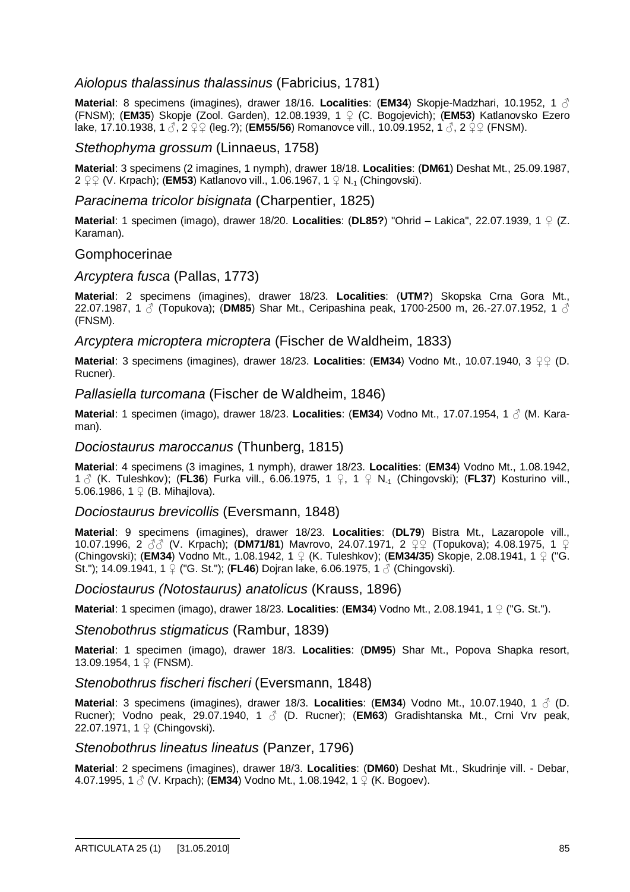## *Aiolopus thalassinus thalassinus* (Fabricius, 1781)

**Material**: 8 specimens (imagines), drawer 18/16. **Localities**: (**EM34**) Skopje-Madzhari, 10.1952, 1 ♂ (FNSM); (**EM35**) Skopje (Zool. Garden), 12.08.1939, 1 ♀ (C. Bogojevich); (**EM53**) Katlanovsko Ezero lake, 17.10.1938, 1 ♂, 2 ♀♀ (leg.?); (**EM55/56**) Romanovce vill., 10.09.1952, 1 ♂, 2 ♀♀ (FNSM).

## *Stethophyma grossum* (Linnaeus, 1758)

**Material**: 3 specimens (2 imagines, 1 nymph), drawer 18/18. **Localities**: (**DM61**) Deshat Mt., 25.09.1987, 2 ♀♀ (V. Krpach); (**EM53**) Katlanovo vill., 1.06.1967, 1 ♀ $N_{-1}$ (Chingovski).

## *Paracinema tricolor bisignata* (Charpentier, 1825)

**Material**: 1 specimen (imago), drawer 18/20. **Localities**: (**DL85?**) "Ohrid – Lakica", 22.07.1939, 1 ♀ (Z. Karaman).

## Gomphocerinae

## *Arcyptera fusca* (Pallas, 1773)

**Material**: 2 specimens (imagines), drawer 18/23. **Localities**: (**UTM?**) Skopska Crna Gora Mt., 22.07.1987, 1 ♂ (Topukova); (**DM85**) Shar Mt., Ceripashina peak, 1700-2500 m, 26.-27.07.1952, 1 ♂ (FNSM).

## *Arcyptera microptera microptera* (Fischer de Waldheim, 1833)

**Material**: 3 specimens (imagines), drawer 18/23. **Localities**: (**EM34**) Vodno Mt., 10.07.1940, 3 ♀♀ (D. Rucner).

## *Pallasiella turcomana* (Fischer de Waldheim, 1846)

**Material**: 1 specimen (imago), drawer 18/23. **Localities**: (**EM34**) Vodno Mt., 17.07.1954, 1 ♂ (M. Karaman).

## *Dociostaurus maroccanus* (Thunberg, 1815)

**Material**: 4 specimens (3 imagines, 1 nymph), drawer 18/23. **Localities**: (**EM34**) Vodno Mt., 1.08.1942, 1 ♂ (K. Tuleshkov); (**FL36**) Furka vill., 6.06.1975, 1 ♀, 1 ♀ $N_{-1}$ (Chingovski); (**FL37**) Kosturino vill., 5.06.1986, 1 ♀ (B. Mihajlova).

## *Dociostaurus brevicollis* (Eversmann, 1848)

**Material**: 9 specimens (imagines), drawer 18/23. **Localities**: (**DL79**) Bistra Mt., Lazaropole vill., 10.07.1996, 2 ♂♂ (V. Krpach); (**DM71/81**) Mavrovo, 24.07.1971, 2 ♀♀ (Topukova); 4.08.1975, 1 ♀ (Chingovski); (**EM34**) Vodno Mt., 1.08.1942, 1 ♀ (K. Tuleshkov); (**EM34/35**) Skopje, 2.08.1941, 1 ♀ ("G. St."); 14.09.1941, 1 ♀ ("G. St."); (**FL46**) Dojran lake, 6.06.1975, 1 ♂ (Chingovski).

## *Dociostaurus (Notostaurus) anatolicus* (Krauss, 1896)

**Material**: 1 specimen (imago), drawer 18/23. **Localities**: (**EM34**) Vodno Mt., 2.08.1941, 1 ♀ ("G. St.").

## *Stenobothrus stigmaticus* (Rambur, 1839)

**Material**: 1 specimen (imago), drawer 18/3. **Localities**: (**DM95**) Shar Mt., Popova Shapka resort, 13.09.1954, 1 ♀ (FNSM).

## *Stenobothrus fischeri fischeri* (Eversmann, 1848)

**Material**: 3 specimens (imagines), drawer 18/3. **Localities**: (**EM34**) Vodno Mt., 10.07.1940, 1 ♂ (D. Rucner); Vodno peak, 29.07.1940, 1 ♂ (D. Rucner); (**EM63**) Gradishtanska Mt., Crni Vrv peak, 22.07.1971, 1 ♀ (Chingovski).

## *Stenobothrus lineatus lineatus* (Panzer, 1796)

**Material**: 2 specimens (imagines), drawer 18/3. **Localities**: (**DM60**) Deshat Mt., Skudrinje vill. - Debar, 4.07.1995, 1 ♂ (V. Krpach); (**EM34**) Vodno Mt., 1.08.1942, 1 ♀ (K. Bogoev).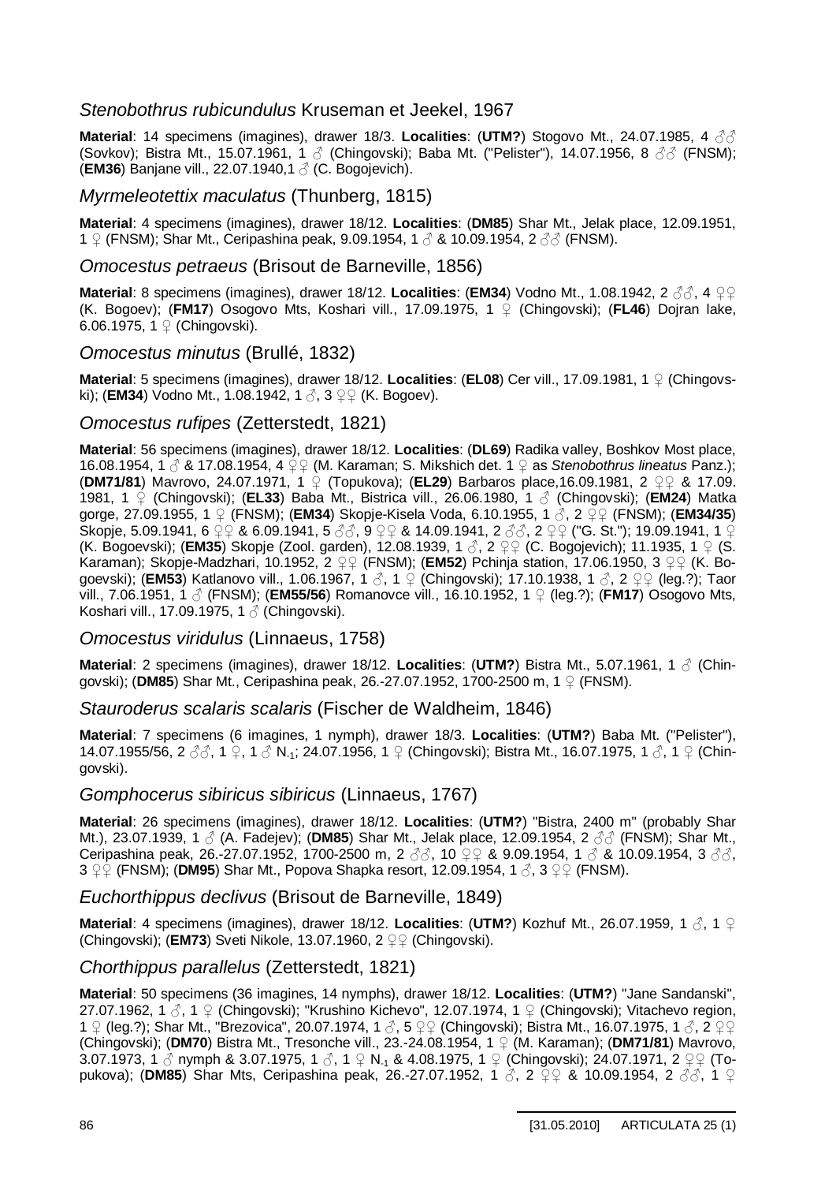## *Stenobothrus rubicundulus* Kruseman et Jeekel, 1967

**Material**: 14 specimens (imagines), drawer 18/3. **Localities**: (**UTM?**) Stogovo Mt., 24.07.1985, 4 ♂♂ (Sovkov); Bistra Mt., 15.07.1961, 1 ♂ (Chingovski); Baba Mt. ("Pelister"), 14.07.1956, 8 ♂♂ (FNSM); (**EM36**) Banjane vill., 22.07.1940,1 ♂ (C. Bogojevich).

## *Myrmeleotettix maculatus* (Thunberg, 1815)

**Material**: 4 specimens (imagines), drawer 18/12. **Localities**: (**DM85**) Shar Mt., Jelak place, 12.09.1951, 1 ♀ (FNSM); Shar Mt., Ceripashina peak, 9.09.1954, 1 ♂ & 10.09.1954, 2 ♂♂ (FNSM).

## *Omocestus petraeus* (Brisout de Barneville, 1856)

**Material**: 8 specimens (imagines), drawer 18/12. **Localities**: (**EM34**) Vodno Mt., 1.08.1942, 2 ♂♂, 4 ♀♀ (K. Bogoev); (**FM17**) Osogovo Mts, Koshari vill., 17.09.1975, 1 ♀ (Chingovski); (**FL46**) Dojran lake, 6.06.1975, 1 ♀ (Chingovski).

## *Omocestus minutus* (Brullé, 1832)

**Material**: 5 specimens (imagines), drawer 18/12. **Localities**: (**EL08**) Cer vill., 17.09.1981, 1 ♀ (Chingovski); (**EM34**) Vodno Mt., 1.08.1942, 1 ♂, 3 ♀♀ (K. Bogoev).

## *Omocestus rufipes* (Zetterstedt, 1821)

**Material**: 56 specimens (imagines), drawer 18/12. **Localities**: (**DL69**) Radika valley, Boshkov Most place, 16.08.1954, 1 ♂ & 17.08.1954, 4 ♀♀ (M. Karaman; S. Mikshich det. 1 ♀ as *Stenobothrus lineatus* Panz.); (**DM71/81**) Mavrovo, 24.07.1971, 1 ♀ (Topukova); (**EL29**) Barbaros place,16.09.1981, 2 ♀♀ & 17.09. 1981, 1 ♀ (Chingovski); (**EL33**) Baba Mt., Bistrica vill., 26.06.1980, 1 ♂ (Chingovski); (**EM24**) Matka gorge, 27.09.1955, 1 ♀ (FNSM); (**EM34**) Skopje-Kisela Voda, 6.10.1955, 1 ♂, 2 ♀♀ (FNSM); (**EM34/35**) Skopje, 5.09.1941, 6 ♀♀ & 6.09.1941, 5 ♂♂, 9 ♀♀ & 14.09.1941, 2 ♂♂, 2 ♀♀ ("G. St."); 19.09.1941, 1 ♀ (K. Bogoevski); (**EM35**) Skopje (Zool. garden), 12.08.1939, 1 ♂, 2 ♀♀ (C. Bogojevich); 11.1935, 1 ♀ (S. Karaman); Skopje-Madzhari, 10.1952, 2 ♀♀ (FNSM); (**EM52**) Pchinja station, 17.06.1950, 3 ♀♀ (K. Bogoevski); (**EM53**) Katlanovo vill., 1.06.1967, 1 ♂, 1 ♀ (Chingovski); 17.10.1938, 1 ♂, 2 ♀♀ (leg.?); Taor vill., 7.06.1951, 1 ♂ (FNSM); (**EM55/56**) Romanovce vill., 16.10.1952, 1 ♀ (leg.?); (**FM17**) Osogovo Mts, Koshari vill., 17.09.1975, 1 ♂ (Chingovski).

## *Omocestus viridulus* (Linnaeus, 1758)

**Material**: 2 specimens (imagines), drawer 18/12. **Localities**: (**UTM?**) Bistra Mt., 5.07.1961, 1 ♂ (Chingovski); (**DM85**) Shar Mt., Ceripashina peak, 26.-27.07.1952, 1700-2500 m, 1 ♀ (FNSM).

## *Stauroderus scalaris scalaris* (Fischer de Waldheim, 1846)

**Material**: 7 specimens (6 imagines, 1 nymph), drawer 18/3. **Localities**: (**UTM?**) Baba Mt. ("Pelister"), 14.07.1955/56, 2 ♂♂, 1 ♀, 1 ♂ $N_{-1}$; 24.07.1956, 1 ♀ (Chingovski); Bistra Mt., 16.07.1975, 1 ♂, 1 ♀ (Chingovski).

## *Gomphocerus sibiricus sibiricus* (Linnaeus, 1767)

**Material**: 26 specimens (imagines), drawer 18/12. **Localities**: (**UTM?**) "Bistra, 2400 m" (probably Shar Mt.), 23.07.1939, 1 ♂ (A. Fadejev); (**DM85**) Shar Mt., Jelak place, 12.09.1954, 2 ♂♂ (FNSM); Shar Mt., Ceripashina peak, 26.-27.07.1952, 1700-2500 m, 2 ♂♂, 10 ♀♀ & 9.09.1954, 1 ♂ & 10.09.1954, 3 ♂♂, 3 ♀♀ (FNSM); (**DM95**) Shar Mt., Popova Shapka resort, 12.09.1954, 1 ♂, 3 ♀♀ (FNSM).

## *Euchorthippus declivus* (Brisout de Barneville, 1849)

**Material**: 4 specimens (imagines), drawer 18/12. **Localities**: (**UTM?**) Kozhuf Mt., 26.07.1959, 1 ♂, 1 ♀ (Chingovski); (**EM73**) Sveti Nikole, 13.07.1960, 2 ♀♀ (Chingovski).

## *Chorthippus parallelus* (Zetterstedt, 1821)

**Material**: 50 specimens (36 imagines, 14 nymphs), drawer 18/12. **Localities**: (**UTM?**) "Jane Sandanski", 27.07.1962, 1 ♂, 1 ♀ (Chingovski); "Krushino Kichevo", 12.07.1974, 1 ♀ (Chingovski); Vitachevo region, 1 ♀ (leg.?); Shar Mt., "Brezovica", 20.07.1974, 1 ♂, 5 ♀♀ (Chingovski); Bistra Mt., 16.07.1975, 1 ♂, 2 ♀♀ (Chingovski); (**DM70**) Bistra Mt., Tresonche vill., 23.-24.08.1954, 1 ♀ (M. Karaman); (**DM71/81**) Mavrovo, 3.07.1973, 1 ♂ nymph & 3.07.1975, 1 ♂, 1 ♀ $N_{-1}$ & 4.08.1975, 1 ♀ (Chingovski); 24.07.1971, 2 ♀♀ (Topukova); (**DM85**) Shar Mts, Ceripashina peak, 26.-27.07.1952, 1 ♂, 2 ♀♀ & 10.09.1954, 2 ♂♂, 1 ♀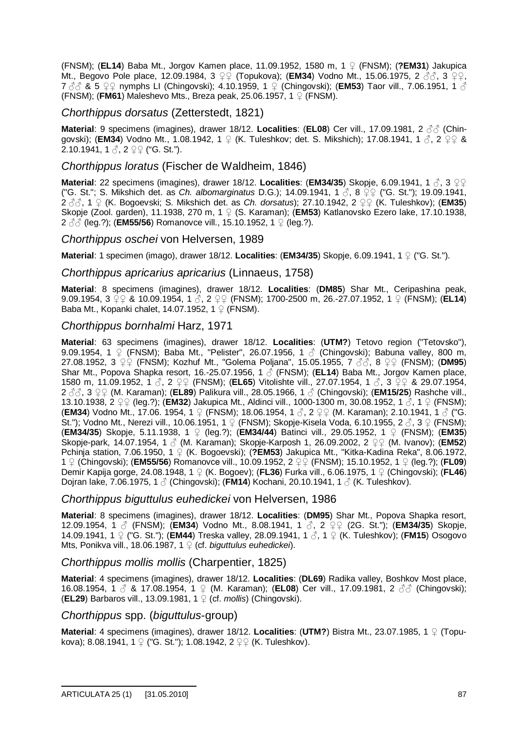(FNSM); (**EL14**) Baba Mt., Jorgov Kamen place, 11.09.1952, 1580 m, 1 ♀ (FNSM); (**?EM31**) Jakupica Mt., Begovo Pole place, 12.09.1984, 3 ♀♀ (Topukova); (**EM34**) Vodno Mt., 15.06.1975, 2 ♂♂, 3 ♀♀, 7 ♂♂ & 5 ♀♀ nymphs LI (Chingovski); 4.10.1959, 1 ♀ (Chingovski); (**EM53**) Taor vill., 7.06.1951, 1 ♂ (FNSM); (**FM61**) Maleshevo Mts., Breza peak, 25.06.1957, 1 ♀ (FNSM).

## *Chorthippus dorsatus* (Zetterstedt, 1821)

**Material**: 9 specimens (imagines), drawer 18/12. **Localities**: (**EL08**) Cer vill., 17.09.1981, 2 ♂♂ (Chingovski); (**EM34**) Vodno Mt., 1.08.1942, 1 ♀ (K. Tuleshkov; det. S. Mikshich); 17.08.1941, 1 ♂, 2 ♀♀ & 2.10.1941, 1 ♂, 2 ♀♀ ("G. St.").

## *Chorthippus loratus* (Fischer de Waldheim, 1846)

**Material**: 22 specimens (imagines), drawer 18/12. **Localities**: (**EM34/35**) Skopje, 6.09.1941, 1 ♂, 3 ♀♀ ("G. St."; S. Mikshich det. as *Ch. albomarginatus* D.G.); 14.09.1941, 1 ♂, 8 ♀♀ ("G. St."); 19.09.1941, 2 ♂♂, 1 ♀ (K. Bogoevski; S. Mikshich det. as *Ch. dorsatus*); 27.10.1942, 2 ♀♀ (K. Tuleshkov); (**EM35**) Skopje (Zool. garden), 11.1938, 270 m, 1 ♀ (S. Karaman); (**EM53**) Katlanovsko Ezero lake, 17.10.1938, 2 ♂♂ (leg.?); (**EM55/56**) Romanovce vill., 15.10.1952, 1 ♀ (leg.?).

## *Chorthippus oschei* von Helversen, 1989

**Material**: 1 specimen (imago), drawer 18/12. **Localities**: (**EM34/35**) Skopje, 6.09.1941, 1 ♀ ("G. St.").

## *Chorthippus apricarius apricarius* (Linnaeus, 1758)

**Material**: 8 specimens (imagines), drawer 18/12. **Localities**: (**DM85**) Shar Mt., Ceripashina peak, 9.09.1954, 3 ♀♀ & 10.09.1954, 1 ♂, 2 ♀♀ (FNSM); 1700-2500 m, 26.-27.07.1952, 1 ♀ (FNSM); (**EL14**) Baba Mt., Kopanki chalet, 14.07.1952, 1 ♀ (FNSM).

## *Chorthippus bornhalmi* Harz, 1971

**Material**: 63 specimens (imagines), drawer 18/12. **Localities**: (**UTM?**) Tetovo region ("Tetovsko"), 9.09.1954, 1 ♀ (FNSM); Baba Mt., "Pelister", 26.07.1956, 1 ♂ (Chingovski); Babuna valley, 800 m, 27.08.1952, 3 ♀♀ (FNSM); Kozhuf Mt., "Golema Poljana", 15.05.1955, 7 ♂♂, 8 ♀♀ (FNSM); (**DM95**) Shar Mt., Popova Shapka resort, 16.-25.07.1956, 1 ♂ (FNSM); (**EL14**) Baba Mt., Jorgov Kamen place, 1580 m, 11.09.1952, 1 ♂, 2 ♀♀ (FNSM); (**EL65**) Vitolishte vill., 27.07.1954, 1 ♂, 3 ♀♀ & 29.07.1954, 2 ♂♂, 3 ♀♀ (M. Karaman); (**EL89**) Palikura vill., 28.05.1966, 1 ♂ (Chingovski); (**EM15/25**) Rashche vill., 13.10.1938, 2 ♀♀ (leg.?); (**EM32**) Jakupica Mt., Aldinci vill., 1000-1300 m, 30.08.1952, 1 ♂, 1 ♀ (FNSM); (**EM34**) Vodno Mt., 17.06. 1954, 1 ♀ (FNSM); 18.06.1954, 1 ♂, 2 ♀♀ (M. Karaman); 2.10.1941, 1 ♂ ("G. St."); Vodno Mt., Nerezi vill., 10.06.1951, 1 ♀ (FNSM); Skopje-Kisela Voda, 6.10.1955, 2 ♂, 3 ♀ (FNSM); (**EM34/35**) Skopje, 5.11.1938, 1 ♀ (leg.?); (**EM34/44**) Batinci vill., 29.05.1952, 1 ♀ (FNSM); (**EM35**) Skopje-park, 14.07.1954, 1 ♂ (M. Karaman); Skopje-Karposh 1, 26.09.2002, 2 ♀♀ (M. Ivanov); (**EM52**) Pchinja station, 7.06.1950, 1 ♀ (K. Bogoevski); (**?EM53**) Jakupica Mt., "Kitka-Kadina Reka", 8.06.1972, 1 ♀ (Chingovski); (**EM55/56**) Romanovce vill., 10.09.1952, 2 ♀♀ (FNSM); 15.10.1952, 1 ♀ (leg.?); (**FL09**) Demir Kapija gorge, 24.08.1948, 1 ♀ (K. Bogoev); (**FL36**) Furka vill., 6.06.1975, 1 ♀ (Chingovski); (**FL46**) Dojran lake, 7.06.1975, 1 ♂ (Chingovski); (**FM14**) Kochani, 20.10.1941, 1 ♂ (K. Tuleshkov).

## *Chorthippus biguttulus euhedickei* von Helversen, 1986

**Material**: 8 specimens (imagines), drawer 18/12. **Localities**: (**DM95**) Shar Mt., Popova Shapka resort, 12.09.1954, 1 ♂ (FNSM); (**EM34**) Vodno Mt., 8.08.1941, 1 ♂, 2 ♀♀ (2G. St."); (**EM34/35**) Skopje, 14.09.1941, 1 ♀ ("G. St."); (**EM44**) Treska valley, 28.09.1941, 1 ♂, 1 ♀ (K. Tuleshkov); (**FM15**) Osogovo Mts, Ponikva vill., 18.06.1987, 1 ♀ (cf. *biguttulus euhedickei*).

## *Chorthippus mollis mollis* (Charpentier, 1825)

**Material**: 4 specimens (imagines), drawer 18/12. **Localities**: (**DL69**) Radika valley, Boshkov Most place, 16.08.1954, 1 ♂ & 17.08.1954, 1 ♀ (M. Karaman); (**EL08**) Cer vill., 17.09.1981, 2 ♂♂ (Chingovski); (**EL29**) Barbaros vill., 13.09.1981, 1 ♀ (cf. *mollis*) (Chingovski).

## *Chorthippus* spp. (*biguttulus*-group)

**Material**: 4 specimens (imagines), drawer 18/12. **Localities**: (**UTM?**) Bistra Mt., 23.07.1985, 1 ♀ (Topukova); 8.08.1941, 1 ♀ ("G. St."); 1.08.1942, 2 ♀♀ (K. Tuleshkov).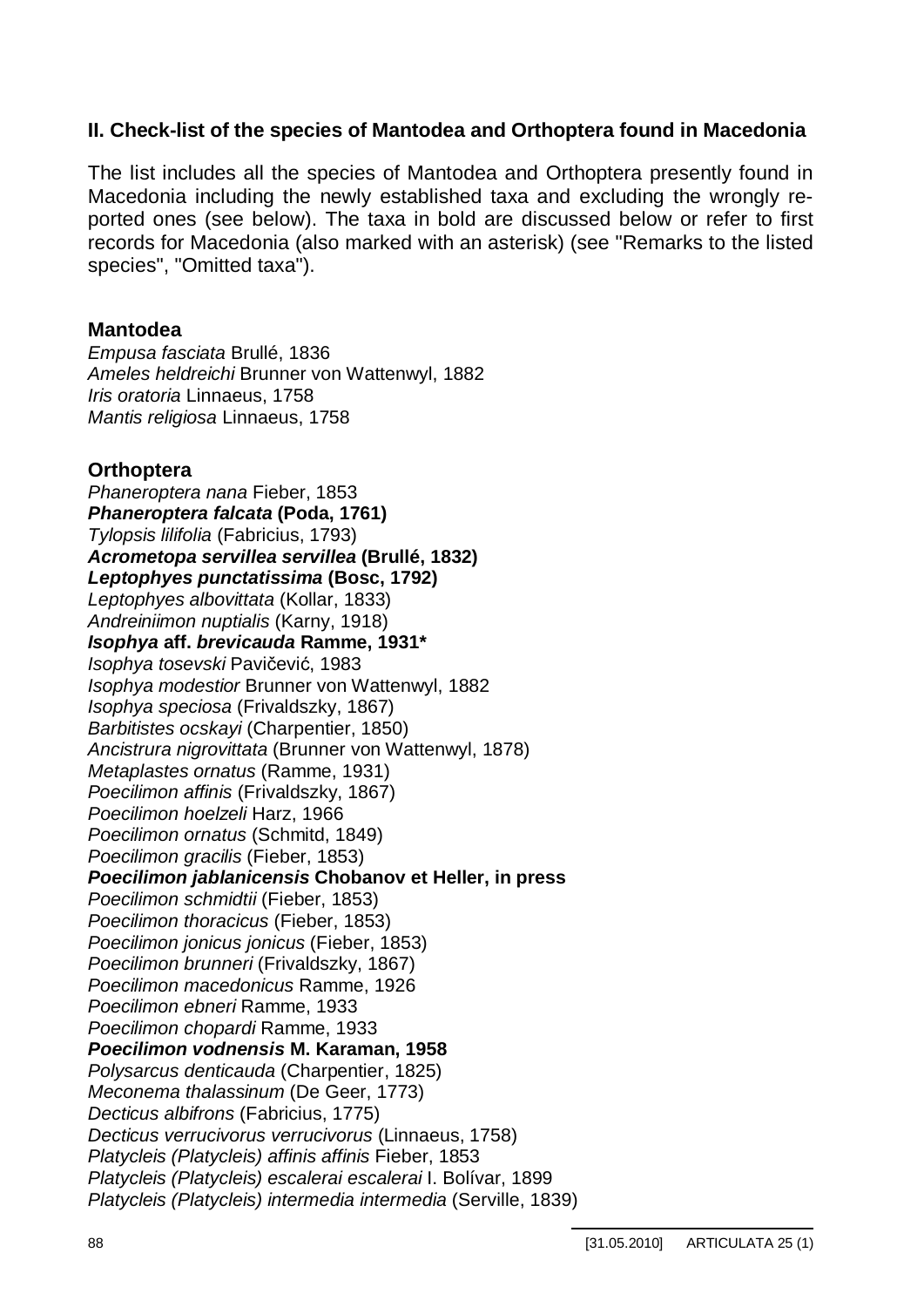## II. Check-list of the species of Mantodea and Orthoptera found in Macedonia

The list includes all the species of Mantodea and Orthoptera presently found in Macedonia including the newly established taxa and excluding the wrongly reported ones (see below). The taxa in bold are discussed below or refer to first records for Macedonia (also marked with an asterisk) (see "Remarks to the listed species", "Omitted taxa").

### Mantodea

*Empusa fasciata* Brullé, 1836
*Ameles heldreichi* Brunner von Wattenwyl, 1882
*Iris oratoria* Linnaeus, 1758
*Mantis religiosa* Linnaeus, 1758

### Orthoptera

*Phaneroptera nana* Fieber, 1853
***Phaneroptera falcata* (Poda, 1761)**
*Tylopsis lilifolia* (Fabricius, 1793)
***Acrometopa servillea servillea* (Brullé, 1832)**
***Leptophyes punctatissima* (Bosc, 1792)**
*Leptophyes albovittata* (Kollar, 1833)
*Andreiniimon nuptialis* (Karny, 1918)
***Isophya* aff. *brevicauda* Ramme, 1931***
*Isophya tosevski* Pavičević, 1983
*Isophya modestior* Brunner von Wattenwyl, 1882
*Isophya speciosa* (Frivaldszky, 1867)
*Barbitistes ocskayi* (Charpentier, 1850)
*Ancistrura nigrovittata* (Brunner von Wattenwyl, 1878)
*Metaplastes ornatus* (Ramme, 1931)
*Poecilimon affinis* (Frivaldszky, 1867)
*Poecilimon hoelzeli* Harz, 1966
*Poecilimon ornatus* (Schmitd, 1849)
*Poecilimon gracilis* (Fieber, 1853)
***Poecilimon jablanicensis* Chobanov et Heller, in press**
*Poecilimon schmidtii* (Fieber, 1853)
*Poecilimon thoracicus* (Fieber, 1853)
*Poecilimon jonicus jonicus* (Fieber, 1853)
*Poecilimon brunneri* (Frivaldszky, 1867)
*Poecilimon macedonicus* Ramme, 1926
*Poecilimon ebneri* Ramme, 1933
*Poecilimon chopardi* Ramme, 1933
***Poecilimon vodnensis* M. Karaman, 1958**
*Polysarcus denticauda* (Charpentier, 1825)
*Meconema thalassinum* (De Geer, 1773)
*Decticus albifrons* (Fabricius, 1775)
*Decticus verrucivorus verrucivorus* (Linnaeus, 1758)
*Platycleis (Platycleis) affinis affinis* Fieber, 1853
*Platycleis (Platycleis) escalerai escalerai* I. Bolívar, 1899
*Platycleis (Platycleis) intermedia intermedia* (Serville, 1839)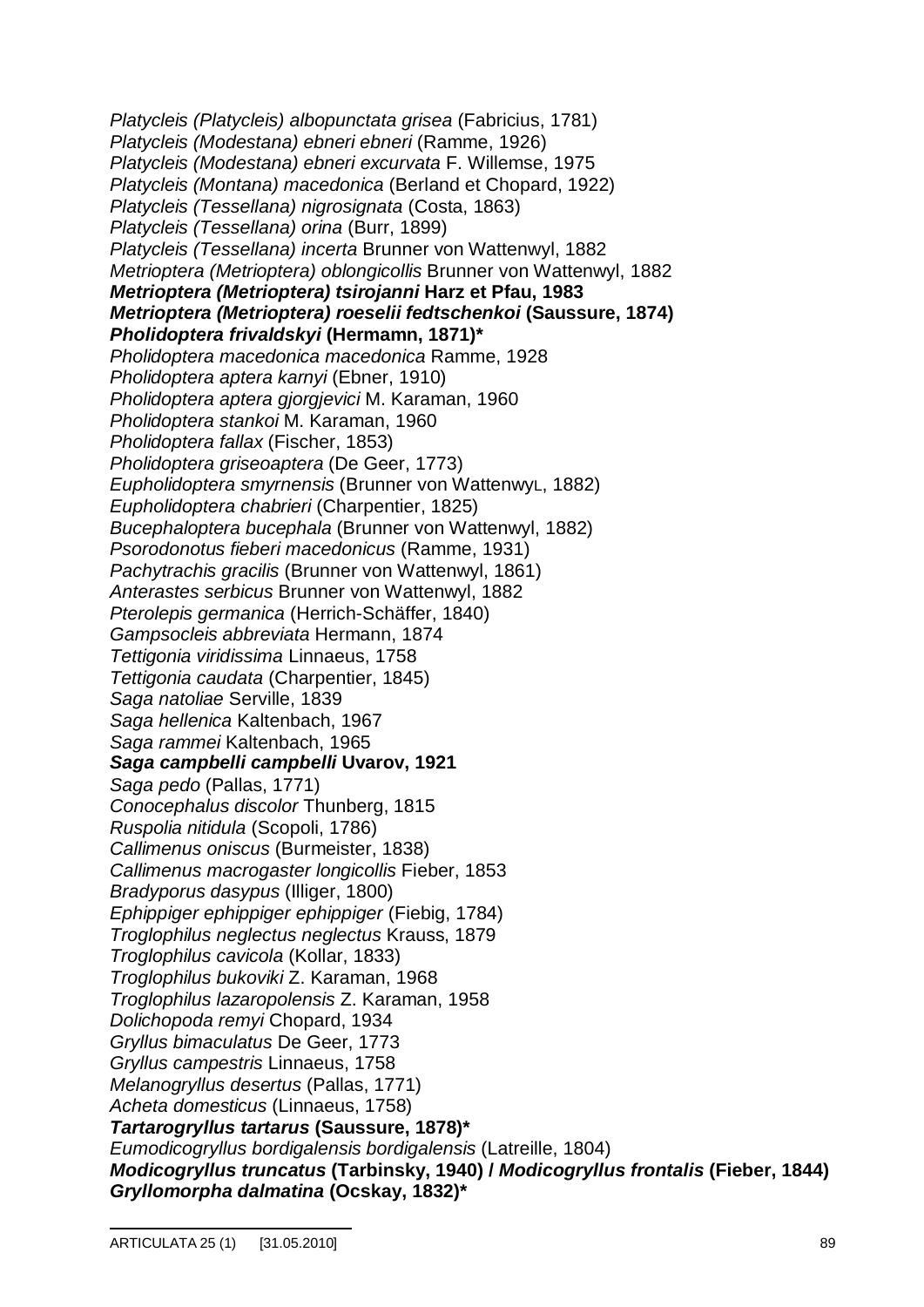*Platycleis (Platycleis) albopunctata grisea* (Fabricius, 1781)
*Platycleis (Modestana) ebneri ebneri* (Ramme, 1926)
*Platycleis (Modestana) ebneri excurvata* F. Willemse, 1975
*Platycleis (Montana) macedonica* (Berland et Chopard, 1922)
*Platycleis (Tessellana) nigrosignata* (Costa, 1863)
*Platycleis (Tessellana) orina* (Burr, 1899)
*Platycleis (Tessellana) incerta* Brunner von Wattenwyl, 1882
*Metrioptera (Metrioptera) oblongicollis* Brunner von Wattenwyl, 1882
***Metrioptera (Metrioptera) tsirojanni* Harz et Pfau, 1983**
***Metrioptera (Metrioptera) roeselii fedtschenkoi* (Saussure, 1874)**
***Pholidoptera frivaldskyi* (Hermamn, 1871)***
*Pholidoptera macedonica macedonica* Ramme, 1928
*Pholidoptera aptera karnyi* (Ebner, 1910)
*Pholidoptera aptera gjorgjevici* M. Karaman, 1960
*Pholidoptera stankoi* M. Karaman, 1960
*Pholidoptera fallax* (Fischer, 1853)
*Pholidoptera griseoaptera* (De Geer, 1773)
*Eupholidoptera smyrnensis* (Brunner von WattenwyL, 1882)
*Eupholidoptera chabrieri* (Charpentier, 1825)
*Bucephaloptera bucephala* (Brunner von Wattenwyl, 1882)
*Psorodonotus fieberi macedonicus* (Ramme, 1931)
*Pachytrachis gracilis* (Brunner von Wattenwyl, 1861)
*Anterastes serbicus* Brunner von Wattenwyl, 1882
*Pterolepis germanica* (Herrich-Schäffer, 1840)
*Gampsocleis abbreviata* Hermann, 1874
*Tettigonia viridissima* Linnaeus, 1758
*Tettigonia caudata* (Charpentier, 1845)
*Saga natoliae* Serville, 1839
*Saga hellenica* Kaltenbach, 1967
*Saga rammei* Kaltenbach, 1965
***Saga campbelli campbelli* Uvarov, 1921**
*Saga pedo* (Pallas, 1771)
*Conocephalus discolor* Thunberg, 1815
*Ruspolia nitidula* (Scopoli, 1786)
*Callimenus oniscus* (Burmeister, 1838)
*Callimenus macrogaster longicollis* Fieber, 1853
*Bradyporus dasypus* (Illiger, 1800)
*Ephippiger ephippiger ephippiger* (Fiebig, 1784)
*Troglophilus neglectus neglectus* Krauss, 1879
*Troglophilus cavicola* (Kollar, 1833)
*Troglophilus bukoviki* Z. Karaman, 1968
*Troglophilus lazaropolensis* Z. Karaman, 1958
*Dolichopoda remyi* Chopard, 1934
*Gryllus bimaculatus* De Geer, 1773
*Gryllus campestris* Linnaeus, 1758
*Melanogryllus desertus* (Pallas, 1771)
*Acheta domesticus* (Linnaeus, 1758)
***Tartarogryllus tartarus* (Saussure, 1878)***
*Eumodicogryllus bordigalensis bordigalensis* (Latreille, 1804)
***Modicogryllus truncatus* (Tarbinsky, 1940) / *Modicogryllus frontalis* (Fieber, 1844)**
***Gryllomorpha dalmatina* (Ocskay, 1832)***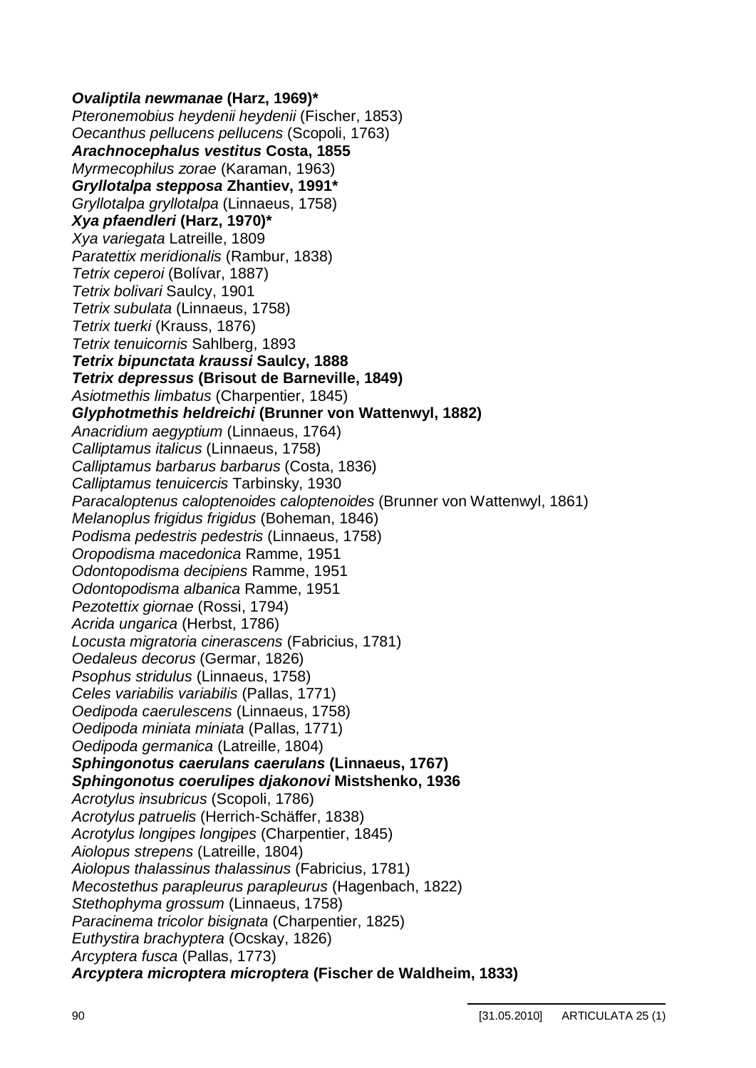***Ovaliptila newmanae* (Harz, 1969)***  
*Pteronemobius heydenii heydenii* (Fischer, 1853)  
*Oecanthus pellucens pellucens* (Scopoli, 1763)  
***Arachnocephalus vestitus* Costa, 1855**  
*Myrmecophilus zorae* (Karaman, 1963)  
***Gryllotalpa stepposa* Zhantiev, 1991***  
*Gryllotalpa gryllotalpa* (Linnaeus, 1758)  
***Xya pfaendleri* (Harz, 1970)***  
*Xya variegata* Latreille, 1809  
*Paratettix meridionalis* (Rambur, 1838)  
*Tetrix ceperoi* (Bolívar, 1887)  
*Tetrix bolivari* Saulcy, 1901  
*Tetrix subulata* (Linnaeus, 1758)  
*Tetrix tuerki* (Krauss, 1876)  
*Tetrix tenuicornis* Sahlberg, 1893  
***Tetrix bipunctata kraussi* Saulcy, 1888**  
***Tetrix depressus* (Brisout de Barneville, 1849)**  
*Asiotmethis limbatus* (Charpentier, 1845)  
***Glyphotmethis heldreichi* (Brunner von Wattenwyl, 1882)**  
*Anacridium aegyptium* (Linnaeus, 1764)  
*Calliptamus italicus* (Linnaeus, 1758)  
*Calliptamus barbarus barbarus* (Costa, 1836)  
*Calliptamus tenuicercis* Tarbinsky, 1930  
*Paracaloptenus caloptenoides caloptenoides* (Brunner von Wattenwyl, 1861)  
*Melanoplus frigidus frigidus* (Boheman, 1846)  
*Podisma pedestris pedestris* (Linnaeus, 1758)  
*Oropodisma macedonica* Ramme, 1951  
*Odontopodisma decipiens* Ramme, 1951  
*Odontopodisma albanica* Ramme, 1951  
*Pezotettix giornae* (Rossi, 1794)  
*Acrida ungarica* (Herbst, 1786)  
*Locusta migratoria cinerascens* (Fabricius, 1781)  
*Oedaleus decorus* (Germar, 1826)  
*Psophus stridulus* (Linnaeus, 1758)  
*Celes variabilis variabilis* (Pallas, 1771)  
*Oedipoda caerulescens* (Linnaeus, 1758)  
*Oedipoda miniata miniata* (Pallas, 1771)  
*Oedipoda germanica* (Latreille, 1804)  
***Sphingonotus caerulans caerulans* (Linnaeus, 1767)**  
***Sphingonotus coerulipes djakonovi* Mistshenko, 1936**  
*Acrotylus insubricus* (Scopoli, 1786)  
*Acrotylus patruelis* (Herrich-Schäffer, 1838)  
*Acrotylus longipes longipes* (Charpentier, 1845)  
*Aiolopus strepens* (Latreille, 1804)  
*Aiolopus thalassinus thalassinus* (Fabricius, 1781)  
*Mecostethus parapleurus parapleurus* (Hagenbach, 1822)  
*Stethophyma grossum* (Linnaeus, 1758)  
*Paracinema tricolor bisignata* (Charpentier, 1825)  
*Euthystira brachyptera* (Ocskay, 1826)  
*Arcyptera fusca* (Pallas, 1773)  
***Arcyptera microptera microptera* (Fischer de Waldheim, 1833)**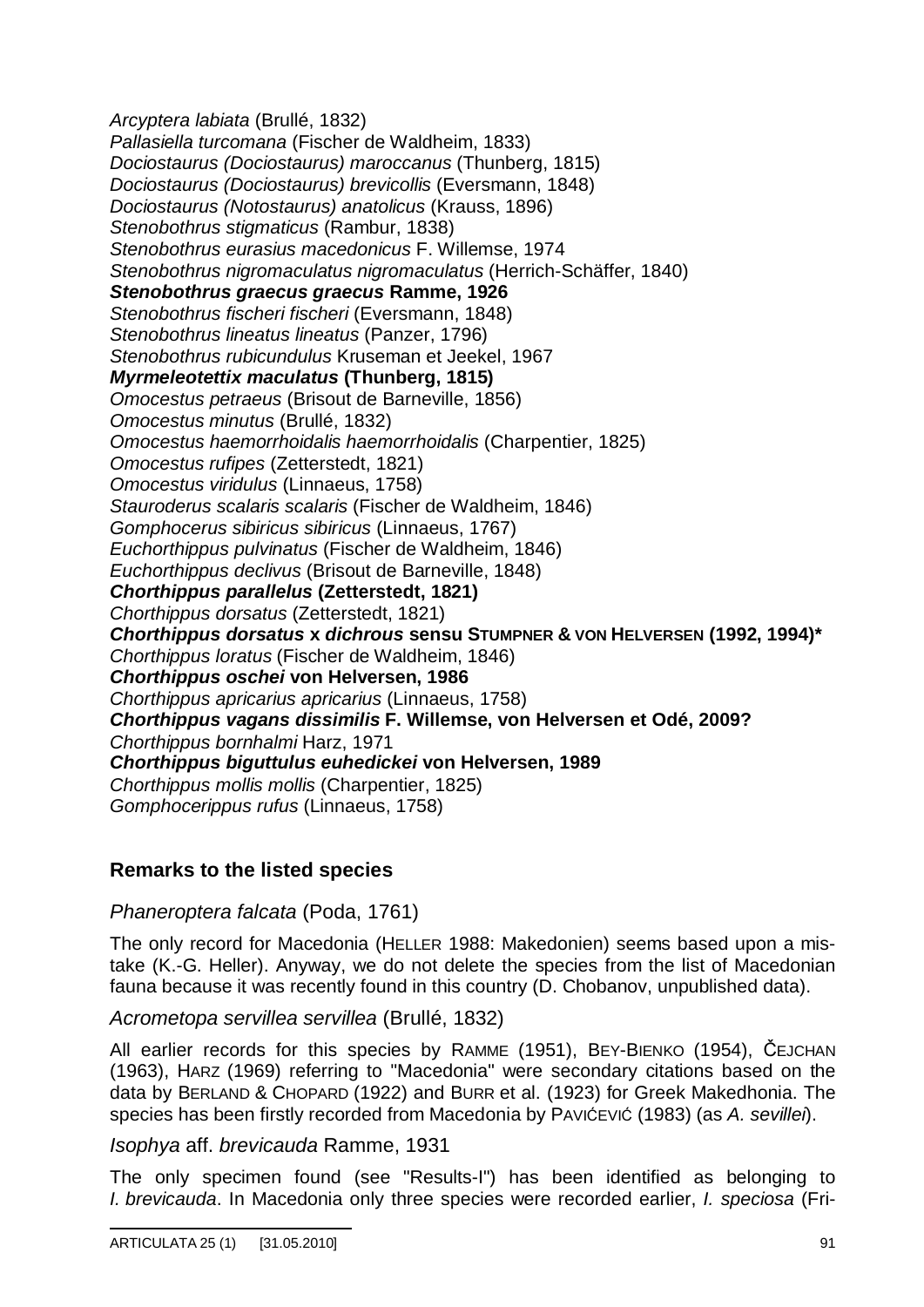*Arcyptera labiata* (Brullé, 1832)
*Pallasiella turcomana* (Fischer de Waldheim, 1833)
*Dociostaurus (Dociostaurus) maroccanus* (Thunberg, 1815)
*Dociostaurus (Dociostaurus) brevicollis* (Eversmann, 1848)
*Dociostaurus (Notostaurus) anatolicus* (Krauss, 1896)
*Stenobothrus stigmaticus* (Rambur, 1838)
*Stenobothrus eurasius macedonicus* F. Willemse, 1974
*Stenobothrus nigromaculatus nigromaculatus* (Herrich-Schäffer, 1840)
***Stenobothrus graecus graecus* Ramme, 1926**
*Stenobothrus fischeri fischeri* (Eversmann, 1848)
*Stenobothrus lineatus lineatus* (Panzer, 1796)
*Stenobothrus rubicundulus* Kruseman et Jeekel, 1967
***Myrmeleotettix maculatus* (Thunberg, 1815)**
*Omocestus petraeus* (Brisout de Barneville, 1856)
*Omocestus minutus* (Brullé, 1832)
*Omocestus haemorrhoidalis haemorrhoidalis* (Charpentier, 1825)
*Omocestus rufipes* (Zetterstedt, 1821)
*Omocestus viridulus* (Linnaeus, 1758)
*Stauroderus scalaris scalaris* (Fischer de Waldheim, 1846)
*Gomphocerus sibiricus sibiricus* (Linnaeus, 1767)
*Euchorthippus pulvinatus* (Fischer de Waldheim, 1846)
*Euchorthippus declivus* (Brisout de Barneville, 1848)
***Chorthippus parallelus* (Zetterstedt, 1821)**
*Chorthippus dorsatus* (Zetterstedt, 1821)
***Chorthippus dorsatus* x *dichrous* sensu STUMPNER & VON HELVERSEN (1992, 1994)***
*Chorthippus loratus* (Fischer de Waldheim, 1846)
***Chorthippus oschei* von Helversen, 1986**
*Chorthippus apricarius apricarius* (Linnaeus, 1758)
***Chorthippus vagans dissimilis* F. Willemse, von Helversen et Odé, 2009?**
*Chorthippus bornhalmi* Harz, 1971
***Chorthippus biguttulus euhedickei* von Helversen, 1989**
*Chorthippus mollis mollis* (Charpentier, 1825)
*Gomphocerippus rufus* (Linnaeus, 1758)

## Remarks to the listed species

*Phaneroptera falcata* (Poda, 1761)

The only record for Macedonia (HELLER 1988: Makedonien) seems based upon a mistake (K.-G. Heller). Anyway, we do not delete the species from the list of Macedonian fauna because it was recently found in this country (D. Chobanov, unpublished data).

*Acrometopa servillea servillea* (Brullé, 1832)

All earlier records for this species by RAMME (1951), BEY-BIENKO (1954), ČEJCHAN (1963), HARZ (1969) referring to "Macedonia" were secondary citations based on the data by BERLAND & CHOPARD (1922) and BURR et al. (1923) for Greek Makedhonia. The species has been firstly recorded from Macedonia by PAVIĆEVIĆ (1983) (as *A. sevillei*).

*Isophya* aff. *brevicauda* Ramme, 1931

The only specimen found (see "Results-I") has been identified as belonging to *I. brevicauda*. In Macedonia only three species were recorded earlier, *I. speciosa* (Fri-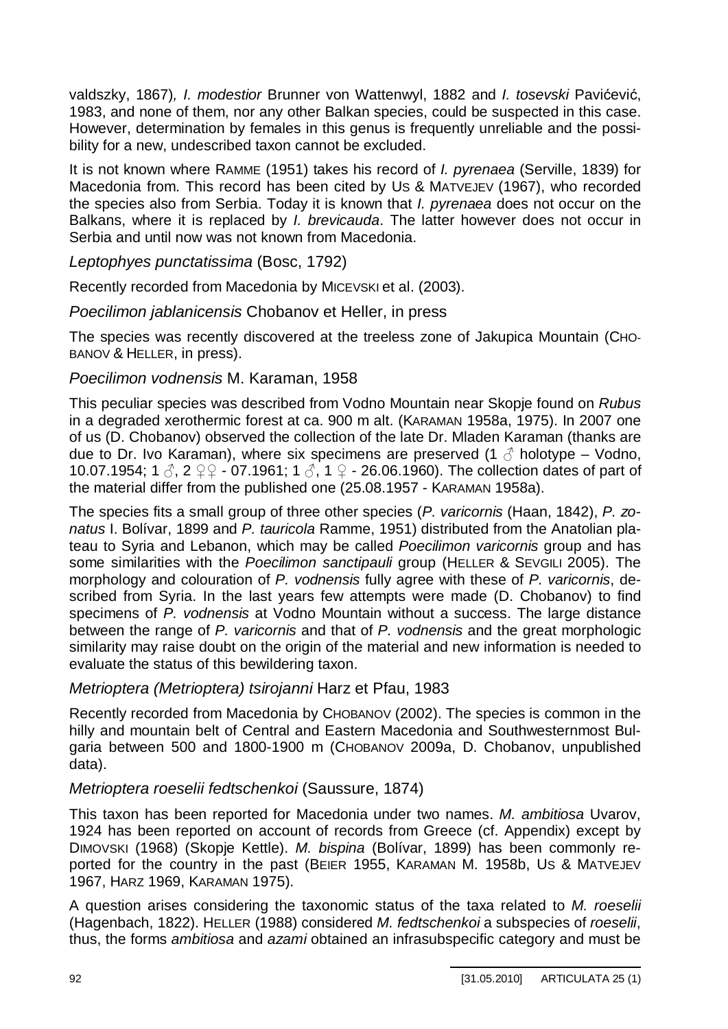valdszky, 1867), *I. modestior* Brunner von Wattenwyl, 1882 and *I. tosevski* Pavićević, 1983, and none of them, nor any other Balkan species, could be suspected in this case. However, determination by females in this genus is frequently unreliable and the possibility for a new, undescribed taxon cannot be excluded.

It is not known where RAMME (1951) takes his record of *I. pyrenaea* (Serville, 1839) for Macedonia from. This record has been cited by US & MATVEJEV (1967), who recorded the species also from Serbia. Today it is known that *I. pyrenaea* does not occur on the Balkans, where it is replaced by *I. brevicauda*. The latter however does not occur in Serbia and until now was not known from Macedonia.

*Leptophyes punctatissima* (Bosc, 1792)

Recently recorded from Macedonia by MICEVSKI et al. (2003).

*Poecilimon jablanicensis* Chobanov et Heller, in press

The species was recently discovered at the treeless zone of Jakupica Mountain (CHOBANOV & HELLER, in press).

*Poecilimon vodnensis* M. Karaman, 1958

This peculiar species was described from Vodno Mountain near Skopje found on *Rubus* in a degraded xerothermic forest at ca. 900 m alt. (KARAMAN 1958a, 1975). In 2007 one of us (D. Chobanov) observed the collection of the late Dr. Mladen Karaman (thanks are due to Dr. Ivo Karaman), where six specimens are preserved (1 ♂ holotype – Vodno, 10.07.1954; 1 ♂, 2 ♀♀ - 07.1961; 1 ♂, 1 ♀ - 26.06.1960). The collection dates of part of the material differ from the published one (25.08.1957 - KARAMAN 1958a).

The species fits a small group of three other species (*P. varicornis* (Haan, 1842), *P. zonatus* I. Bolívar, 1899 and *P. tauricola* Ramme, 1951) distributed from the Anatolian plateau to Syria and Lebanon, which may be called *Poecilimon varicornis* group and has some similarities with the *Poecilimon sanctipauli* group (HELLER & SEVGILI 2005). The morphology and colouration of *P. vodnensis* fully agree with these of *P. varicornis*, described from Syria. In the last years few attempts were made (D. Chobanov) to find specimens of *P. vodnensis* at Vodno Mountain without a success. The large distance between the range of *P. varicornis* and that of *P. vodnensis* and the great morphologic similarity may raise doubt on the origin of the material and new information is needed to evaluate the status of this bewildering taxon.

*Metrioptera (Metrioptera) tsirojanni* Harz et Pfau, 1983

Recently recorded from Macedonia by CHOBANOV (2002). The species is common in the hilly and mountain belt of Central and Eastern Macedonia and Southwesternmost Bulgaria between 500 and 1800-1900 m (CHOBANOV 2009a, D. Chobanov, unpublished data).

*Metrioptera roeselii fedtschenkoi* (Saussure, 1874)

This taxon has been reported for Macedonia under two names. *M. ambitiosa* Uvarov, 1924 has been reported on account of records from Greece (cf. Appendix) except by DIMOVSKI (1968) (Skopje Kettle). *M. bispina* (Bolívar, 1899) has been commonly reported for the country in the past (BEIER 1955, KARAMAN M. 1958b, US & MATVEJEV 1967, HARZ 1969, KARAMAN 1975).

A question arises considering the taxonomic status of the taxa related to *M. roeselii* (Hagenbach, 1822). HELLER (1988) considered *M. fedtschenkoi* a subspecies of *roeselii*, thus, the forms *ambitiosa* and *azami* obtained an infrasubspecific category and must be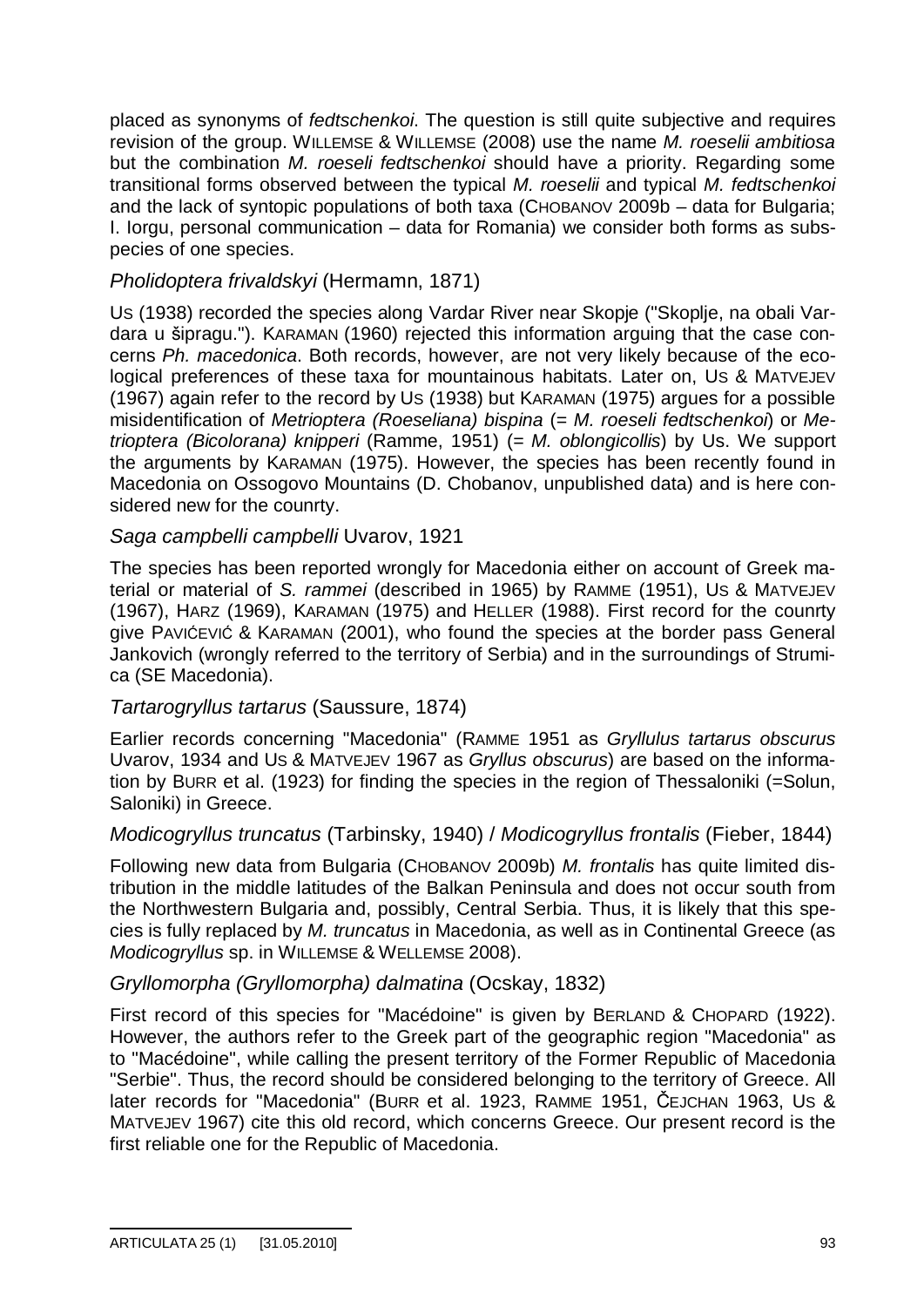placed as synonyms of *fedtschenkoi*. The question is still quite subjective and requires revision of the group. WILLEMSE & WILLEMSE (2008) use the name *M. roeselii ambitiosa* but the combination *M. roeseli fedtschenkoi* should have a priority. Regarding some transitional forms observed between the typical *M. roeselii* and typical *M. fedtschenkoi* and the lack of syntopic populations of both taxa (CHOBANOV 2009b – data for Bulgaria; I. Iorgu, personal communication – data for Romania) we consider both forms as subspecies of one species.

### *Pholidoptera frivaldskyi* (Hermamn, 1871)

US (1938) recorded the species along Vardar River near Skopje ("Skoplje, na obali Vardara u šipragu."). KARAMAN (1960) rejected this information arguing that the case concerns *Ph. macedonica*. Both records, however, are not very likely because of the ecological preferences of these taxa for mountainous habitats. Later on, US & MATVEJEV (1967) again refer to the record by US (1938) but KARAMAN (1975) argues for a possible misidentification of *Metrioptera (Roeseliana) bispina* (= *M. roeseli fedtschenkoi*) or *Metrioptera (Bicolorana) knipperi* (Ramme, 1951) (= *M. oblongicollis*) by Us. We support the arguments by KARAMAN (1975). However, the species has been recently found in Macedonia on Ossogovo Mountains (D. Chobanov, unpublished data) and is here considered new for the counrty.

### *Saga campbelli campbelli* Uvarov, 1921

The species has been reported wrongly for Macedonia either on account of Greek material or material of *S. rammei* (described in 1965) by RAMME (1951), US & MATVEJEV (1967), HARZ (1969), KARAMAN (1975) and HELLER (1988). First record for the counrty give PAVIĆEVIĆ & KARAMAN (2001), who found the species at the border pass General Jankovich (wrongly referred to the territory of Serbia) and in the surroundings of Strumica (SE Macedonia).

### *Tartarogryllus tartarus* (Saussure, 1874)

Earlier records concerning "Macedonia" (RAMME 1951 as *Gryllulus tartarus obscurus* Uvarov, 1934 and US & MATVEJEV 1967 as *Gryllus obscurus*) are based on the information by BURR et al. (1923) for finding the species in the region of Thessaloniki (=Solun, Saloniki) in Greece.

### *Modicogryllus truncatus* (Tarbinsky, 1940) / *Modicogryllus frontalis* (Fieber, 1844)

Following new data from Bulgaria (CHOBANOV 2009b) *M. frontalis* has quite limited distribution in the middle latitudes of the Balkan Peninsula and does not occur south from the Northwestern Bulgaria and, possibly, Central Serbia. Thus, it is likely that this species is fully replaced by *M. truncatus* in Macedonia, as well as in Continental Greece (as *Modicogryllus* sp. in WILLEMSE & WELLEMSE 2008).

### *Gryllomorpha (Gryllomorpha) dalmatina* (Ocskay, 1832)

First record of this species for "Macédoine" is given by BERLAND & CHOPARD (1922). However, the authors refer to the Greek part of the geographic region "Macedonia" as to "Macédoine", while calling the present territory of the Former Republic of Macedonia "Serbie". Thus, the record should be considered belonging to the territory of Greece. All later records for "Macedonia" (BURR et al. 1923, RAMME 1951, ČEJCHAN 1963, US & MATVEJEV 1967) cite this old record, which concerns Greece. Our present record is the first reliable one for the Republic of Macedonia.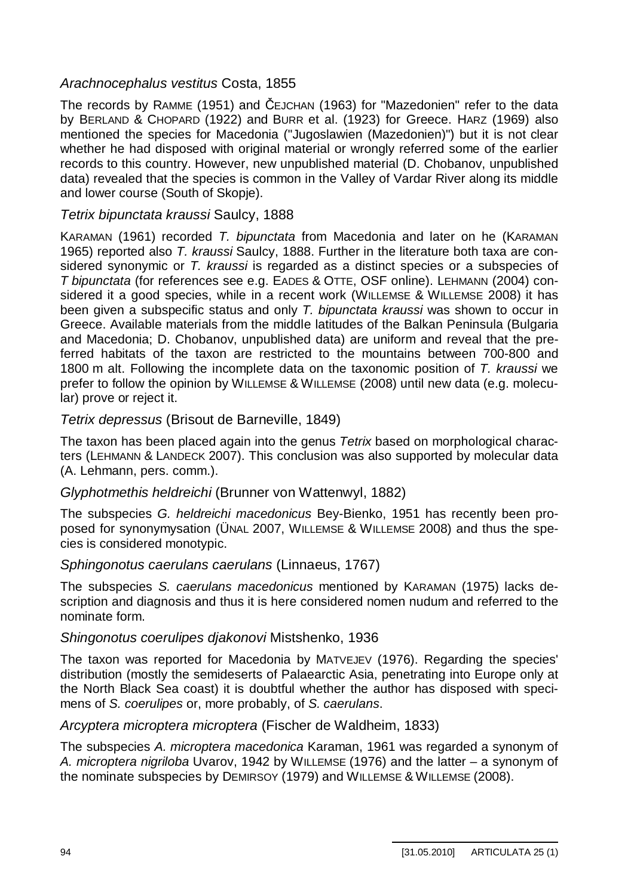*Arachnocephalus vestitus* Costa, 1855

The records by RAMME (1951) and ČEJCHAN (1963) for "Mazedonien" refer to the data by BERLAND & CHOPARD (1922) and BURR et al. (1923) for Greece. HARZ (1969) also mentioned the species for Macedonia ("Jugoslawien (Mazedonien)") but it is not clear whether he had disposed with original material or wrongly referred some of the earlier records to this country. However, new unpublished material (D. Chobanov, unpublished data) revealed that the species is common in the Valley of Vardar River along its middle and lower course (South of Skopje).

*Tetrix bipunctata kraussi* Saulcy, 1888

KARAMAN (1961) recorded *T. bipunctata* from Macedonia and later on he (KARAMAN 1965) reported also *T. kraussi* Saulcy, 1888. Further in the literature both taxa are considered synonymic or *T. kraussi* is regarded as a distinct species or a subspecies of *T bipunctata* (for references see e.g. EADES & OTTE, OSF online). LEHMANN (2004) considered it a good species, while in a recent work (WILLEMSE & WILLEMSE 2008) it has been given a subspecific status and only *T. bipunctata kraussi* was shown to occur in Greece. Available materials from the middle latitudes of the Balkan Peninsula (Bulgaria and Macedonia; D. Chobanov, unpublished data) are uniform and reveal that the preferred habitats of the taxon are restricted to the mountains between 700-800 and 1800 m alt. Following the incomplete data on the taxonomic position of *T. kraussi* we prefer to follow the opinion by WILLEMSE & WILLEMSE (2008) until new data (e.g. molecular) prove or reject it.

*Tetrix depressus* (Brisout de Barneville, 1849)

The taxon has been placed again into the genus *Tetrix* based on morphological characters (LEHMANN & LANDECK 2007). This conclusion was also supported by molecular data (A. Lehmann, pers. comm.).

*Glyphotmethis heldreichi* (Brunner von Wattenwyl, 1882)

The subspecies *G. heldreichi macedonicus* Bey-Bienko, 1951 has recently been proposed for synonymysation (ÜNAL 2007, WILLEMSE & WILLEMSE 2008) and thus the species is considered monotypic.

*Sphingonotus caerulans caerulans* (Linnaeus, 1767)

The subspecies *S. caerulans macedonicus* mentioned by KARAMAN (1975) lacks description and diagnosis and thus it is here considered nomen nudum and referred to the nominate form.

*Shingonotus coerulipes djakonovi* Mistshenko, 1936

The taxon was reported for Macedonia by MATVEJEV (1976). Regarding the species' distribution (mostly the semideserts of Palaearctic Asia, penetrating into Europe only at the North Black Sea coast) it is doubtful whether the author has disposed with specimens of *S. coerulipes* or, more probably, of *S. caerulans*.

*Arcyptera microptera microptera* (Fischer de Waldheim, 1833)

The subspecies *A. microptera macedonica* Karaman, 1961 was regarded a synonym of *A. microptera nigriloba* Uvarov, 1942 by WILLEMSE (1976) and the latter – a synonym of the nominate subspecies by DEMIRSOY (1979) and WILLEMSE & WILLEMSE (2008).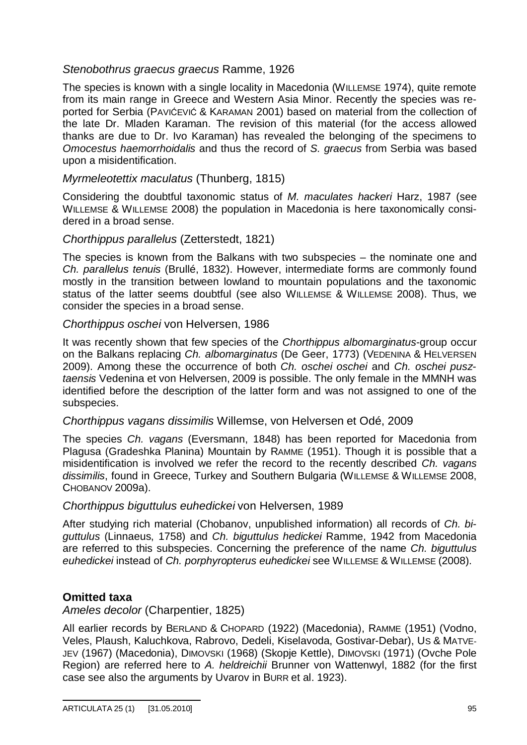*Stenobothrus graecus graecus* Ramme, 1926

The species is known with a single locality in Macedonia (WILLEMSE 1974), quite remote from its main range in Greece and Western Asia Minor. Recently the species was reported for Serbia (PAVIĆEVIĆ & KARAMAN 2001) based on material from the collection of the late Dr. Mladen Karaman. The revision of this material (for the access allowed thanks are due to Dr. Ivo Karaman) has revealed the belonging of the specimens to *Omocestus haemorrhoidalis* and thus the record of *S. graecus* from Serbia was based upon a misidentification.

*Myrmeleotettix maculatus* (Thunberg, 1815)

Considering the doubtful taxonomic status of *M. maculates hackeri* Harz, 1987 (see WILLEMSE & WILLEMSE 2008) the population in Macedonia is here taxonomically considered in a broad sense.

*Chorthippus parallelus* (Zetterstedt, 1821)

The species is known from the Balkans with two subspecies – the nominate one and *Ch. parallelus tenuis* (Brullé, 1832). However, intermediate forms are commonly found mostly in the transition between lowland to mountain populations and the taxonomic status of the latter seems doubtful (see also WILLEMSE & WILLEMSE 2008). Thus, we consider the species in a broad sense.

*Chorthippus oschei* von Helversen, 1986

It was recently shown that few species of the *Chorthippus albomarginatus*-group occur on the Balkans replacing *Ch. albomarginatus* (De Geer, 1773) (VEDENINA & HELVERSEN 2009). Among these the occurrence of both *Ch. oschei oschei* and *Ch. oschei pusztaensis* Vedenina et von Helversen, 2009 is possible. The only female in the MMNH was identified before the description of the latter form and was not assigned to one of the subspecies.

*Chorthippus vagans dissimilis* Willemse, von Helversen et Odé, 2009

The species *Ch. vagans* (Eversmann, 1848) has been reported for Macedonia from Plagusa (Gradeshka Planina) Mountain by RAMME (1951). Though it is possible that a misidentification is involved we refer the record to the recently described *Ch. vagans dissimilis*, found in Greece, Turkey and Southern Bulgaria (WILLEMSE & WILLEMSE 2008, CHOBANOV 2009a).

*Chorthippus biguttulus euhedickei* von Helversen, 1989

After studying rich material (Chobanov, unpublished information) all records of *Ch. biguttulus* (Linnaeus, 1758) and *Ch. biguttulus hedickei* Ramme, 1942 from Macedonia are referred to this subspecies. Concerning the preference of the name *Ch. biguttulus euhedickei* instead of *Ch. porphyropterus euhedickei* see WILLEMSE & WILLEMSE (2008).

## Omitted taxa

*Ameles decolor* (Charpentier, 1825)

All earlier records by BERLAND & CHOPARD (1922) (Macedonia), RAMME (1951) (Vodno, Veles, Plaush, Kaluchkova, Rabrovo, Dedeli, Kiselavoda, Gostivar-Debar), US & MATVEJEV (1967) (Macedonia), DIMOVSKI (1968) (Skopje Kettle), DIMOVSKI (1971) (Ovche Pole Region) are referred here to *A. heldreichii* Brunner von Wattenwyl, 1882 (for the first case see also the arguments by Uvarov in BURR et al. 1923).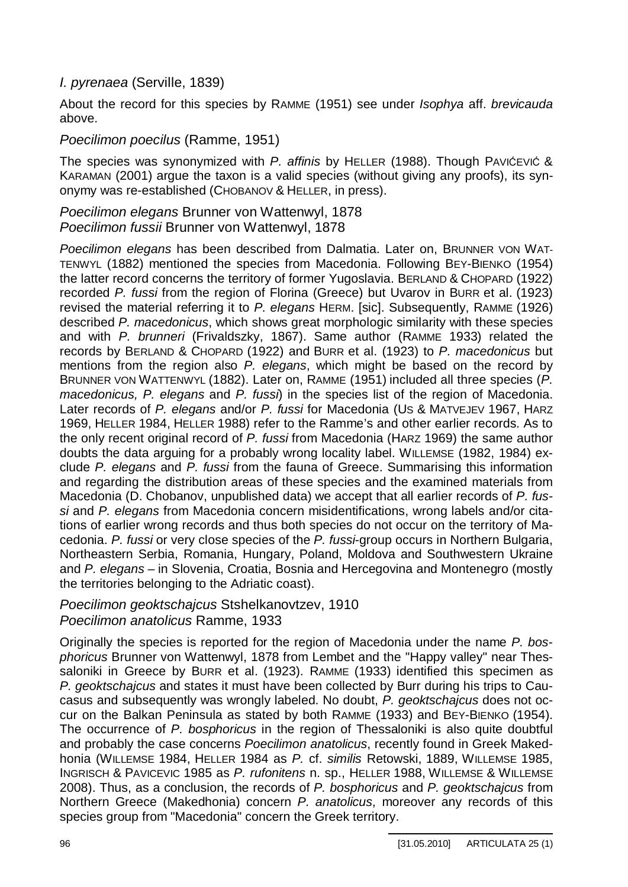*I. pyrenaea* (Serville, 1839)

About the record for this species by RAMME (1951) see under *Isophya* aff. *brevicauda* above.

*Poecilimon poecilus* (Ramme, 1951)

The species was synonymized with *P. affinis* by HELLER (1988). Though PAVIĆEVIĆ & KARAMAN (2001) argue the taxon is a valid species (without giving any proofs), its synonymy was re-established (CHOBANOV & HELLER, in press).

*Poecilimon elegans* Brunner von Wattenwyl, 1878
*Poecilimon fussii* Brunner von Wattenwyl, 1878

*Poecilimon elegans* has been described from Dalmatia. Later on, BRUNNER VON WATTENWYL (1882) mentioned the species from Macedonia. Following BEY-BIENKO (1954) the latter record concerns the territory of former Yugoslavia. BERLAND & CHOPARD (1922) recorded *P. fussi* from the region of Florina (Greece) but Uvarov in BURR et al. (1923) revised the material referring it to *P. elegans* HERM. [sic]. Subsequently, RAMME (1926) described *P. macedonicus*, which shows great morphologic similarity with these species and with *P. brunneri* (Frivaldszky, 1867). Same author (RAMME 1933) related the records by BERLAND & CHOPARD (1922) and BURR et al. (1923) to *P. macedonicus* but mentions from the region also *P. elegans*, which might be based on the record by BRUNNER VON WATTENWYL (1882). Later on, RAMME (1951) included all three species (*P. macedonicus, P. elegans* and *P. fussi*) in the species list of the region of Macedonia. Later records of *P. elegans* and/or *P. fussi* for Macedonia (US & MATVEJEV 1967, HARZ 1969, HELLER 1984, HELLER 1988) refer to the Ramme's and other earlier records. As to the only recent original record of *P. fussi* from Macedonia (HARZ 1969) the same author doubts the data arguing for a probably wrong locality label. WILLEMSE (1982, 1984) exclude *P. elegans* and *P. fussi* from the fauna of Greece. Summarising this information and regarding the distribution areas of these species and the examined materials from Macedonia (D. Chobanov, unpublished data) we accept that all earlier records of *P. fussi* and *P. elegans* from Macedonia concern misidentifications, wrong labels and/or citations of earlier wrong records and thus both species do not occur on the territory of Macedonia. *P. fussi* or very close species of the *P. fussi*-group occurs in Northern Bulgaria, Northeastern Serbia, Romania, Hungary, Poland, Moldova and Southwestern Ukraine and *P. elegans* – in Slovenia, Croatia, Bosnia and Hercegovina and Montenegro (mostly the territories belonging to the Adriatic coast).

*Poecilimon geoktschajcus* Stshelkanovtzev, 1910
*Poecilimon anatolicus* Ramme, 1933

Originally the species is reported for the region of Macedonia under the name *P. bosphoricus* Brunner von Wattenwyl, 1878 from Lembet and the "Happy valley" near Thessaloniki in Greece by BURR et al. (1923). RAMME (1933) identified this specimen as *P. geoktschajcus* and states it must have been collected by Burr during his trips to Caucasus and subsequently was wrongly labeled. No doubt, *P. geoktschajcus* does not occur on the Balkan Peninsula as stated by both RAMME (1933) and BEY-BIENKO (1954). The occurrence of *P. bosphoricus* in the region of Thessaloniki is also quite doubtful and probably the case concerns *Poecilimon anatolicus*, recently found in Greek Makedhonia (WILLEMSE 1984, HELLER 1984 as *P.* cf. *similis* Retowski, 1889, WILLEMSE 1985, INGRISCH & PAVICEVIC 1985 as *P. rufonitens* n. sp., HELLER 1988, WILLEMSE & WILLEMSE 2008). Thus, as a conclusion, the records of *P. bosphoricus* and *P. geoktschajcus* from Northern Greece (Makedhonia) concern *P. anatolicus*, moreover any records of this species group from "Macedonia" concern the Greek territory.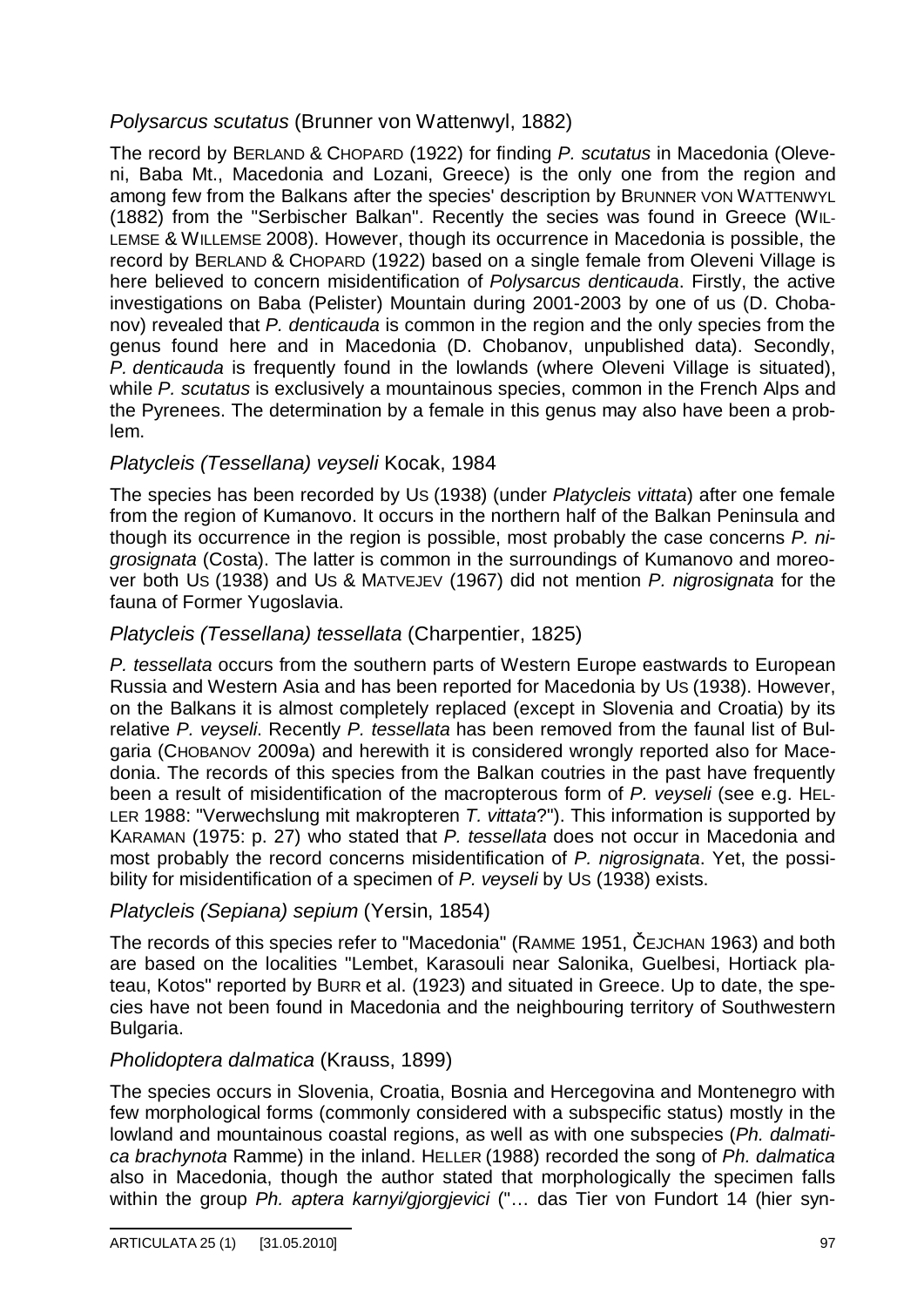### *Polysarcus scutatus* (Brunner von Wattenwyl, 1882)

The record by BERLAND & CHOPARD (1922) for finding *P. scutatus* in Macedonia (Oleveni, Baba Mt., Macedonia and Lozani, Greece) is the only one from the region and among few from the Balkans after the species' description by BRUNNER VON WATTENWYL (1882) from the "Serbischer Balkan". Recently the secies was found in Greece (WILLEMSE & WILLEMSE 2008). However, though its occurrence in Macedonia is possible, the record by BERLAND & CHOPARD (1922) based on a single female from Oleveni Village is here believed to concern misidentification of *Polysarcus denticauda*. Firstly, the active investigations on Baba (Pelister) Mountain during 2001-2003 by one of us (D. Chobanov) revealed that *P. denticauda* is common in the region and the only species from the genus found here and in Macedonia (D. Chobanov, unpublished data). Secondly, *P. denticauda* is frequently found in the lowlands (where Oleveni Village is situated), while *P. scutatus* is exclusively a mountainous species, common in the French Alps and the Pyrenees. The determination by a female in this genus may also have been a problem.

### *Platycleis (Tessellana) veyseli* Kocak, 1984

The species has been recorded by US (1938) (under *Platycleis vittata*) after one female from the region of Kumanovo. It occurs in the northern half of the Balkan Peninsula and though its occurrence in the region is possible, most probably the case concerns *P. nigrosignata* (Costa). The latter is common in the surroundings of Kumanovo and moreover both US (1938) and US & MATVEJEV (1967) did not mention *P. nigrosignata* for the fauna of Former Yugoslavia.

### *Platycleis (Tessellana) tessellata* (Charpentier, 1825)

*P. tessellata* occurs from the southern parts of Western Europe eastwards to European Russia and Western Asia and has been reported for Macedonia by US (1938). However, on the Balkans it is almost completely replaced (except in Slovenia and Croatia) by its relative *P. veyseli*. Recently *P. tessellata* has been removed from the faunal list of Bulgaria (CHOBANOV 2009a) and herewith it is considered wrongly reported also for Macedonia. The records of this species from the Balkan coutries in the past have frequently been a result of misidentification of the macropterous form of *P. veyseli* (see e.g. HELLER 1988: "Verwechslung mit makropteren *T. vittata*?"). This information is supported by KARAMAN (1975: p. 27) who stated that *P. tessellata* does not occur in Macedonia and most probably the record concerns misidentification of *P. nigrosignata*. Yet, the possibility for misidentification of a specimen of *P. veyseli* by US (1938) exists.

### *Platycleis (Sepiana) sepium* (Yersin, 1854)

The records of this species refer to "Macedonia" (RAMME 1951, ČEJCHAN 1963) and both are based on the localities "Lembet, Karasouli near Salonika, Guelbesi, Hortiack plateau, Kotos" reported by BURR et al. (1923) and situated in Greece. Up to date, the species have not been found in Macedonia and the neighbouring territory of Southwestern Bulgaria.

### *Pholidoptera dalmatica* (Krauss, 1899)

The species occurs in Slovenia, Croatia, Bosnia and Hercegovina and Montenegro with few morphological forms (commonly considered with a subspecific status) mostly in the lowland and mountainous coastal regions, as well as with one subspecies (*Ph. dalmatica brachynota* Ramme) in the inland. HELLER (1988) recorded the song of *Ph. dalmatica* also in Macedonia, though the author stated that morphologically the specimen falls within the group *Ph. aptera karnyi/gjorgjevici* ("… das Tier von Fundort 14 (hier syn-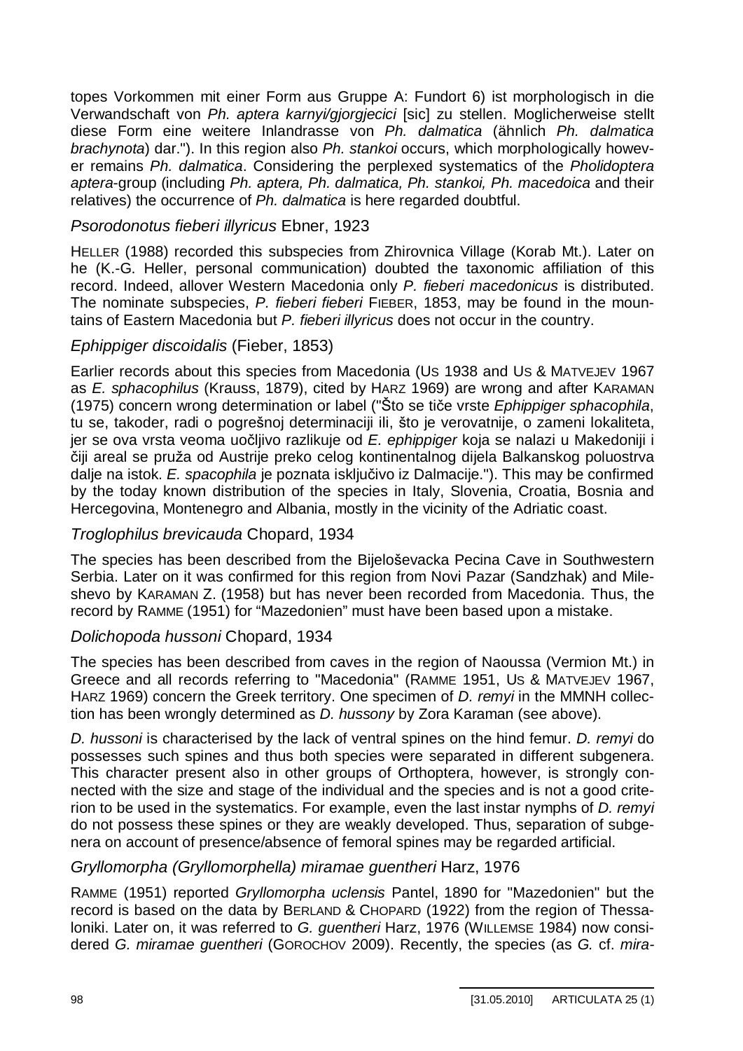topes Vorkommen mit einer Form aus Gruppe A: Fundort 6) ist morphologisch in die Verwandschaft von *Ph. aptera karnyi/gjorgjecici* [sic] zu stellen. Moglicherweise stellt diese Form eine weitere Inlandrasse von *Ph. dalmatica* (ähnlich *Ph. dalmatica brachynota*) dar."). In this region also *Ph. stankoi* occurs, which morphologically however remains *Ph. dalmatica*. Considering the perplexed systematics of the *Pholidoptera aptera*-group (including *Ph. aptera, Ph. dalmatica, Ph. stankoi, Ph. macedoica* and their relatives) the occurrence of *Ph. dalmatica* is here regarded doubtful.

### *Psorodonotus fieberi illyricus* Ebner, 1923

HELLER (1988) recorded this subspecies from Zhirovnica Village (Korab Mt.). Later on he (K.-G. Heller, personal communication) doubted the taxonomic affiliation of this record. Indeed, allover Western Macedonia only *P. fieberi macedonicus* is distributed. The nominate subspecies, *P. fieberi fieberi* FIEBER, 1853, may be found in the mountains of Eastern Macedonia but *P. fieberi illyricus* does not occur in the country.

### *Ephippiger discoidalis* (Fieber, 1853)

Earlier records about this species from Macedonia (US 1938 and US & MATVEJEV 1967 as *E. sphacophilus* (Krauss, 1879), cited by HARZ 1969) are wrong and after KARAMAN (1975) concern wrong determination or label ("Što se tiče vrste *Ephippiger sphacophila*, tu se, takoder, radi o pogrešnoj determinaciji ili, što je verovatnije, o zameni lokaliteta, jer se ova vrsta veoma uočljivo razlikuje od *E. ephippiger* koja se nalazi u Makedoniji i čiji areal se pruža od Austrije preko celog kontinentalnog dijela Balkanskog poluostrva dalje na istok. *E. spacophila* je poznata isključivo iz Dalmacije."). This may be confirmed by the today known distribution of the species in Italy, Slovenia, Croatia, Bosnia and Hercegovina, Montenegro and Albania, mostly in the vicinity of the Adriatic coast.

### *Troglophilus brevicauda* Chopard, 1934

The species has been described from the Bijeloševacka Pecina Cave in Southwestern Serbia. Later on it was confirmed for this region from Novi Pazar (Sandzhak) and Mileshevo by KARAMAN Z. (1958) but has never been recorded from Macedonia. Thus, the record by RAMME (1951) for "Mazedonien" must have been based upon a mistake.

### *Dolichopoda hussoni* Chopard, 1934

The species has been described from caves in the region of Naoussa (Vermion Mt.) in Greece and all records referring to "Macedonia" (RAMME 1951, US & MATVEJEV 1967, HARZ 1969) concern the Greek territory. One specimen of *D. remyi* in the MMNH collection has been wrongly determined as *D. hussony* by Zora Karaman (see above).

*D. hussoni* is characterised by the lack of ventral spines on the hind femur. *D. remyi* do possesses such spines and thus both species were separated in different subgenera. This character present also in other groups of Orthoptera, however, is strongly connected with the size and stage of the individual and the species and is not a good criterion to be used in the systematics. For example, even the last instar nymphs of *D. remyi* do not possess these spines or they are weakly developed. Thus, separation of subgenera on account of presence/absence of femoral spines may be regarded artificial.

### *Gryllomorpha (Gryllomorphella) miramae guentheri* Harz, 1976

RAMME (1951) reported *Gryllomorpha uclensis* Pantel, 1890 for "Mazedonien" but the record is based on the data by BERLAND & CHOPARD (1922) from the region of Thessaloniki. Later on, it was referred to *G. guentheri* Harz, 1976 (WILLEMSE 1984) now considered *G. miramae guentheri* (GOROCHOV 2009). Recently, the species (as *G.* cf. *mira-*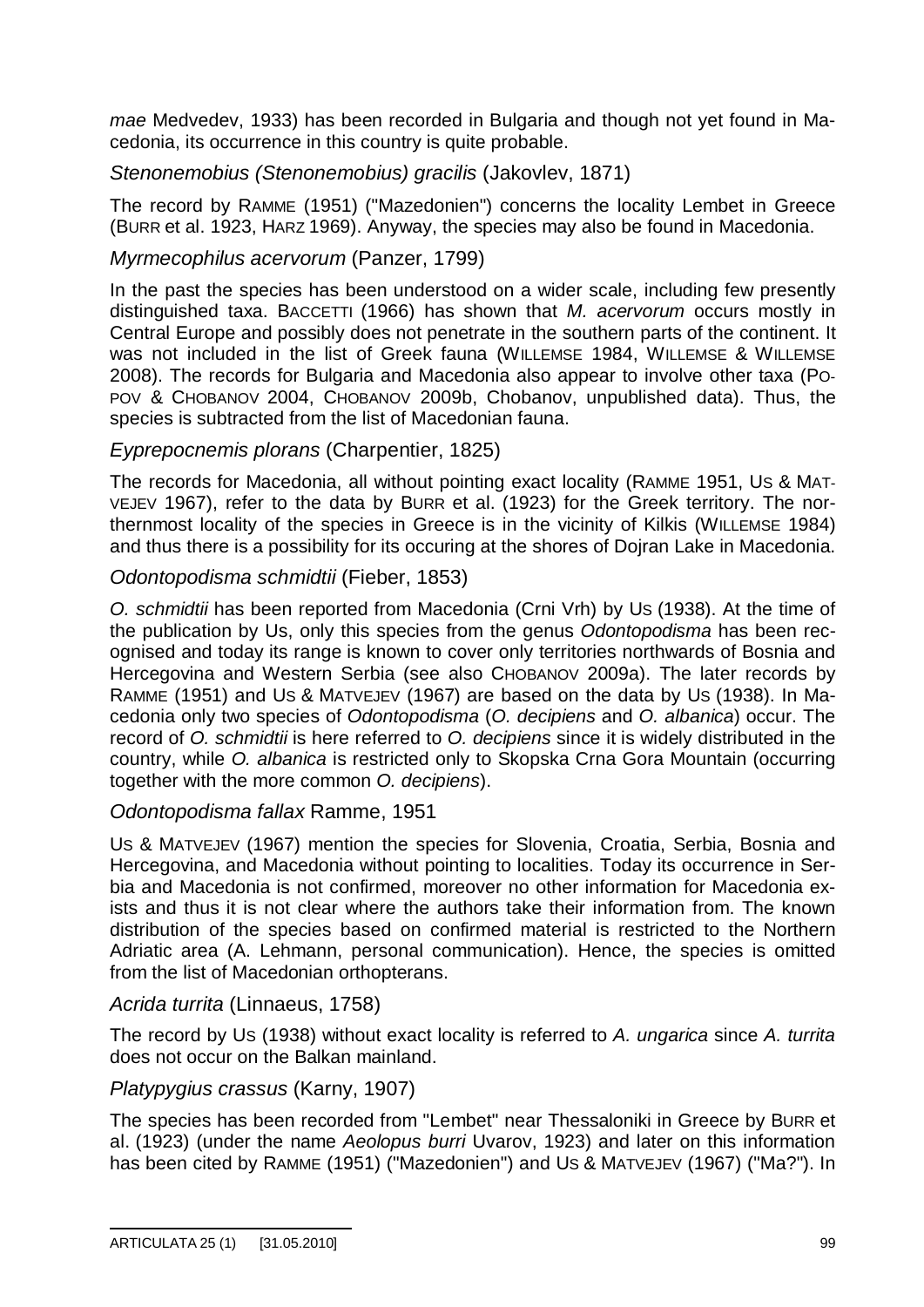*mae* Medvedev, 1933) has been recorded in Bulgaria and though not yet found in Macedonia, its occurrence in this country is quite probable.

### *Stenonemobius (Stenonemobius) gracilis* (Jakovlev, 1871)

The record by RAMME (1951) ("Mazedonien") concerns the locality Lembet in Greece (BURR et al. 1923, HARZ 1969). Anyway, the species may also be found in Macedonia.

### *Myrmecophilus acervorum* (Panzer, 1799)

In the past the species has been understood on a wider scale, including few presently distinguished taxa. BACCETTI (1966) has shown that *M. acervorum* occurs mostly in Central Europe and possibly does not penetrate in the southern parts of the continent. It was not included in the list of Greek fauna (WILLEMSE 1984, WILLEMSE & WILLEMSE 2008). The records for Bulgaria and Macedonia also appear to involve other taxa (POPOV & CHOBANOV 2004, CHOBANOV 2009b, Chobanov, unpublished data). Thus, the species is subtracted from the list of Macedonian fauna.

### *Eyprepocnemis plorans* (Charpentier, 1825)

The records for Macedonia, all without pointing exact locality (RAMME 1951, US & MATVEJEV 1967), refer to the data by BURR et al. (1923) for the Greek territory. The northernmost locality of the species in Greece is in the vicinity of Kilkis (WILLEMSE 1984) and thus there is a possibility for its occuring at the shores of Dojran Lake in Macedonia.

### *Odontopodisma schmidtii* (Fieber, 1853)

*O. schmidtii* has been reported from Macedonia (Crni Vrh) by US (1938). At the time of the publication by Us, only this species from the genus *Odontopodisma* has been recognised and today its range is known to cover only territories northwards of Bosnia and Hercegovina and Western Serbia (see also CHOBANOV 2009a). The later records by RAMME (1951) and US & MATVEJEV (1967) are based on the data by US (1938). In Macedonia only two species of *Odontopodisma* (*O. decipiens* and *O. albanica*) occur. The record of *O. schmidtii* is here referred to *O. decipiens* since it is widely distributed in the country, while *O. albanica* is restricted only to Skopska Crna Gora Mountain (occurring together with the more common *O. decipiens*).

### *Odontopodisma fallax* Ramme, 1951

US & MATVEJEV (1967) mention the species for Slovenia, Croatia, Serbia, Bosnia and Hercegovina, and Macedonia without pointing to localities. Today its occurrence in Serbia and Macedonia is not confirmed, moreover no other information for Macedonia exists and thus it is not clear where the authors take their information from. The known distribution of the species based on confirmed material is restricted to the Northern Adriatic area (A. Lehmann, personal communication). Hence, the species is omitted from the list of Macedonian orthopterans.

### *Acrida turrita* (Linnaeus, 1758)

The record by US (1938) without exact locality is referred to *A. ungarica* since *A. turrita* does not occur on the Balkan mainland.

### *Platypygius crassus* (Karny, 1907)

The species has been recorded from "Lembet" near Thessaloniki in Greece by BURR et al. (1923) (under the name *Aeolopus burri* Uvarov, 1923) and later on this information has been cited by RAMME (1951) ("Mazedonien") and US & MATVEJEV (1967) ("Ma?"). In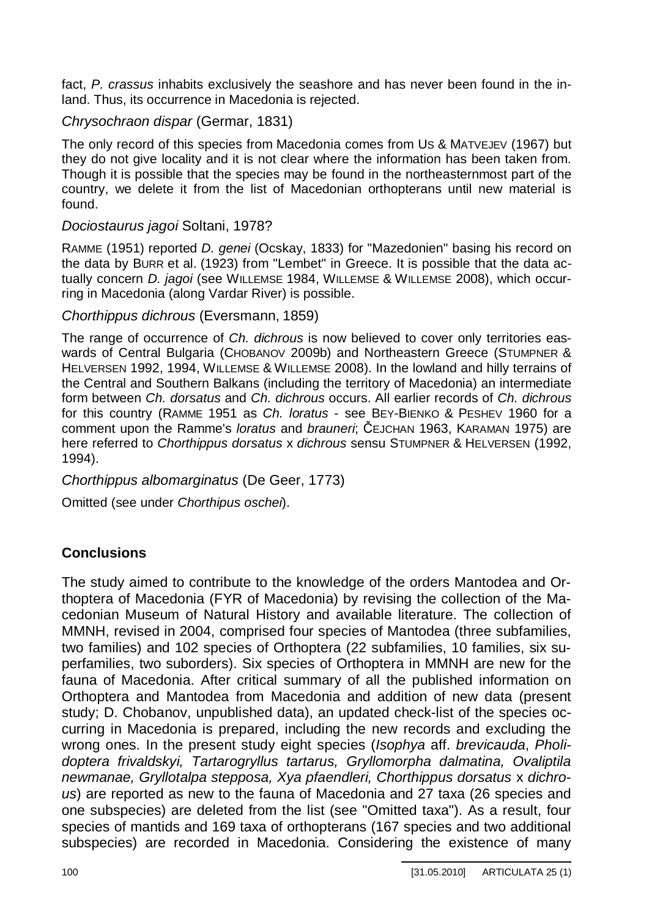fact, *P. crassus* inhabits exclusively the seashore and has never been found in the inland. Thus, its occurrence in Macedonia is rejected.

*Chrysochraon dispar* (Germar, 1831)

The only record of this species from Macedonia comes from US & MATVEJEV (1967) but they do not give locality and it is not clear where the information has been taken from. Though it is possible that the species may be found in the northeasternmost part of the country, we delete it from the list of Macedonian orthopterans until new material is found.

*Dociostaurus jagoi* Soltani, 1978?

RAMME (1951) reported *D. genei* (Ocskay, 1833) for "Mazedonien" basing his record on the data by BURR et al. (1923) from "Lembet" in Greece. It is possible that the data actually concern *D. jagoi* (see WILLEMSE 1984, WILLEMSE & WILLEMSE 2008), which occurring in Macedonia (along Vardar River) is possible.

*Chorthippus dichrous* (Eversmann, 1859)

The range of occurrence of *Ch. dichrous* is now believed to cover only territories haswards of Central Bulgaria (CHOBANOV 2009b) and Northeastern Greece (STUMPNER & HELVERSEN 1992, 1994, WILLEMSE & WILLEMSE 2008). In the lowland and hilly terrains of the Central and Southern Balkans (including the territory of Macedonia) an intermediate form between *Ch. dorsatus* and *Ch. dichrous* occurs. All earlier records of *Ch. dichrous* for this country (RAMME 1951 as *Ch. loratus* - see BEY-BIENKO & PESHEV 1960 for a comment upon the Ramme's *loratus* and *brauneri*; ČEJCHAN 1963, KARAMAN 1975) are here referred to *Chorthippus dorsatus* x *dichrous* sensu STUMPNER & HELVERSEN (1992, 1994).

*Chorthippus albomarginatus* (De Geer, 1773)

Omitted (see under *Chorthipus oschei*).

## Conclusions

The study aimed to contribute to the knowledge of the orders Mantodea and Orthoptera of Macedonia (FYR of Macedonia) by revising the collection of the Macedonian Museum of Natural History and available literature. The collection of MMNH, revised in 2004, comprised four species of Mantodea (three subfamilies, two families) and 102 species of Orthoptera (22 subfamilies, 10 families, six superfamilies, two suborders). Six species of Orthoptera in MMNH are new for the fauna of Macedonia. After critical summary of all the published information on Orthoptera and Mantodea from Macedonia and addition of new data (present study; D. Chobanov, unpublished data), an updated check-list of the species occurring in Macedonia is prepared, including the new records and excluding the wrong ones. In the present study eight species (*Isophya* aff. *brevicauda*, *Pholidoptera frivaldskyi, Tartarogryllus tartarus, Gryllomorpha dalmatina, Ovaliptila newmanae, Gryllotalpa stepposa, Xya pfaendleri, Chorthippus dorsatus* x *dichrous*) are reported as new to the fauna of Macedonia and 27 taxa (26 species and one subspecies) are deleted from the list (see "Omitted taxa"). As a result, four species of mantids and 169 taxa of orthopterans (167 species and two additional subspecies) are recorded in Macedonia. Considering the existence of many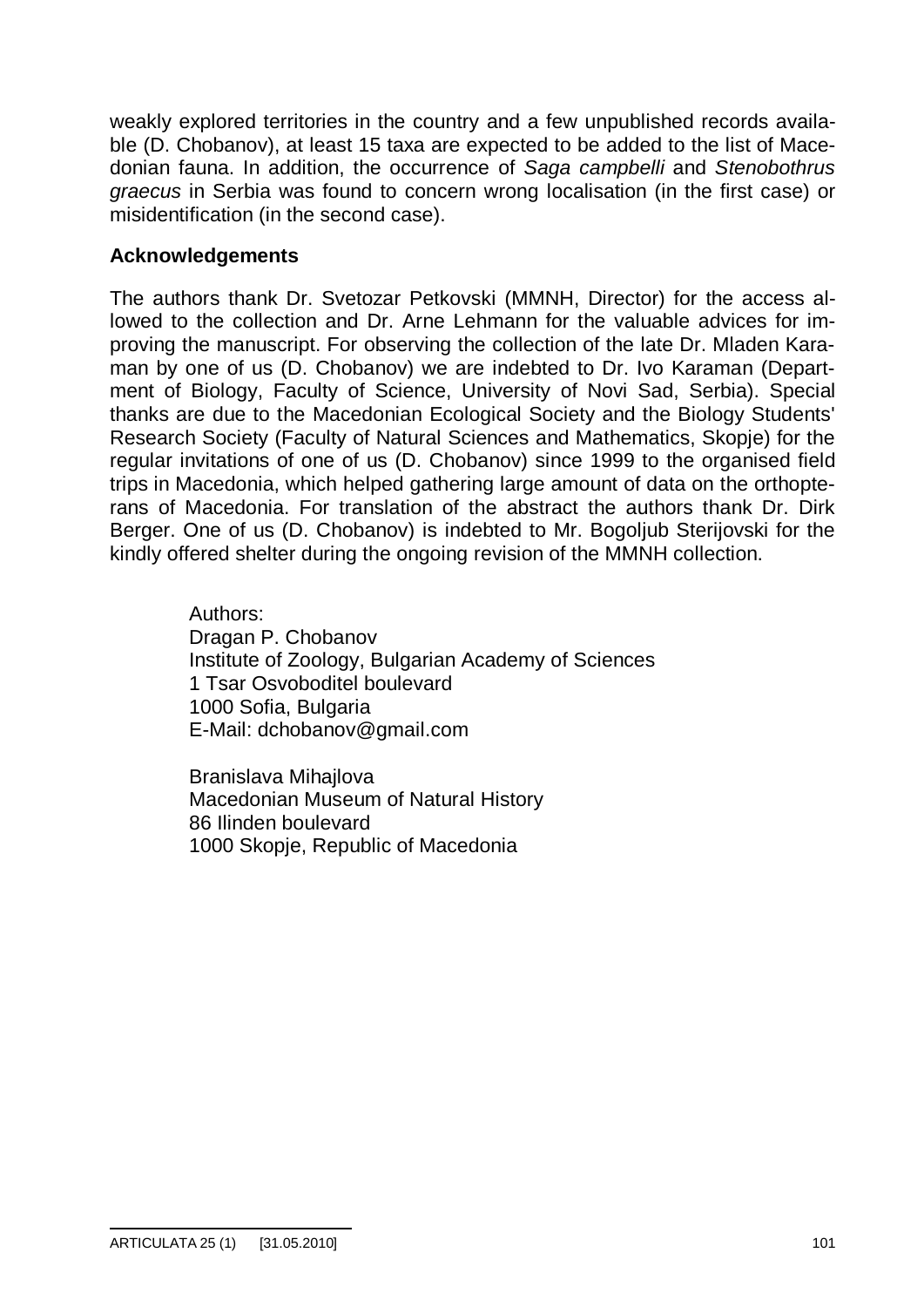weakly explored territories in the country and a few unpublished records available (D. Chobanov), at least 15 taxa are expected to be added to the list of Macedonian fauna. In addition, the occurrence of *Saga campbelli* and *Stenobothrus graecus* in Serbia was found to concern wrong localisation (in the first case) or misidentification (in the second case).

## Acknowledgements

The authors thank Dr. Svetozar Petkovski (MMNH, Director) for the access allowed to the collection and Dr. Arne Lehmann for the valuable advices for improving the manuscript. For observing the collection of the late Dr. Mladen Karaman by one of us (D. Chobanov) we are indebted to Dr. Ivo Karaman (Department of Biology, Faculty of Science, University of Novi Sad, Serbia). Special thanks are due to the Macedonian Ecological Society and the Biology Students' Research Society (Faculty of Natural Sciences and Mathematics, Skopje) for the regular invitations of one of us (D. Chobanov) since 1999 to the organised field trips in Macedonia, which helped gathering large amount of data on the orthopterans of Macedonia. For translation of the abstract the authors thank Dr. Dirk Berger. One of us (D. Chobanov) is indebted to Mr. Bogoljub Sterijovski for the kindly offered shelter during the ongoing revision of the MMNH collection.

Authors:
Dragan P. Chobanov
Institute of Zoology, Bulgarian Academy of Sciences
1 Tsar Osvoboditel boulevard
1000 Sofia, Bulgaria
E-Mail: dchobanov@gmail.com

Branislava Mihajlova
Macedonian Museum of Natural History
86 Ilinden boulevard
1000 Skopje, Republic of Macedonia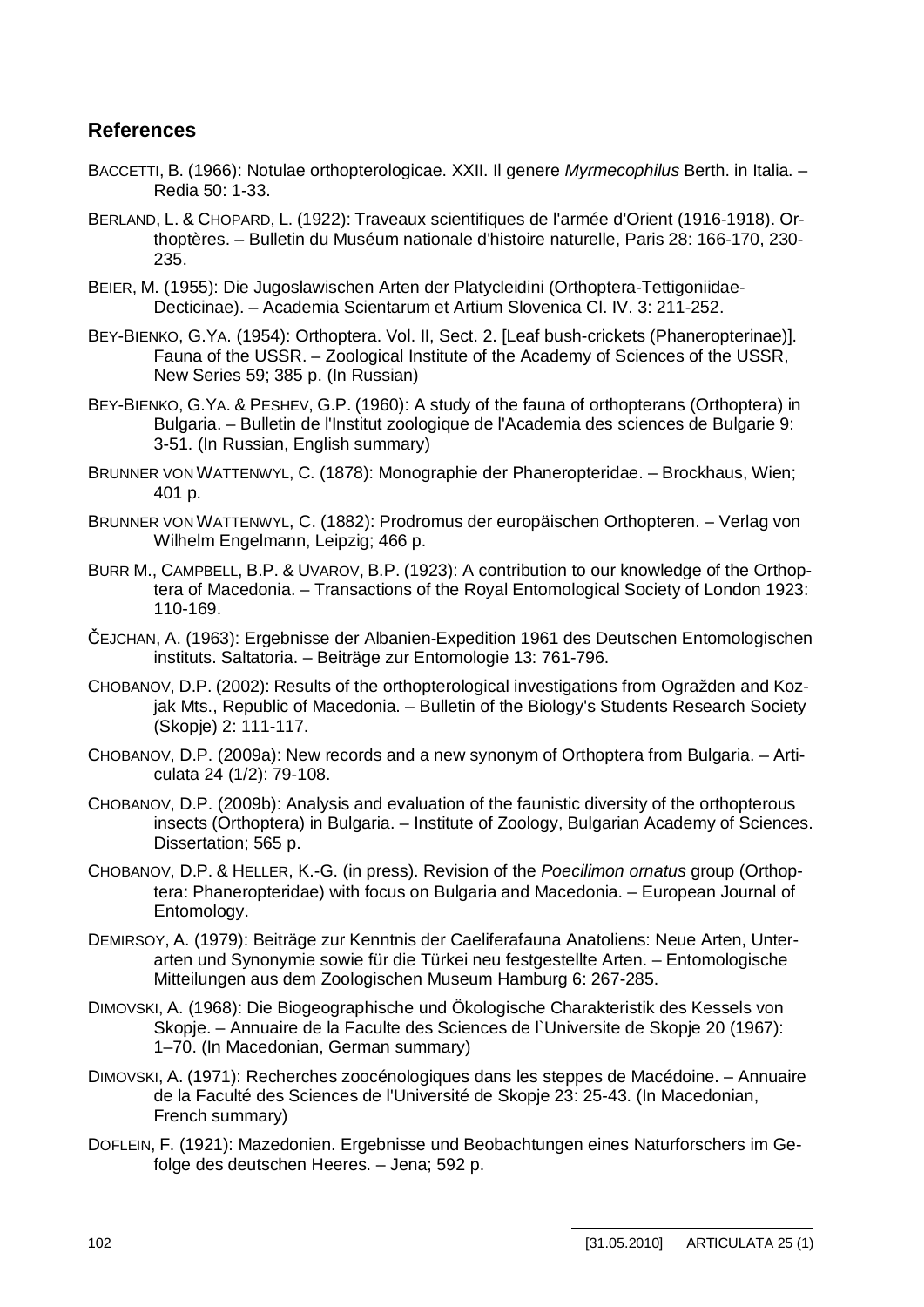## References

BACCETTI, B. (1966): Notulae orthopterologicae. XXII. Il genere *Myrmecophilus* Berth. in Italia. – Redia 50: 1-33.

BERLAND, L. & CHOPARD, L. (1922): Traveaux scientifiques de l'armée d'Orient (1916-1918). Orthoptères. – Bulletin du Muséum nationale d'histoire naturelle, Paris 28: 166-170, 230-235.

BEIER, M. (1955): Die Jugoslawischen Arten der Platycleidini (Orthoptera-Tettigoniidae-Decticinae). – Academia Scientarum et Artium Slovenica Cl. IV. 3: 211-252.

BEY-BIENKO, G.YA. (1954): Orthoptera. Vol. II, Sect. 2. [Leaf bush-crickets (Phaneropterinae)]. Fauna of the USSR. – Zoological Institute of the Academy of Sciences of the USSR, New Series 59; 385 p. (In Russian)

BEY-BIENKO, G.YA. & PESHEV, G.P. (1960): A study of the fauna of orthopterans (Orthoptera) in Bulgaria. – Bulletin de l'Institut zoologique de l'Academia des sciences de Bulgarie 9: 3-51. (In Russian, English summary)

BRUNNER VON WATTENWYL, C. (1878): Monographie der Phaneropteridae. – Brockhaus, Wien; 401 p.

BRUNNER VON WATTENWYL, C. (1882): Prodromus der europäischen Orthopteren. – Verlag von Wilhelm Engelmann, Leipzig; 466 p.

BURR M., CAMPBELL, B.P. & UVAROV, B.P. (1923): A contribution to our knowledge of the Orthoptera of Macedonia. – Transactions of the Royal Entomological Society of London 1923: 110-169.

ČEJCHAN, A. (1963): Ergebnisse der Albanien-Expedition 1961 des Deutschen Entomologischen instituts. Saltatoria. – Beiträge zur Entomologie 13: 761-796.

CHOBANOV, D.P. (2002): Results of the orthopterological investigations from Ogražden and Kozjak Mts., Republic of Macedonia. – Bulletin of the Biology's Students Research Society (Skopje) 2: 111-117.

CHOBANOV, D.P. (2009a): New records and a new synonym of Orthoptera from Bulgaria. – Articulata 24 (1/2): 79-108.

CHOBANOV, D.P. (2009b): Analysis and evaluation of the faunistic diversity of the orthopterous insects (Orthoptera) in Bulgaria. – Institute of Zoology, Bulgarian Academy of Sciences. Dissertation; 565 p.

CHOBANOV, D.P. & HELLER, K.-G. (in press). Revision of the *Poecilimon ornatus* group (Orthoptera: Phaneropteridae) with focus on Bulgaria and Macedonia. – European Journal of Entomology.

DEMIRSOY, A. (1979): Beiträge zur Kenntnis der Caeliferafauna Anatoliens: Neue Arten, Unterarten und Synonymie sowie für die Türkei neu festgestellte Arten. – Entomologische Mitteilungen aus dem Zoologischen Museum Hamburg 6: 267-285.

DIMOVSKI, A. (1968): Die Biogeographische und Ökologische Charakteristik des Kessels von Skopje. – Annuaire de la Faculte des Sciences de l`Universite de Skopje 20 (1967): 1–70. (In Macedonian, German summary)

DIMOVSKI, A. (1971): Recherches zoocénologiques dans les steppes de Macédoine. – Annuaire de la Faculté des Sciences de l'Université de Skopje 23: 25-43. (In Macedonian, French summary)

DOFLEIN, F. (1921): Mazedonien. Ergebnisse und Beobachtungen eines Naturforschers im Gefolge des deutschen Heeres. – Jena; 592 p.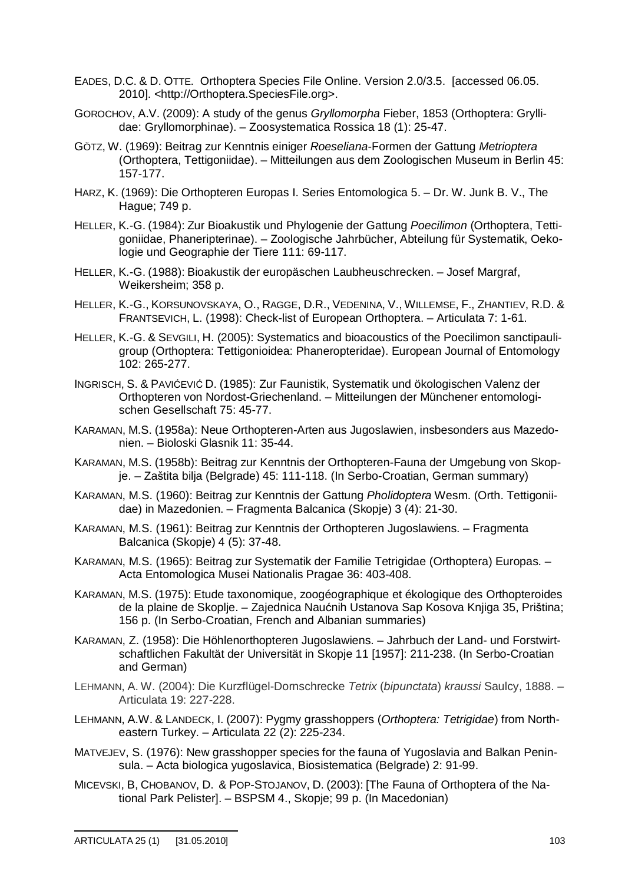EADES, D.C. & D. OTTE. Orthoptera Species File Online. Version 2.0/3.5. [accessed 06.05. 2010]. <http://Orthoptera.SpeciesFile.org>.

GOROCHOV, A.V. (2009): A study of the genus *Gryllomorpha* Fieber, 1853 (Orthoptera: Gryllidae: Gryllomorphinae). – Zoosystematica Rossica 18 (1): 25-47.

GÖTZ, W. (1969): Beitrag zur Kenntnis einiger *Roeseliana*-Formen der Gattung *Metrioptera* (Orthoptera, Tettigoniidae). – Mitteilungen aus dem Zoologischen Museum in Berlin 45: 157-177.

HARZ, K. (1969): Die Orthopteren Europas I. Series Entomologica 5. – Dr. W. Junk B. V., The Hague; 749 p.

HELLER, K.-G. (1984): Zur Bioakustik und Phylogenie der Gattung *Poecilimon* (Orthoptera, Tettigoniidae, Phaneripterinae). – Zoologische Jahrbücher, Abteilung für Systematik, Oekologie und Geographie der Tiere 111: 69-117.

HELLER, K.-G. (1988): Bioakustik der europäschen Laubheuschrecken. – Josef Margraf, Weikersheim; 358 p.

HELLER, K.-G., KORSUNOVSKAYA, O., RAGGE, D.R., VEDENINA, V., WILLEMSE, F., ZHANTIEV, R.D. & FRANTSEVICH, L. (1998): Check-list of European Orthoptera. – Articulata 7: 1-61.

HELLER, K.-G. & SEVGILI, H. (2005): Systematics and bioacoustics of the Poecilimon sanctipauli-group (Orthoptera: Tettigonioidea: Phaneropteridae). European Journal of Entomology 102: 265-277.

INGRISCH, S. & PAVIĆEVIĆ D. (1985): Zur Faunistik, Systematik und ökologischen Valenz der Orthopteren von Nordost-Griechenland. – Mitteilungen der Münchener entomologischen Gesellschaft 75: 45-77.

KARAMAN, M.S. (1958a): Neue Orthopteren-Arten aus Jugoslawien, insbesonders aus Mazedonien. – Bioloski Glasnik 11: 35-44.

KARAMAN, M.S. (1958b): Beitrag zur Kenntnis der Orthopteren-Fauna der Umgebung von Skopje. – Zaštita bilja (Belgrade) 45: 111-118. (In Serbo-Croatian, German summary)

KARAMAN, M.S. (1960): Beitrag zur Kenntnis der Gattung *Pholidoptera* Wesm. (Orth. Tettigoniidae) in Mazedonien. – Fragmenta Balcanica (Skopje) 3 (4): 21-30.

KARAMAN, M.S. (1961): Beitrag zur Kenntnis der Orthopteren Jugoslawiens. – Fragmenta Balcanica (Skopje) 4 (5): 37-48.

KARAMAN, M.S. (1965): Beitrag zur Systematik der Familie Tetrigidae (Orthoptera) Europas. – Acta Entomologica Musei Nationalis Pragae 36: 403-408.

KARAMAN, M.S. (1975): Etude taxonomique, zoogéographique et ékologique des Orthopteroides de la plaine de Skoplje. – Zajednica Naućnih Ustanova Sap Kosova Knjiga 35, Priština; 156 p. (In Serbo-Croatian, French and Albanian summaries)

KARAMAN, Z. (1958): Die Höhlenorthopteren Jugoslawiens. – Jahrbuch der Land- und Forstwirtschaftlichen Fakultät der Universität in Skopje 11 [1957]: 211-238. (In Serbo-Croatian and German)

LEHMANN, A. W. (2004): Die Kurzflügel-Dornschrecke *Tetrix* (*bipunctata*) *kraussi* Saulcy, 1888. – Articulata 19: 227-228.

LEHMANN, A.W. & LANDECK, I. (2007): Pygmy grasshoppers (*Orthoptera: Tetrigidae*) from North-eastern Turkey. – Articulata 22 (2): 225-234.

MATVEJEV, S. (1976): New grasshopper species for the fauna of Yugoslavia and Balkan Peninsula. – Acta biologica yugoslavica, Biosistematica (Belgrade) 2: 91-99.

MICEVSKI, B, CHOBANOV, D. & POP-STOJANOV, D. (2003): [The Fauna of Orthoptera of the National Park Pelister]. – BSPSM 4., Skopje; 99 p. (In Macedonian)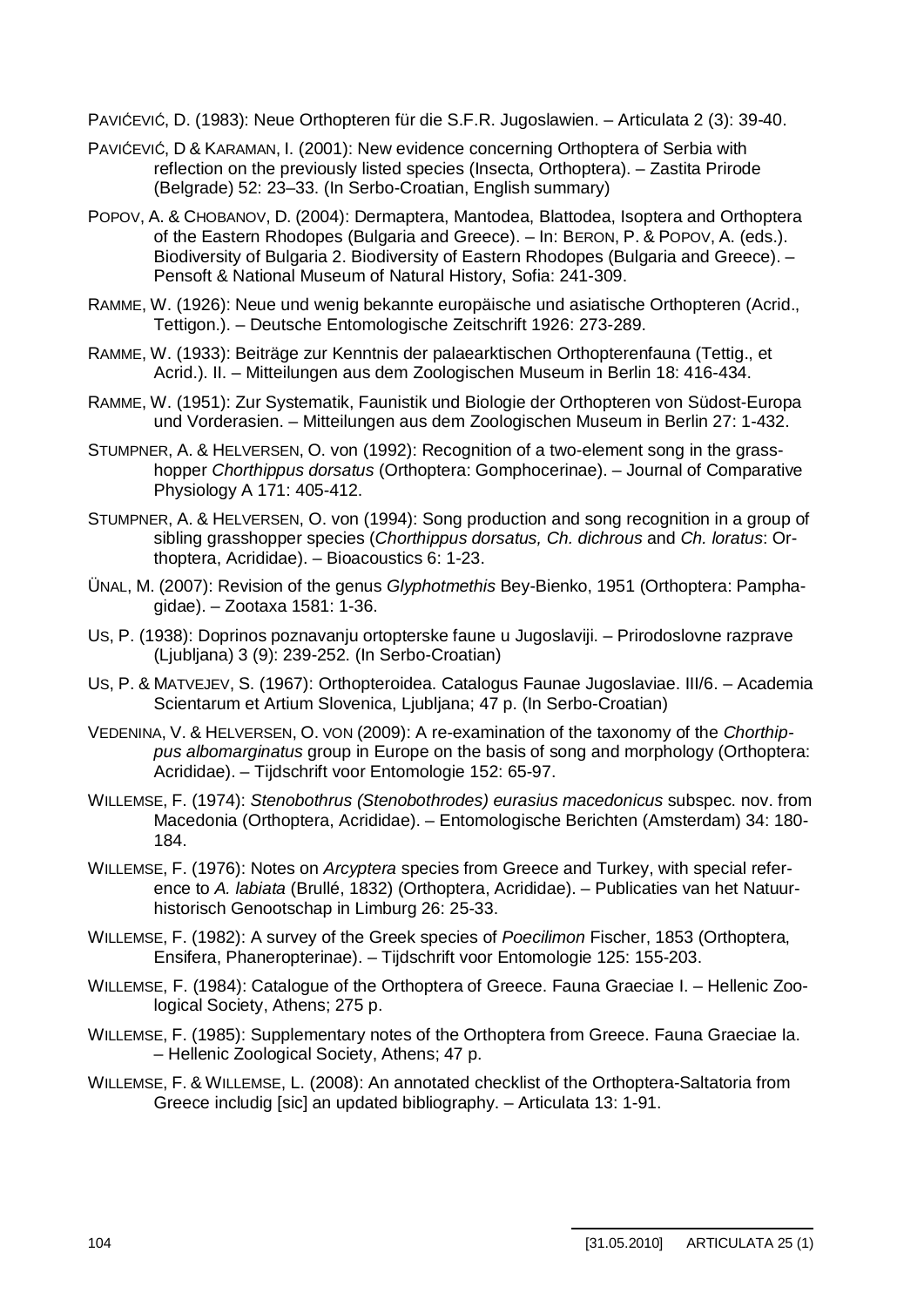PAVIĆEVIĆ, D. (1983): Neue Orthopteren für die S.F.R. Jugoslawien. – Articulata 2 (3): 39-40.

PAVIĆEVIĆ, D & KARAMAN, I. (2001): New evidence concerning Orthoptera of Serbia with reflection on the previously listed species (Insecta, Orthoptera). – Zastita Prirode (Belgrade) 52: 23–33. (In Serbo-Croatian, English summary)

POPOV, A. & CHOBANOV, D. (2004): Dermaptera, Mantodea, Blattodea, Isoptera and Orthoptera of the Eastern Rhodopes (Bulgaria and Greece). – In: BERON, P. & POPOV, A. (eds.). Biodiversity of Bulgaria 2. Biodiversity of Eastern Rhodopes (Bulgaria and Greece). – Pensoft & National Museum of Natural History, Sofia: 241-309.

RAMME, W. (1926): Neue und wenig bekannte europäische und asiatische Orthopteren (Acrid., Tettigon.). – Deutsche Entomologische Zeitschrift 1926: 273-289.

RAMME, W. (1933): Beiträge zur Kenntnis der palaearktischen Orthopterenfauna (Tettig., et Acrid.). II. – Mitteilungen aus dem Zoologischen Museum in Berlin 18: 416-434.

RAMME, W. (1951): Zur Systematik, Faunistik und Biologie der Orthopteren von Südost-Europa und Vorderasien. – Mitteilungen aus dem Zoologischen Museum in Berlin 27: 1-432.

STUMPNER, A. & HELVERSEN, O. von (1992): Recognition of a two-element song in the grasshopper *Chorthippus dorsatus* (Orthoptera: Gomphocerinae). – Journal of Comparative Physiology A 171: 405-412.

STUMPNER, A. & HELVERSEN, O. von (1994): Song production and song recognition in a group of sibling grasshopper species (*Chorthippus dorsatus, Ch. dichrous* and *Ch. loratus*: Orthoptera, Acrididae). – Bioacoustics 6: 1-23.

ÜNAL, M. (2007): Revision of the genus *Glyphotmethis* Bey-Bienko, 1951 (Orthoptera: Pamphagidae). – Zootaxa 1581: 1-36.

US, P. (1938): Doprinos poznavanju ortopterske faune u Jugoslaviji. – Prirodoslovne razprave (Ljubljana) 3 (9): 239-252. (In Serbo-Croatian)

US, P. & MATVEJEV, S. (1967): Orthopteroidea. Catalogus Faunae Jugoslaviae. III/6. – Academia Scientarum et Artium Slovenica, Ljubljana; 47 p. (In Serbo-Croatian)

VEDENINA, V. & HELVERSEN, O. VON (2009): A re-examination of the taxonomy of the *Chorthippus albomarginatus* group in Europe on the basis of song and morphology (Orthoptera: Acrididae). – Tijdschrift voor Entomologie 152: 65-97.

WILLEMSE, F. (1974): *Stenobothrus (Stenobothrodes) eurasius macedonicus* subspec. nov. from Macedonia (Orthoptera, Acrididae). – Entomologische Berichten (Amsterdam) 34: 180-184.

WILLEMSE, F. (1976): Notes on *Arcyptera* species from Greece and Turkey, with special reference to *A. labiata* (Brullé, 1832) (Orthoptera, Acrididae). – Publicaties van het Natuurhistorisch Genootschap in Limburg 26: 25-33.

WILLEMSE, F. (1982): A survey of the Greek species of *Poecilimon* Fischer, 1853 (Orthoptera, Ensifera, Phaneropterinae). – Tijdschrift voor Entomologie 125: 155-203.

WILLEMSE, F. (1984): Catalogue of the Orthoptera of Greece. Fauna Graeciae I. – Hellenic Zoological Society, Athens; 275 p.

WILLEMSE, F. (1985): Supplementary notes of the Orthoptera from Greece. Fauna Graeciae Ia. – Hellenic Zoological Society, Athens; 47 p.

WILLEMSE, F. & WILLEMSE, L. (2008): An annotated checklist of the Orthoptera-Saltatoria from Greece includig [sic] an updated bibliography. – Articulata 13: 1-91.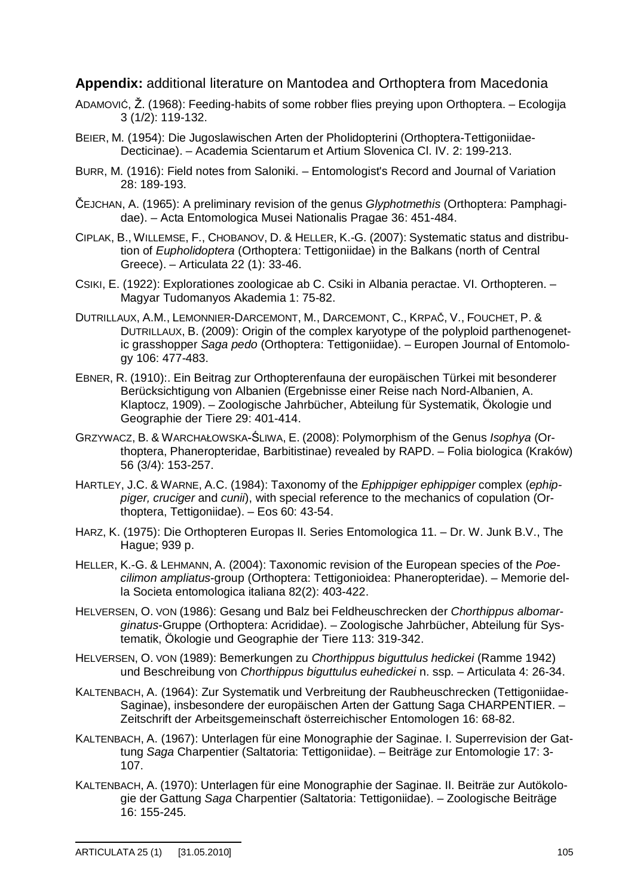**Appendix:** additional literature on Mantodea and Orthoptera from Macedonia

ADAMOVIĆ, Ž. (1968): Feeding-habits of some robber flies preying upon Orthoptera. – Ecologija 3 (1/2): 119-132.

BEIER, M. (1954): Die Jugoslawischen Arten der Pholidopterini (Orthoptera-Tettigoniidae-Decticinae). – Academia Scientarum et Artium Slovenica Cl. IV. 2: 199-213.

BURR, M. (1916): Field notes from Saloniki. – Entomologist's Record and Journal of Variation 28: 189-193.

ČEJCHAN, A. (1965): A preliminary revision of the genus *Glyphotmethis* (Orthoptera: Pamphagidae). – Acta Entomologica Musei Nationalis Pragae 36: 451-484.

CIPLAK, B., WILLEMSE, F., CHOBANOV, D. & HELLER, K.-G. (2007): Systematic status and distribution of *Eupholidoptera* (Orthoptera: Tettigoniidae) in the Balkans (north of Central Greece). – Articulata 22 (1): 33-46.

CSIKI, E. (1922): Explorationes zoologicae ab C. Csiki in Albania peractae. VI. Orthopteren. – Magyar Tudomanyos Akademia 1: 75-82.

DUTRILLAUX, A.M., LEMONNIER-DARCEMONT, M., DARCEMONT, C., KRPAČ, V., FOUCHET, P. & DUTRILLAUX, B. (2009): Origin of the complex karyotype of the polyploid parthenogenetic grasshopper *Saga pedo* (Orthoptera: Tettigoniidae). – Europen Journal of Entomology 106: 477-483.

EBNER, R. (1910):. Ein Beitrag zur Orthopterenfauna der europäischen Türkei mit besonderer Berücksichtigung von Albanien (Ergebnisse einer Reise nach Nord-Albanien, A. Klaptocz, 1909). – Zoologische Jahrbücher, Abteilung für Systematik, Ökologie und Geographie der Tiere 29: 401-414.

GRZYWACZ, B. & WARCHAŁOWSKA-ŚLIWA, E. (2008): Polymorphism of the Genus *Isophya* (Orthoptera, Phaneropteridae, Barbitistinae) revealed by RAPD. – Folia biologica (Kraków) 56 (3/4): 153-257.

HARTLEY, J.C. & WARNE, A.C. (1984): Taxonomy of the *Ephippiger ephippiger* complex (*ephippiger, cruciger* and *cunii*), with special reference to the mechanics of copulation (Orthoptera, Tettigoniidae). – Eos 60: 43-54.

HARZ, K. (1975): Die Orthopteren Europas II. Series Entomologica 11. – Dr. W. Junk B.V., The Hague; 939 p.

HELLER, K.-G. & LEHMANN, A. (2004): Taxonomic revision of the European species of the *Poecilimon ampliatus*-group (Orthoptera: Tettigonioidea: Phaneropteridae). – Memorie della Societa entomologica italiana 82(2): 403-422.

HELVERSEN, O. VON (1986): Gesang und Balz bei Feldheuschrecken der *Chorthippus albomarginatus*-Gruppe (Orthoptera: Acrididae). – Zoologische Jahrbücher, Abteilung für Systematik, Ökologie und Geographie der Tiere 113: 319-342.

HELVERSEN, O. VON (1989): Bemerkungen zu *Chorthippus biguttulus hedickei* (Ramme 1942) und Beschreibung von *Chorthippus biguttulus euhedickei* n. ssp. – Articulata 4: 26-34.

KALTENBACH, A. (1964): Zur Systematik und Verbreitung der Raubheuschrecken (Tettigoniidae-Saginae), insbesondere der europäischen Arten der Gattung Saga CHARPENTIER. – Zeitschrift der Arbeitsgemeinschaft österreichischer Entomologen 16: 68-82.

KALTENBACH, A. (1967): Unterlagen für eine Monographie der Saginae. I. Superrevision der Gattung *Saga* Charpentier (Saltatoria: Tettigoniidae). – Beiträge zur Entomologie 17: 3-107.

KALTENBACH, A. (1970): Unterlagen für eine Monographie der Saginae. II. Beiträe zur Autökologie der Gattung *Saga* Charpentier (Saltatoria: Tettigoniidae). – Zoologische Beiträge 16: 155-245.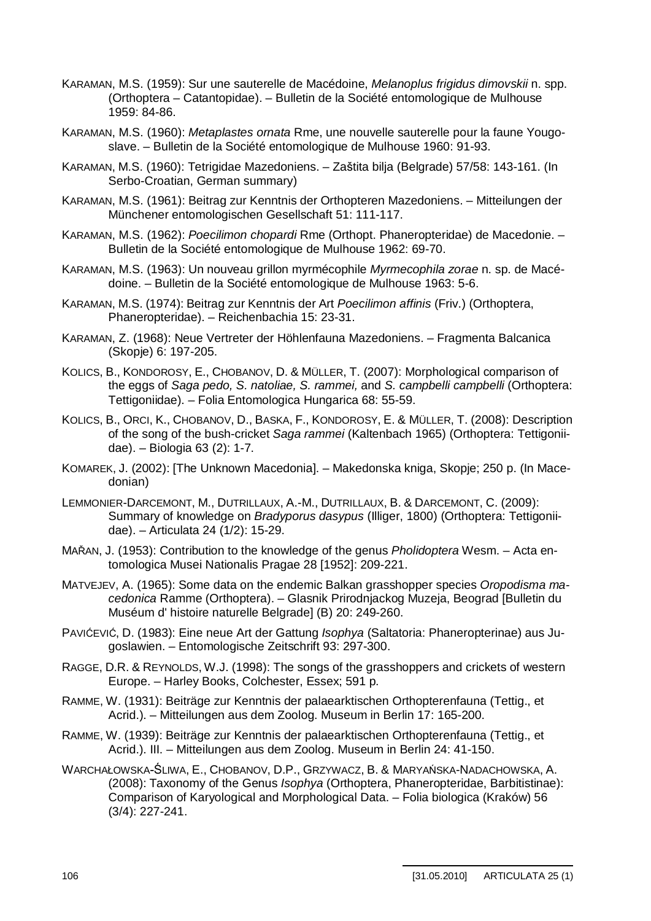KARAMAN, M.S. (1959): Sur une sauterelle de Macédoine, *Melanoplus frigidus dimovskii* n. spp. (Orthoptera – Catantopidae). – Bulletin de la Société entomologique de Mulhouse 1959: 84-86.

KARAMAN, M.S. (1960): *Metaplastes ornata* Rme, une nouvelle sauterelle pour la faune Yougoslave. – Bulletin de la Société entomologique de Mulhouse 1960: 91-93.

KARAMAN, M.S. (1960): Tetrigidae Mazedoniens. – Zaštita bilja (Belgrade) 57/58: 143-161. (In Serbo-Croatian, German summary)

KARAMAN, M.S. (1961): Beitrag zur Kenntnis der Orthopteren Mazedoniens. – Mitteilungen der Münchener entomologischen Gesellschaft 51: 111-117.

KARAMAN, M.S. (1962): *Poecilimon chopardi* Rme (Orthopt. Phaneropteridae) de Macedonie. – Bulletin de la Société entomologique de Mulhouse 1962: 69-70.

KARAMAN, M.S. (1963): Un nouveau grillon myrmécophile *Myrmecophila zorae* n. sp. de Macédoine. – Bulletin de la Société entomologique de Mulhouse 1963: 5-6.

KARAMAN, M.S. (1974): Beitrag zur Kenntnis der Art *Poecilimon affinis* (Friv.) (Orthoptera, Phaneropteridae). – Reichenbachia 15: 23-31.

KARAMAN, Z. (1968): Neue Vertreter der Höhlenfauna Mazedoniens. – Fragmenta Balcanica (Skopje) 6: 197-205.

KOLICS, B., KONDOROSY, E., CHOBANOV, D. & MÜLLER, T. (2007): Morphological comparison of the eggs of *Saga pedo, S. natoliae, S. rammei,* and *S. campbelli campbelli* (Orthoptera: Tettigoniidae). – Folia Entomologica Hungarica 68: 55-59.

KOLICS, B., ORCI, K., CHOBANOV, D., BASKA, F., KONDOROSY, E. & MÜLLER, T. (2008): Description of the song of the bush-cricket *Saga rammei* (Kaltenbach 1965) (Orthoptera: Tettigoniidae). – Biologia 63 (2): 1-7.

KOMAREK, J. (2002): [The Unknown Macedonia]. – Makedonska kniga, Skopje; 250 p. (In Macedonian)

LEMMONIER-DARCEMONT, M., DUTRILLAUX, A.-M., DUTRILLAUX, B. & DARCEMONT, C. (2009): Summary of knowledge on *Bradyporus dasypus* (Illiger, 1800) (Orthoptera: Tettigoniidae). – Articulata 24 (1/2): 15-29.

MAŘAN, J. (1953): Contribution to the knowledge of the genus *Pholidoptera* Wesm. – Acta entomologica Musei Nationalis Pragae 28 [1952]: 209-221.

MATVEJEV, A. (1965): Some data on the endemic Balkan grasshopper species *Oropodisma macedonica* Ramme (Orthoptera). – Glasnik Prirodnjackog Muzeja, Beograd [Bulletin du Muséum d' histoire naturelle Belgrade] (B) 20: 249-260.

PAVIĆEVIĆ, D. (1983): Eine neue Art der Gattung *Isophya* (Saltatoria: Phaneropterinae) aus Jugoslawien. – Entomologische Zeitschrift 93: 297-300.

RAGGE, D.R. & REYNOLDS, W.J. (1998): The songs of the grasshoppers and crickets of western Europe. – Harley Books, Colchester, Essex; 591 p.

RAMME, W. (1931): Beiträge zur Kenntnis der palaearktischen Orthopterenfauna (Tettig., et Acrid.). – Mitteilungen aus dem Zoolog. Museum in Berlin 17: 165-200.

RAMME, W. (1939): Beiträge zur Kenntnis der palaearktischen Orthopterenfauna (Tettig., et Acrid.). III. – Mitteilungen aus dem Zoolog. Museum in Berlin 24: 41-150.

WARCHAŁOWSKA-ŚLIWA, E., CHOBANOV, D.P., GRZYWACZ, B. & MARYAŃSKA-NADACHOWSKA, A. (2008): Taxonomy of the Genus *Isophya* (Orthoptera, Phaneropteridae, Barbitistinae): Comparison of Karyological and Morphological Data. – Folia biologica (Kraków) 56 (3/4): 227-241.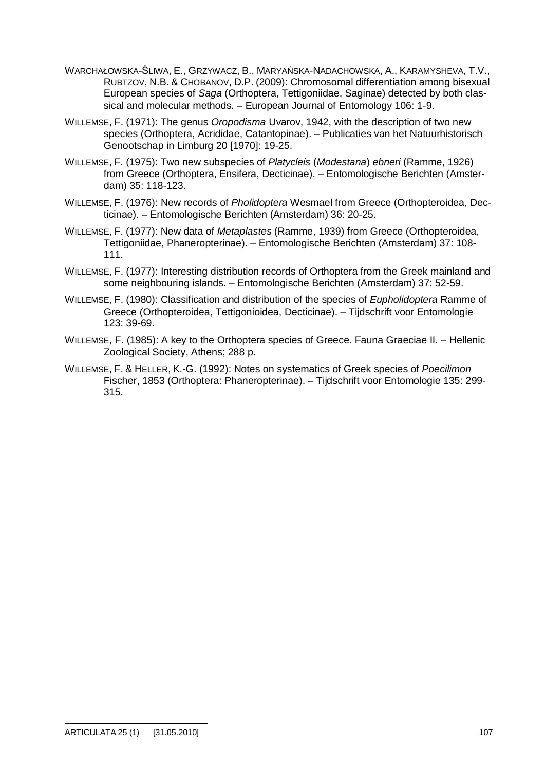WARCHAŁOWSKA-ŚLIWA, E., GRZYWACZ, B., MARYAŃSKA-NADACHOWSKA, A., KARAMYSHEVA, T.V., RUBTZOV, N.B. & CHOBANOV, D.P. (2009): Chromosomal differentiation among bisexual European species of *Saga* (Orthoptera, Tettigoniidae, Saginae) detected by both classical and molecular methods. – European Journal of Entomology 106: 1-9.

WILLEMSE, F. (1971): The genus *Oropodisma* Uvarov, 1942, with the description of two new species (Orthoptera, Acrididae, Catantopinae). – Publicaties van het Natuurhistorisch Genootschap in Limburg 20 [1970]: 19-25.

WILLEMSE, F. (1975): Two new subspecies of *Platycleis* (*Modestana*) *ebneri* (Ramme, 1926) from Greece (Orthoptera, Ensifera, Decticinae). – Entomologische Berichten (Amsterdam) 35: 118-123.

WILLEMSE, F. (1976): New records of *Pholidoptera* Wesmael from Greece (Orthopteroidea, Decticinae). – Entomologische Berichten (Amsterdam) 36: 20-25.

WILLEMSE, F. (1977): New data of *Metaplastes* (Ramme, 1939) from Greece (Orthopteroidea, Tettigoniidae, Phaneropterinae). – Entomologische Berichten (Amsterdam) 37: 108-111.

WILLEMSE, F. (1977): Interesting distribution records of Orthoptera from the Greek mainland and some neighbouring islands. – Entomologische Berichten (Amsterdam) 37: 52-59.

WILLEMSE, F. (1980): Classification and distribution of the species of *Eupholidoptera* Ramme of Greece (Orthopteroidea, Tettigonioidea, Decticinae). – Tijdschrift voor Entomologie 123: 39-69.

WILLEMSE, F. (1985): A key to the Orthoptera species of Greece. Fauna Graeciae II. – Hellenic Zoological Society, Athens; 288 p.

WILLEMSE, F. & HELLER, K.-G. (1992): Notes on systematics of Greek species of *Poecilimon* Fischer, 1853 (Orthoptera: Phaneropterinae). – Tijdschrift voor Entomologie 135: 299-315.